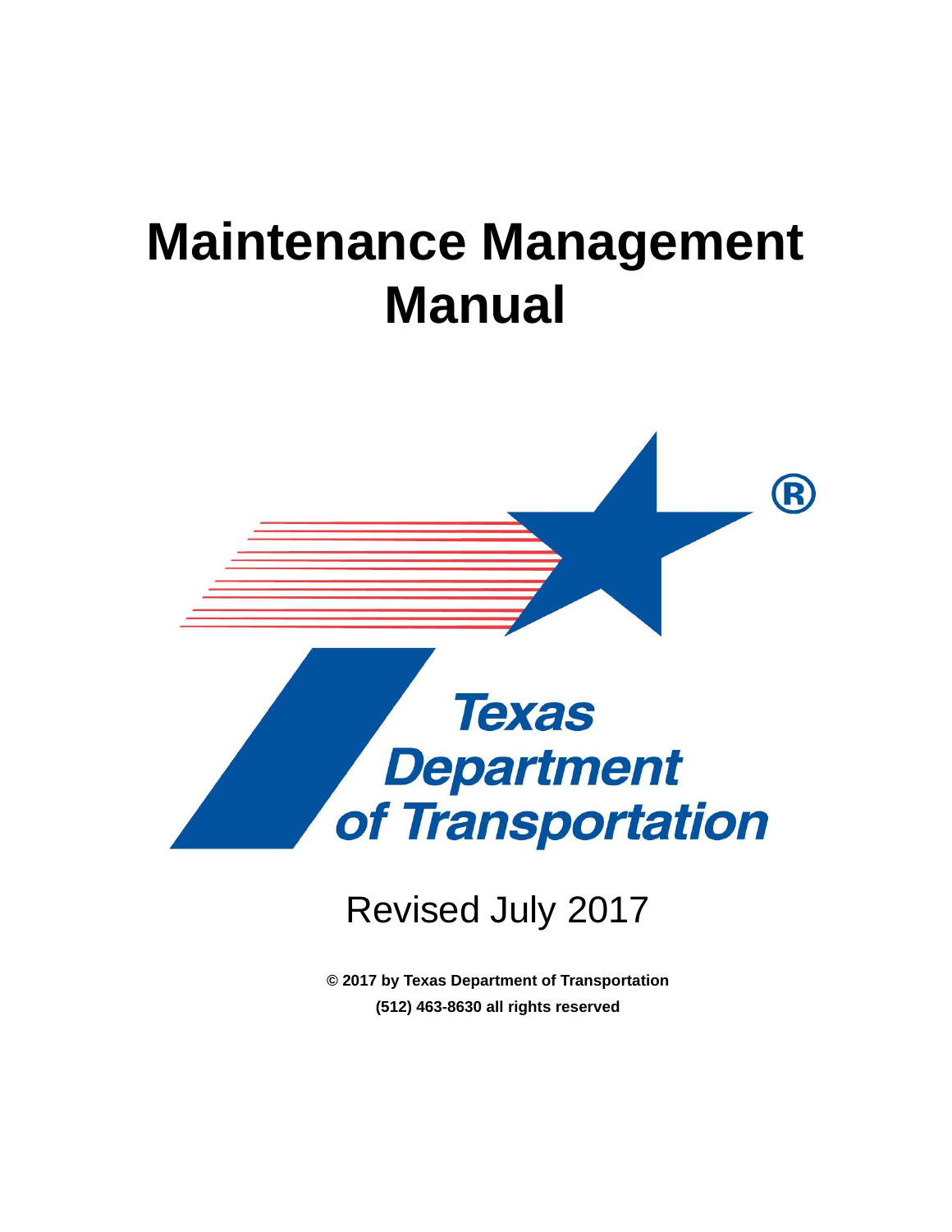# Maintenance Management Manual

Texas Department of Transportation

Revised July 2017

**© 2017 by Texas Department of Transportation**

**(512) 463-8630 all rights reserved**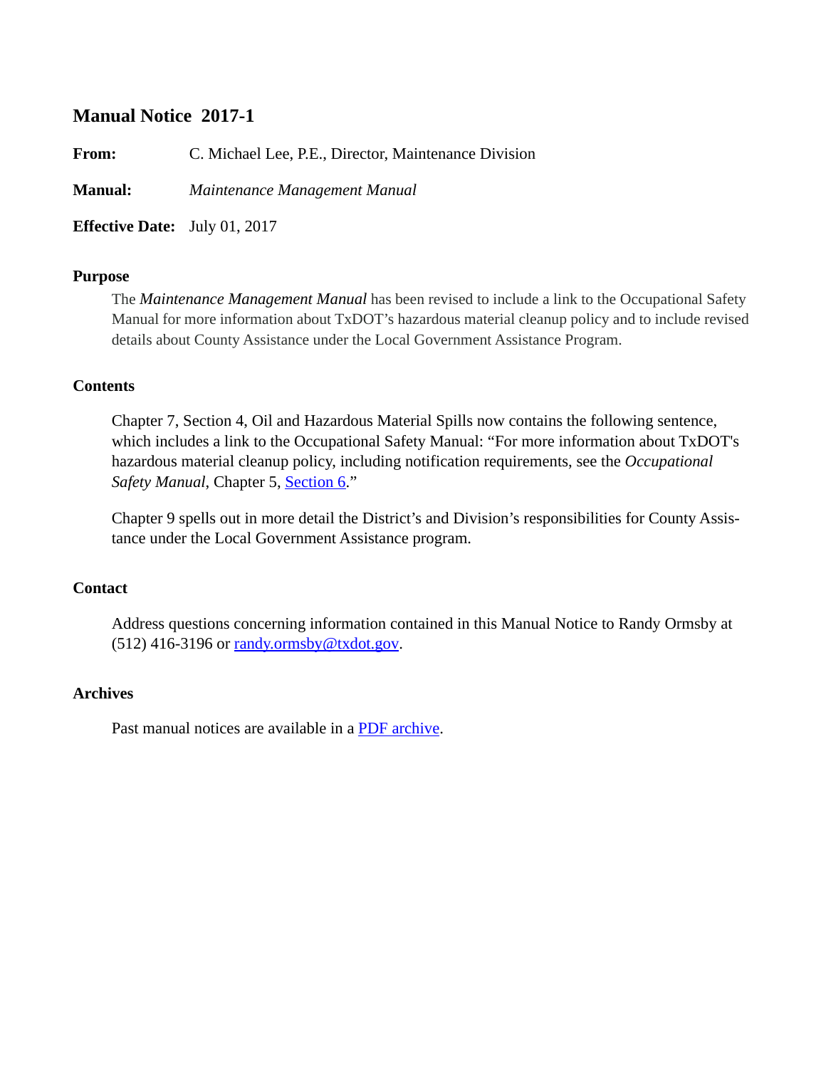# Manual Notice 2017-1

**From:** C. Michael Lee, P.E., Director, Maintenance Division

**Manual:** *Maintenance Management Manual*

**Effective Date:** July 01, 2017

### Purpose

The *Maintenance Management Manual* has been revised to include a link to the Occupational Safety Manual for more information about TxDOT's hazardous material cleanup policy and to include revised details about County Assistance under the Local Government Assistance Program.

### Contents

Chapter 7, Section 4, Oil and Hazardous Material Spills now contains the following sentence, which includes a link to the Occupational Safety Manual: "For more information about TxDOT's hazardous material cleanup policy, including notification requirements, see the *Occupational Safety Manual*, Chapter 5, Section 6."

Chapter 9 spells out in more detail the District's and Division's responsibilities for County Assistance under the Local Government Assistance program.

### Contact

Address questions concerning information contained in this Manual Notice to Randy Ormsby at (512) 416-3196 or randy.ormsby@txdot.gov.

### Archives

Past manual notices are available in a PDF archive.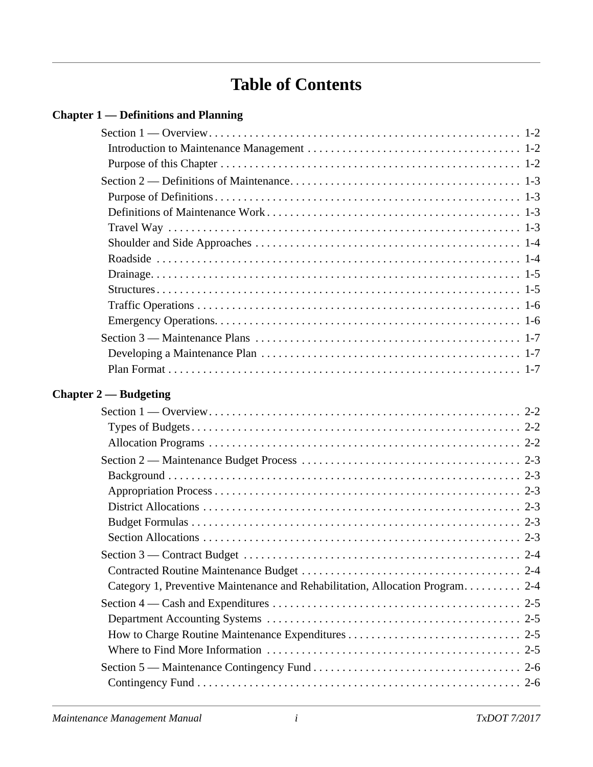# Table of Contents

**Chapter 1 — Definitions and Planning**

- Section 1 — Overview . . . . . 1-2
  - Introduction to Maintenance Management . . . . . 1-2
  - Purpose of this Chapter . . . . . 1-2
- Section 2 — Definitions of Maintenance . . . . . 1-3
  - Purpose of Definitions . . . . . 1-3
  - Definitions of Maintenance Work . . . . . 1-3
  - Travel Way . . . . . 1-3
  - Shoulder and Side Approaches . . . . . 1-4
  - Roadside . . . . . 1-4
  - Drainage . . . . . 1-5
  - Structures . . . . . 1-5
  - Traffic Operations . . . . . 1-6
  - Emergency Operations . . . . . 1-6
- Section 3 — Maintenance Plans . . . . . 1-7
  - Developing a Maintenance Plan . . . . . 1-7
  - Plan Format . . . . . 1-7

**Chapter 2 — Budgeting**

- Section 1 — Overview . . . . . 2-2
  - Types of Budgets . . . . . 2-2
  - Allocation Programs . . . . . 2-2
- Section 2 — Maintenance Budget Process . . . . . 2-3
  - Background . . . . . 2-3
  - Appropriation Process . . . . . 2-3
  - District Allocations . . . . . 2-3
  - Budget Formulas . . . . . 2-3
  - Section Allocations . . . . . 2-3
- Section 3 — Contract Budget . . . . . 2-4
  - Contracted Routine Maintenance Budget . . . . . 2-4
  - Category 1, Preventive Maintenance and Rehabilitation, Allocation Program . . . . . 2-4
- Section 4 — Cash and Expenditures . . . . . 2-5
  - Department Accounting Systems . . . . . 2-5
  - How to Charge Routine Maintenance Expenditures . . . . . 2-5
  - Where to Find More Information . . . . . 2-5
- Section 5 — Maintenance Contingency Fund . . . . . 2-6
  - Contingency Fund . . . . . 2-6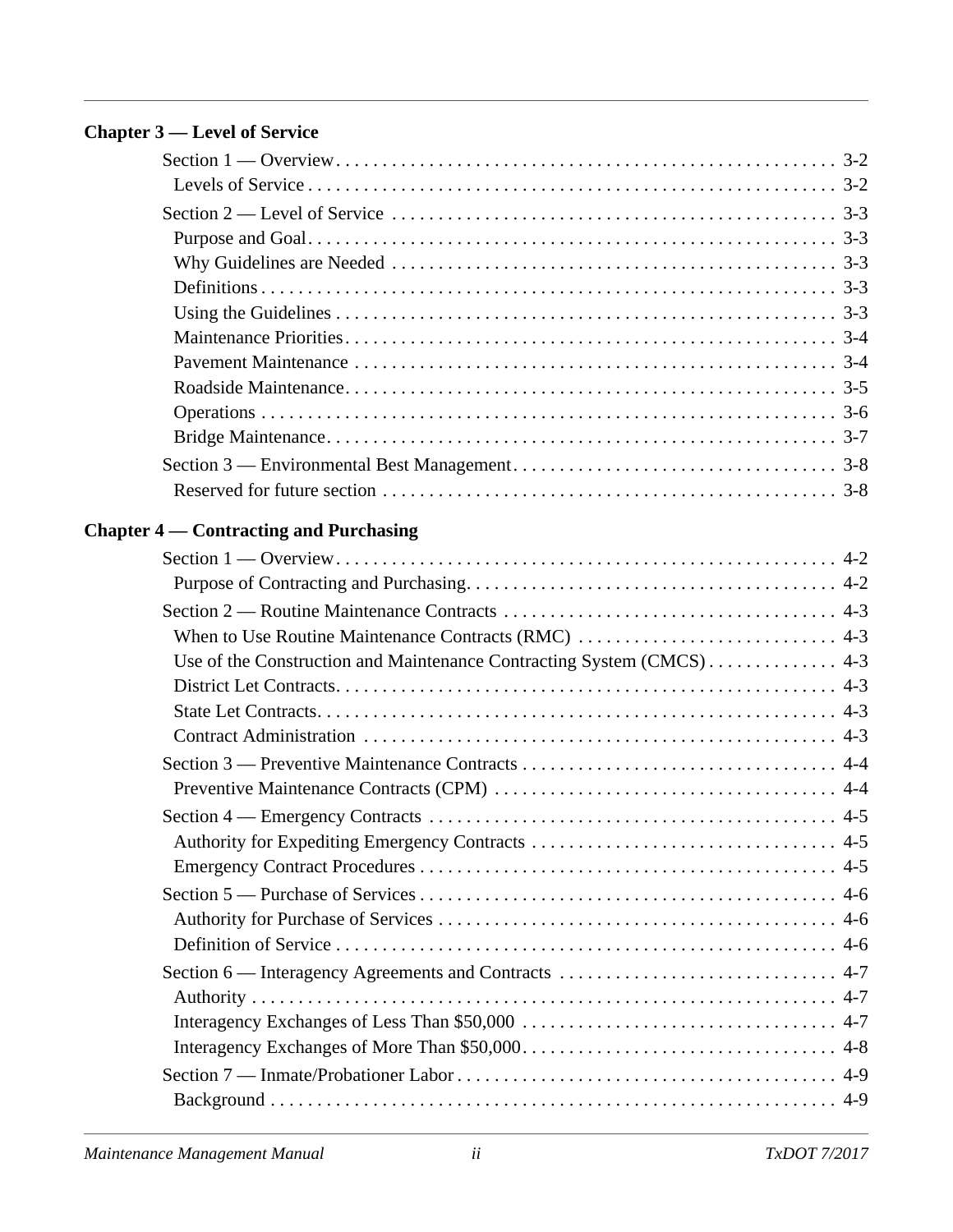**Chapter 3 — Level of Service**

Section 1 — Overview . . . . . . . . . . . . . . . . . . . . . . . . . . . . . . . . . . . . . . . . . . . . . . . . . . . . . 3-2
- Levels of Service . . . . . . . . . . . . . . . . . . . . . . . . . . . . . . . . . . . . . . . . . . . . . . . . . . . . . 3-2

Section 2 — Level of Service . . . . . . . . . . . . . . . . . . . . . . . . . . . . . . . . . . . . . . . . . . . . . . . 3-3
- Purpose and Goal . . . . . . . . . . . . . . . . . . . . . . . . . . . . . . . . . . . . . . . . . . . . . . . . . . . . . 3-3
- Why Guidelines are Needed . . . . . . . . . . . . . . . . . . . . . . . . . . . . . . . . . . . . . . . . . . . . . . 3-3
- Definitions . . . . . . . . . . . . . . . . . . . . . . . . . . . . . . . . . . . . . . . . . . . . . . . . . . . . . . . . . . 3-3
- Using the Guidelines . . . . . . . . . . . . . . . . . . . . . . . . . . . . . . . . . . . . . . . . . . . . . . . . . . . 3-3
- Maintenance Priorities . . . . . . . . . . . . . . . . . . . . . . . . . . . . . . . . . . . . . . . . . . . . . . . . . . 3-4
- Pavement Maintenance . . . . . . . . . . . . . . . . . . . . . . . . . . . . . . . . . . . . . . . . . . . . . . . . . . 3-4
- Roadside Maintenance . . . . . . . . . . . . . . . . . . . . . . . . . . . . . . . . . . . . . . . . . . . . . . . . . . 3-5
- Operations . . . . . . . . . . . . . . . . . . . . . . . . . . . . . . . . . . . . . . . . . . . . . . . . . . . . . . . . . . . 3-6
- Bridge Maintenance . . . . . . . . . . . . . . . . . . . . . . . . . . . . . . . . . . . . . . . . . . . . . . . . . . . . 3-7

Section 3 — Environmental Best Management . . . . . . . . . . . . . . . . . . . . . . . . . . . . . . . . . . 3-8
- Reserved for future section . . . . . . . . . . . . . . . . . . . . . . . . . . . . . . . . . . . . . . . . . . . . . . . 3-8

**Chapter 4 — Contracting and Purchasing**

Section 1 — Overview . . . . . . . . . . . . . . . . . . . . . . . . . . . . . . . . . . . . . . . . . . . . . . . . . . . . . 4-2
- Purpose of Contracting and Purchasing . . . . . . . . . . . . . . . . . . . . . . . . . . . . . . . . . . . . . . . 4-2

Section 2 — Routine Maintenance Contracts . . . . . . . . . . . . . . . . . . . . . . . . . . . . . . . . . . . . 4-3
- When to Use Routine Maintenance Contracts (RMC) . . . . . . . . . . . . . . . . . . . . . . . . . . . . 4-3
- Use of the Construction and Maintenance Contracting System (CMCS) . . . . . . . . . . . . . . 4-3
- District Let Contracts . . . . . . . . . . . . . . . . . . . . . . . . . . . . . . . . . . . . . . . . . . . . . . . . . . . . 4-3
- State Let Contracts . . . . . . . . . . . . . . . . . . . . . . . . . . . . . . . . . . . . . . . . . . . . . . . . . . . . . 4-3
- Contract Administration . . . . . . . . . . . . . . . . . . . . . . . . . . . . . . . . . . . . . . . . . . . . . . . . . . 4-3

Section 3 — Preventive Maintenance Contracts . . . . . . . . . . . . . . . . . . . . . . . . . . . . . . . . . . 4-4
- Preventive Maintenance Contracts (CPM) . . . . . . . . . . . . . . . . . . . . . . . . . . . . . . . . . . . . . 4-4

Section 4 — Emergency Contracts . . . . . . . . . . . . . . . . . . . . . . . . . . . . . . . . . . . . . . . . . . . . 4-5
- Authority for Expediting Emergency Contracts . . . . . . . . . . . . . . . . . . . . . . . . . . . . . . . . . 4-5
- Emergency Contract Procedures . . . . . . . . . . . . . . . . . . . . . . . . . . . . . . . . . . . . . . . . . . . . 4-5

Section 5 — Purchase of Services . . . . . . . . . . . . . . . . . . . . . . . . . . . . . . . . . . . . . . . . . . . . . 4-6
- Authority for Purchase of Services . . . . . . . . . . . . . . . . . . . . . . . . . . . . . . . . . . . . . . . . . . . 4-6
- Definition of Service . . . . . . . . . . . . . . . . . . . . . . . . . . . . . . . . . . . . . . . . . . . . . . . . . . . . . 4-6

Section 6 — Interagency Agreements and Contracts . . . . . . . . . . . . . . . . . . . . . . . . . . . . . . . 4-7
- Authority . . . . . . . . . . . . . . . . . . . . . . . . . . . . . . . . . . . . . . . . . . . . . . . . . . . . . . . . . . . . . . 4-7
- Interagency Exchanges of Less Than $50,000 . . . . . . . . . . . . . . . . . . . . . . . . . . . . . . . . . . 4-7
- Interagency Exchanges of More Than $50,000 . . . . . . . . . . . . . . . . . . . . . . . . . . . . . . . . . . 4-8

Section 7 — Inmate/Probationer Labor . . . . . . . . . . . . . . . . . . . . . . . . . . . . . . . . . . . . . . . . . 4-9
- Background . . . . . . . . . . . . . . . . . . . . . . . . . . . . . . . . . . . . . . . . . . . . . . . . . . . . . . . . . . . . 4-9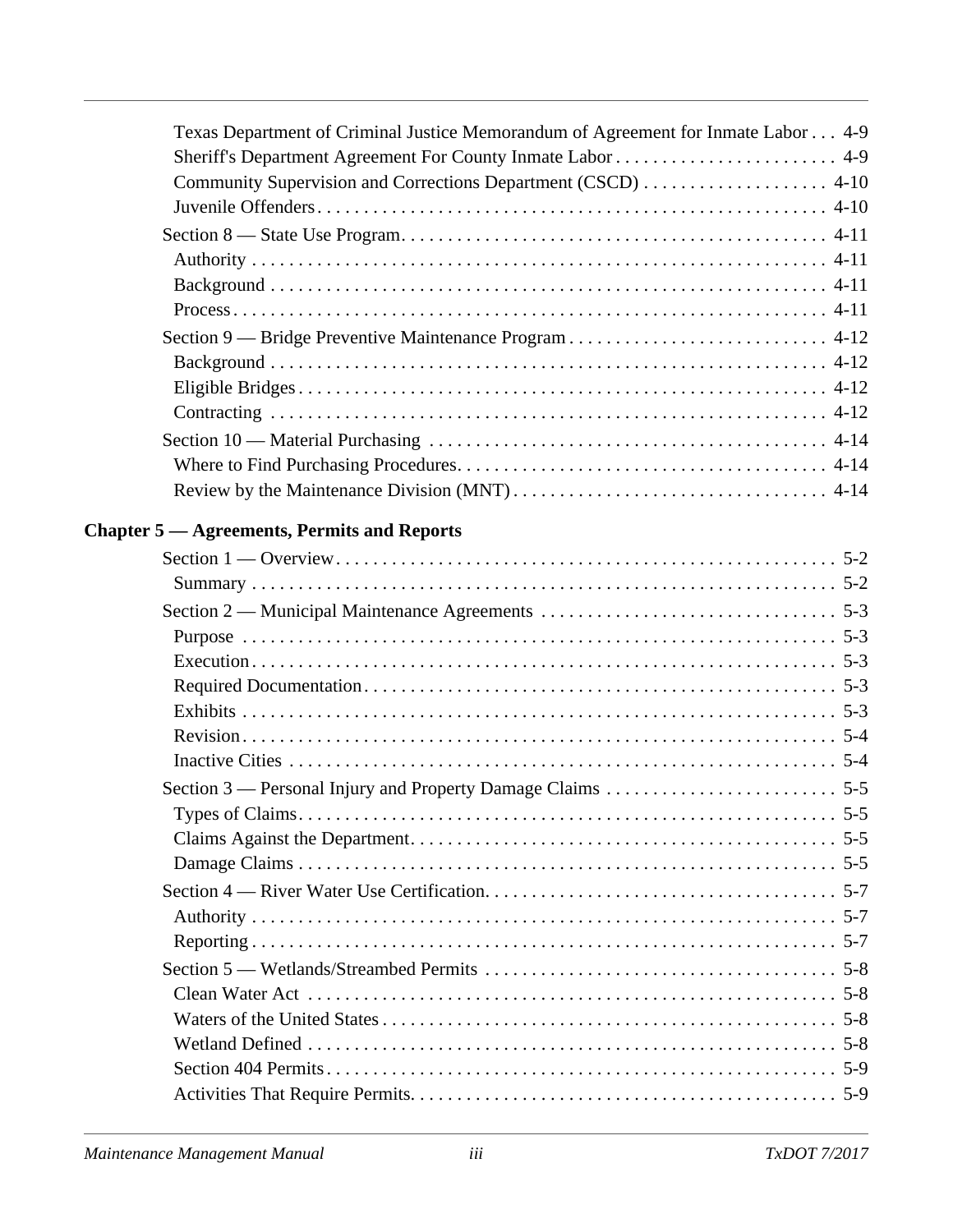Texas Department of Criminal Justice Memorandum of Agreement for Inmate Labor . . . 4-9
Sheriff's Department Agreement For County Inmate Labor . . . . . . . . . . . . . . . . . . . . . . . . 4-9
Community Supervision and Corrections Department (CSCD) . . . . . . . . . . . . . . . . . . . . 4-10
Juvenile Offenders . . . . . . . . . . . . . . . . . . . . . . . . . . . . . . . . . . . . . . . . . . . . . . . . . . . . . 4-10

Section 8 — State Use Program. . . . . . . . . . . . . . . . . . . . . . . . . . . . . . . . . . . . . . . . . . . . . 4-11
Authority . . . . . . . . . . . . . . . . . . . . . . . . . . . . . . . . . . . . . . . . . . . . . . . . . . . . . . . . . . . . 4-11
Background . . . . . . . . . . . . . . . . . . . . . . . . . . . . . . . . . . . . . . . . . . . . . . . . . . . . . . . . . . . 4-11
Process . . . . . . . . . . . . . . . . . . . . . . . . . . . . . . . . . . . . . . . . . . . . . . . . . . . . . . . . . . . . . . 4-11

Section 9 — Bridge Preventive Maintenance Program . . . . . . . . . . . . . . . . . . . . . . . . . . . . 4-12
Background . . . . . . . . . . . . . . . . . . . . . . . . . . . . . . . . . . . . . . . . . . . . . . . . . . . . . . . . . . . 4-12
Eligible Bridges . . . . . . . . . . . . . . . . . . . . . . . . . . . . . . . . . . . . . . . . . . . . . . . . . . . . . . . . 4-12
Contracting . . . . . . . . . . . . . . . . . . . . . . . . . . . . . . . . . . . . . . . . . . . . . . . . . . . . . . . . . . . 4-12

Section 10 — Material Purchasing . . . . . . . . . . . . . . . . . . . . . . . . . . . . . . . . . . . . . . . . . . . 4-14
Where to Find Purchasing Procedures. . . . . . . . . . . . . . . . . . . . . . . . . . . . . . . . . . . . . . . 4-14
Review by the Maintenance Division (MNT) . . . . . . . . . . . . . . . . . . . . . . . . . . . . . . . . . . 4-14

**Chapter 5 — Agreements, Permits and Reports**

Section 1 — Overview. . . . . . . . . . . . . . . . . . . . . . . . . . . . . . . . . . . . . . . . . . . . . . . . . . . . . 5-2
Summary . . . . . . . . . . . . . . . . . . . . . . . . . . . . . . . . . . . . . . . . . . . . . . . . . . . . . . . . . . . . . 5-2

Section 2 — Municipal Maintenance Agreements . . . . . . . . . . . . . . . . . . . . . . . . . . . . . . . . 5-3
Purpose . . . . . . . . . . . . . . . . . . . . . . . . . . . . . . . . . . . . . . . . . . . . . . . . . . . . . . . . . . . . . . 5-3
Execution . . . . . . . . . . . . . . . . . . . . . . . . . . . . . . . . . . . . . . . . . . . . . . . . . . . . . . . . . . . . . 5-3
Required Documentation . . . . . . . . . . . . . . . . . . . . . . . . . . . . . . . . . . . . . . . . . . . . . . . . . 5-3
Exhibits . . . . . . . . . . . . . . . . . . . . . . . . . . . . . . . . . . . . . . . . . . . . . . . . . . . . . . . . . . . . . . 5-3
Revision . . . . . . . . . . . . . . . . . . . . . . . . . . . . . . . . . . . . . . . . . . . . . . . . . . . . . . . . . . . . . . 5-4
Inactive Cities . . . . . . . . . . . . . . . . . . . . . . . . . . . . . . . . . . . . . . . . . . . . . . . . . . . . . . . . . 5-4

Section 3 — Personal Injury and Property Damage Claims . . . . . . . . . . . . . . . . . . . . . . . . . 5-5
Types of Claims . . . . . . . . . . . . . . . . . . . . . . . . . . . . . . . . . . . . . . . . . . . . . . . . . . . . . . . . . 5-5
Claims Against the Department. . . . . . . . . . . . . . . . . . . . . . . . . . . . . . . . . . . . . . . . . . . . . 5-5
Damage Claims . . . . . . . . . . . . . . . . . . . . . . . . . . . . . . . . . . . . . . . . . . . . . . . . . . . . . . . . . 5-5

Section 4 — River Water Use Certification. . . . . . . . . . . . . . . . . . . . . . . . . . . . . . . . . . . . . . 5-7
Authority . . . . . . . . . . . . . . . . . . . . . . . . . . . . . . . . . . . . . . . . . . . . . . . . . . . . . . . . . . . . . . 5-7
Reporting . . . . . . . . . . . . . . . . . . . . . . . . . . . . . . . . . . . . . . . . . . . . . . . . . . . . . . . . . . . . . . 5-7

Section 5 — Wetlands/Streambed Permits . . . . . . . . . . . . . . . . . . . . . . . . . . . . . . . . . . . . . . 5-8
Clean Water Act . . . . . . . . . . . . . . . . . . . . . . . . . . . . . . . . . . . . . . . . . . . . . . . . . . . . . . . . . 5-8
Waters of the United States . . . . . . . . . . . . . . . . . . . . . . . . . . . . . . . . . . . . . . . . . . . . . . . . 5-8
Wetland Defined . . . . . . . . . . . . . . . . . . . . . . . . . . . . . . . . . . . . . . . . . . . . . . . . . . . . . . . . 5-8
Section 404 Permits . . . . . . . . . . . . . . . . . . . . . . . . . . . . . . . . . . . . . . . . . . . . . . . . . . . . . . 5-9
Activities That Require Permits. . . . . . . . . . . . . . . . . . . . . . . . . . . . . . . . . . . . . . . . . . . . . . 5-9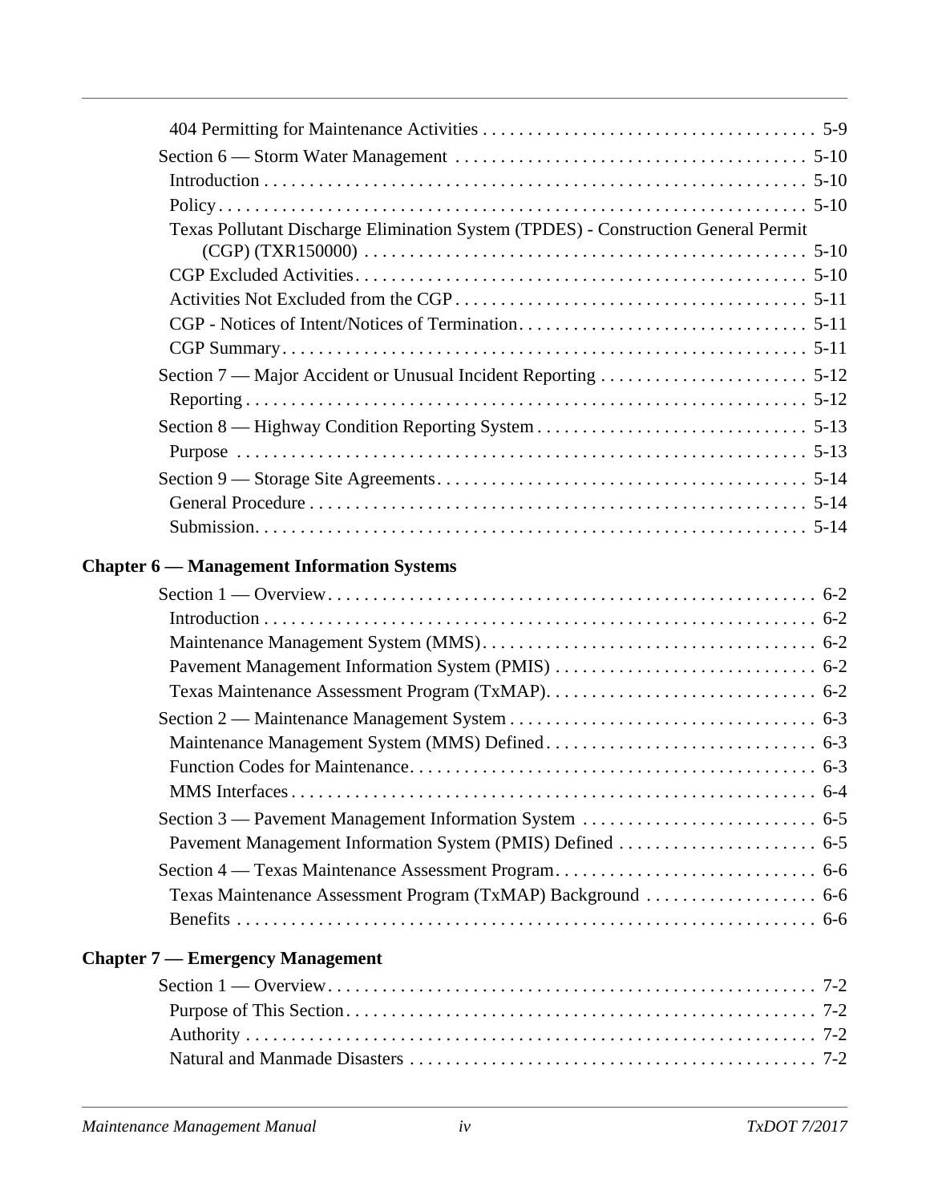404 Permitting for Maintenance Activities . . . . . . . . . . . . . . . . . . . . . . . . . . . . . . . . . . . . . 5-9

Section 6 — Storm Water Management . . . . . . . . . . . . . . . . . . . . . . . . . . . . . . . . . . . . . . . 5-10

Introduction . . . . . . . . . . . . . . . . . . . . . . . . . . . . . . . . . . . . . . . . . . . . . . . . . . . . . . . . . . . . . 5-10

Policy. . . . . . . . . . . . . . . . . . . . . . . . . . . . . . . . . . . . . . . . . . . . . . . . . . . . . . . . . . . . . . . . . . 5-10

Texas Pollutant Discharge Elimination System (TPDES) - Construction General Permit (CGP) (TXR150000) . . . . . . . . . . . . . . . . . . . . . . . . . . . . . . . . . . . . . . . . . . . . . . . . . 5-10

CGP Excluded Activities. . . . . . . . . . . . . . . . . . . . . . . . . . . . . . . . . . . . . . . . . . . . . . . . . . 5-10

Activities Not Excluded from the CGP . . . . . . . . . . . . . . . . . . . . . . . . . . . . . . . . . . . . . . 5-11

CGP - Notices of Intent/Notices of Termination. . . . . . . . . . . . . . . . . . . . . . . . . . . . . . . . 5-11

CGP Summary. . . . . . . . . . . . . . . . . . . . . . . . . . . . . . . . . . . . . . . . . . . . . . . . . . . . . . . . . 5-11

Section 7 — Major Accident or Unusual Incident Reporting . . . . . . . . . . . . . . . . . . . . . . . 5-12

Reporting . . . . . . . . . . . . . . . . . . . . . . . . . . . . . . . . . . . . . . . . . . . . . . . . . . . . . . . . . . . . . . 5-12

Section 8 — Highway Condition Reporting System . . . . . . . . . . . . . . . . . . . . . . . . . . . . . . 5-13

Purpose . . . . . . . . . . . . . . . . . . . . . . . . . . . . . . . . . . . . . . . . . . . . . . . . . . . . . . . . . . . . . . . 5-13

Section 9 — Storage Site Agreements. . . . . . . . . . . . . . . . . . . . . . . . . . . . . . . . . . . . . . . . . 5-14

General Procedure . . . . . . . . . . . . . . . . . . . . . . . . . . . . . . . . . . . . . . . . . . . . . . . . . . . . . . . 5-14

Submission. . . . . . . . . . . . . . . . . . . . . . . . . . . . . . . . . . . . . . . . . . . . . . . . . . . . . . . . . . . . . 5-14

**Chapter 6 — Management Information Systems**

Section 1 — Overview. . . . . . . . . . . . . . . . . . . . . . . . . . . . . . . . . . . . . . . . . . . . . . . . . . . . . . 6-2

Introduction . . . . . . . . . . . . . . . . . . . . . . . . . . . . . . . . . . . . . . . . . . . . . . . . . . . . . . . . . . . . . 6-2

Maintenance Management System (MMS). . . . . . . . . . . . . . . . . . . . . . . . . . . . . . . . . . . . 6-2

Pavement Management Information System (PMIS) . . . . . . . . . . . . . . . . . . . . . . . . . . . . 6-2

Texas Maintenance Assessment Program (TxMAP). . . . . . . . . . . . . . . . . . . . . . . . . . . . . 6-2

Section 2 — Maintenance Management System . . . . . . . . . . . . . . . . . . . . . . . . . . . . . . . . . 6-3

Maintenance Management System (MMS) Defined . . . . . . . . . . . . . . . . . . . . . . . . . . . . . 6-3

Function Codes for Maintenance. . . . . . . . . . . . . . . . . . . . . . . . . . . . . . . . . . . . . . . . . . . . 6-3

MMS Interfaces . . . . . . . . . . . . . . . . . . . . . . . . . . . . . . . . . . . . . . . . . . . . . . . . . . . . . . . . . 6-4

Section 3 — Pavement Management Information System . . . . . . . . . . . . . . . . . . . . . . . . . 6-5

Pavement Management Information System (PMIS) Defined . . . . . . . . . . . . . . . . . . . . . 6-5

Section 4 — Texas Maintenance Assessment Program. . . . . . . . . . . . . . . . . . . . . . . . . . . . 6-6

Texas Maintenance Assessment Program (TxMAP) Background . . . . . . . . . . . . . . . . . . 6-6

Benefits . . . . . . . . . . . . . . . . . . . . . . . . . . . . . . . . . . . . . . . . . . . . . . . . . . . . . . . . . . . . . . . . 6-6

**Chapter 7 — Emergency Management**

Section 1 — Overview. . . . . . . . . . . . . . . . . . . . . . . . . . . . . . . . . . . . . . . . . . . . . . . . . . . . . . 7-2

Purpose of This Section. . . . . . . . . . . . . . . . . . . . . . . . . . . . . . . . . . . . . . . . . . . . . . . . . . . . 7-2

Authority . . . . . . . . . . . . . . . . . . . . . . . . . . . . . . . . . . . . . . . . . . . . . . . . . . . . . . . . . . . . . . . 7-2

Natural and Manmade Disasters . . . . . . . . . . . . . . . . . . . . . . . . . . . . . . . . . . . . . . . . . . . . . 7-2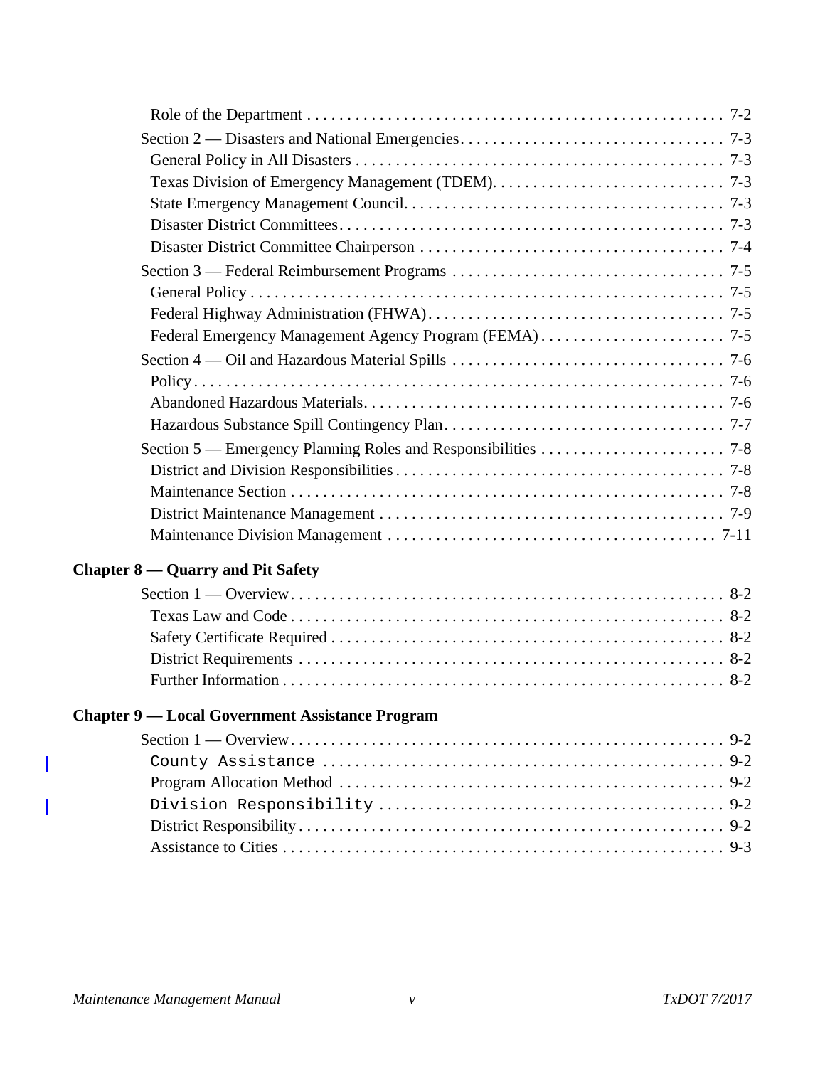Role of the Department . . . . . . . . . . . . . . . . . . . . . . . . . . . . . . . . . . . . . . . . . . . . . . . . . . . 7-2

Section 2 — Disasters and National Emergencies. . . . . . . . . . . . . . . . . . . . . . . . . . . . . . . . . 7-3

General Policy in All Disasters . . . . . . . . . . . . . . . . . . . . . . . . . . . . . . . . . . . . . . . . . . . . . . 7-3

Texas Division of Emergency Management (TDEM). . . . . . . . . . . . . . . . . . . . . . . . . . . . . 7-3

State Emergency Management Council. . . . . . . . . . . . . . . . . . . . . . . . . . . . . . . . . . . . . . . 7-3

Disaster District Committees. . . . . . . . . . . . . . . . . . . . . . . . . . . . . . . . . . . . . . . . . . . . . . . . 7-3

Disaster District Committee Chairperson . . . . . . . . . . . . . . . . . . . . . . . . . . . . . . . . . . . . . . 7-4

Section 3 — Federal Reimbursement Programs . . . . . . . . . . . . . . . . . . . . . . . . . . . . . . . . . . 7-5

General Policy . . . . . . . . . . . . . . . . . . . . . . . . . . . . . . . . . . . . . . . . . . . . . . . . . . . . . . . . . . . 7-5

Federal Highway Administration (FHWA). . . . . . . . . . . . . . . . . . . . . . . . . . . . . . . . . . . . . 7-5

Federal Emergency Management Agency Program (FEMA) . . . . . . . . . . . . . . . . . . . . . . . 7-5

Section 4 — Oil and Hazardous Material Spills . . . . . . . . . . . . . . . . . . . . . . . . . . . . . . . . . . 7-6

Policy. . . . . . . . . . . . . . . . . . . . . . . . . . . . . . . . . . . . . . . . . . . . . . . . . . . . . . . . . . . . . . . . . . 7-6

Abandoned Hazardous Materials. . . . . . . . . . . . . . . . . . . . . . . . . . . . . . . . . . . . . . . . . . . . . 7-6

Hazardous Substance Spill Contingency Plan. . . . . . . . . . . . . . . . . . . . . . . . . . . . . . . . . . . 7-7

Section 5 — Emergency Planning Roles and Responsibilities . . . . . . . . . . . . . . . . . . . . . . . 7-8

District and Division Responsibilities . . . . . . . . . . . . . . . . . . . . . . . . . . . . . . . . . . . . . . . . . 7-8

Maintenance Section . . . . . . . . . . . . . . . . . . . . . . . . . . . . . . . . . . . . . . . . . . . . . . . . . . . . . . 7-8

District Maintenance Management . . . . . . . . . . . . . . . . . . . . . . . . . . . . . . . . . . . . . . . . . . . 7-9

Maintenance Division Management . . . . . . . . . . . . . . . . . . . . . . . . . . . . . . . . . . . . . . . . . 7-11

**Chapter 8 — Quarry and Pit Safety**

Section 1 — Overview. . . . . . . . . . . . . . . . . . . . . . . . . . . . . . . . . . . . . . . . . . . . . . . . . . . . . 8-2

Texas Law and Code . . . . . . . . . . . . . . . . . . . . . . . . . . . . . . . . . . . . . . . . . . . . . . . . . . . . . . 8-2

Safety Certificate Required . . . . . . . . . . . . . . . . . . . . . . . . . . . . . . . . . . . . . . . . . . . . . . . . . 8-2

District Requirements . . . . . . . . . . . . . . . . . . . . . . . . . . . . . . . . . . . . . . . . . . . . . . . . . . . . . 8-2

Further Information . . . . . . . . . . . . . . . . . . . . . . . . . . . . . . . . . . . . . . . . . . . . . . . . . . . . . . . 8-2

**Chapter 9 — Local Government Assistance Program**

Section 1 — Overview. . . . . . . . . . . . . . . . . . . . . . . . . . . . . . . . . . . . . . . . . . . . . . . . . . . . . . 9-2

County Assistance . . . . . . . . . . . . . . . . . . . . . . . . . . . . . . . . . . . . . . . . . . . . . . . . . . . . . . . . 9-2

Program Allocation Method . . . . . . . . . . . . . . . . . . . . . . . . . . . . . . . . . . . . . . . . . . . . . . . . 9-2

Division Responsibility . . . . . . . . . . . . . . . . . . . . . . . . . . . . . . . . . . . . . . . . . . . . . . . . . . . . 9-2

District Responsibility. . . . . . . . . . . . . . . . . . . . . . . . . . . . . . . . . . . . . . . . . . . . . . . . . . . . . . 9-2

Assistance to Cities . . . . . . . . . . . . . . . . . . . . . . . . . . . . . . . . . . . . . . . . . . . . . . . . . . . . . . . 9-3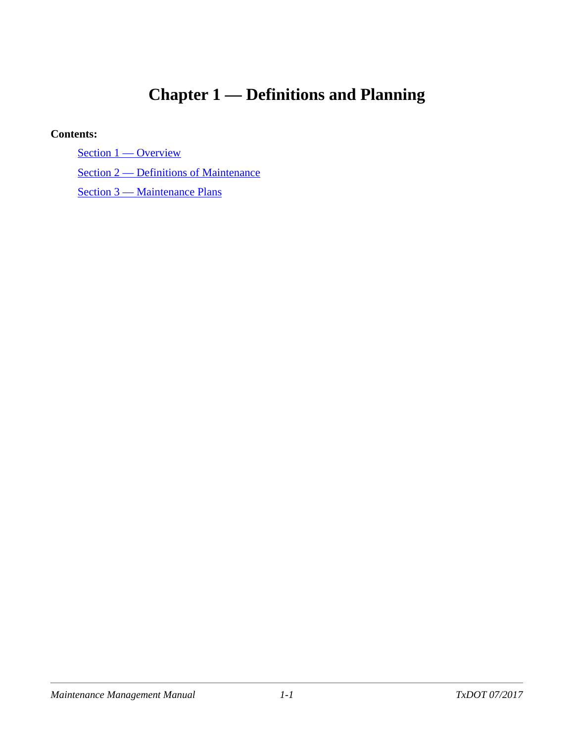# Chapter 1 — Definitions and Planning

**Contents:**

Section 1 — Overview

Section 2 — Definitions of Maintenance

Section 3 — Maintenance Plans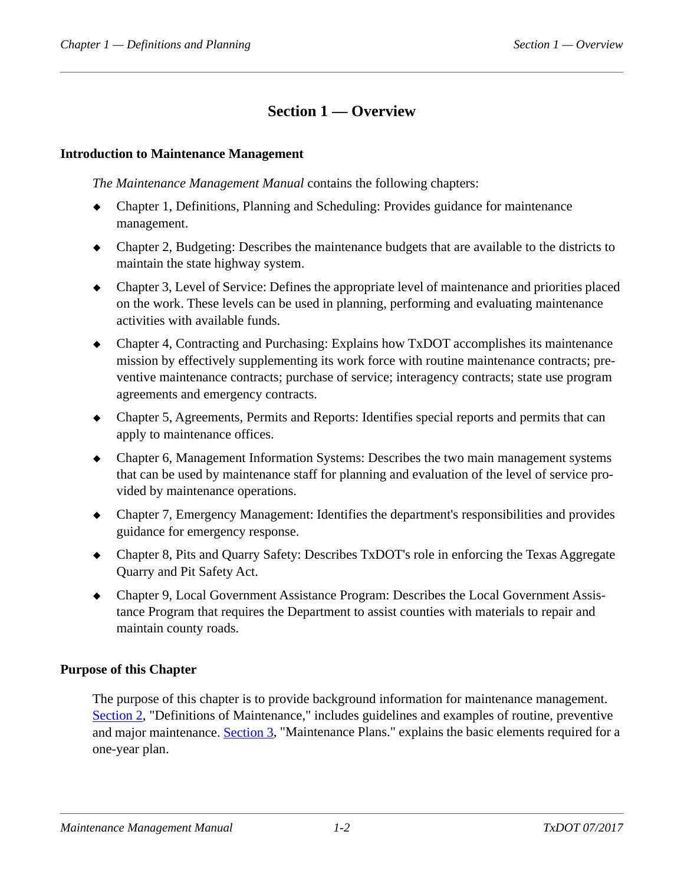# Section 1 — Overview

## Introduction to Maintenance Management

*The Maintenance Management Manual* contains the following chapters:

- Chapter 1, Definitions, Planning and Scheduling: Provides guidance for maintenance management.
- Chapter 2, Budgeting: Describes the maintenance budgets that are available to the districts to maintain the state highway system.
- Chapter 3, Level of Service: Defines the appropriate level of maintenance and priorities placed on the work. These levels can be used in planning, performing and evaluating maintenance activities with available funds.
- Chapter 4, Contracting and Purchasing: Explains how TxDOT accomplishes its maintenance mission by effectively supplementing its work force with routine maintenance contracts; preventive maintenance contracts; purchase of service; interagency contracts; state use program agreements and emergency contracts.
- Chapter 5, Agreements, Permits and Reports: Identifies special reports and permits that can apply to maintenance offices.
- Chapter 6, Management Information Systems: Describes the two main management systems that can be used by maintenance staff for planning and evaluation of the level of service provided by maintenance operations.
- Chapter 7, Emergency Management: Identifies the department's responsibilities and provides guidance for emergency response.
- Chapter 8, Pits and Quarry Safety: Describes TxDOT's role in enforcing the Texas Aggregate Quarry and Pit Safety Act.
- Chapter 9, Local Government Assistance Program: Describes the Local Government Assistance Program that requires the Department to assist counties with materials to repair and maintain county roads.

## Purpose of this Chapter

The purpose of this chapter is to provide background information for maintenance management. Section 2, "Definitions of Maintenance," includes guidelines and examples of routine, preventive and major maintenance. Section 3, "Maintenance Plans." explains the basic elements required for a one-year plan.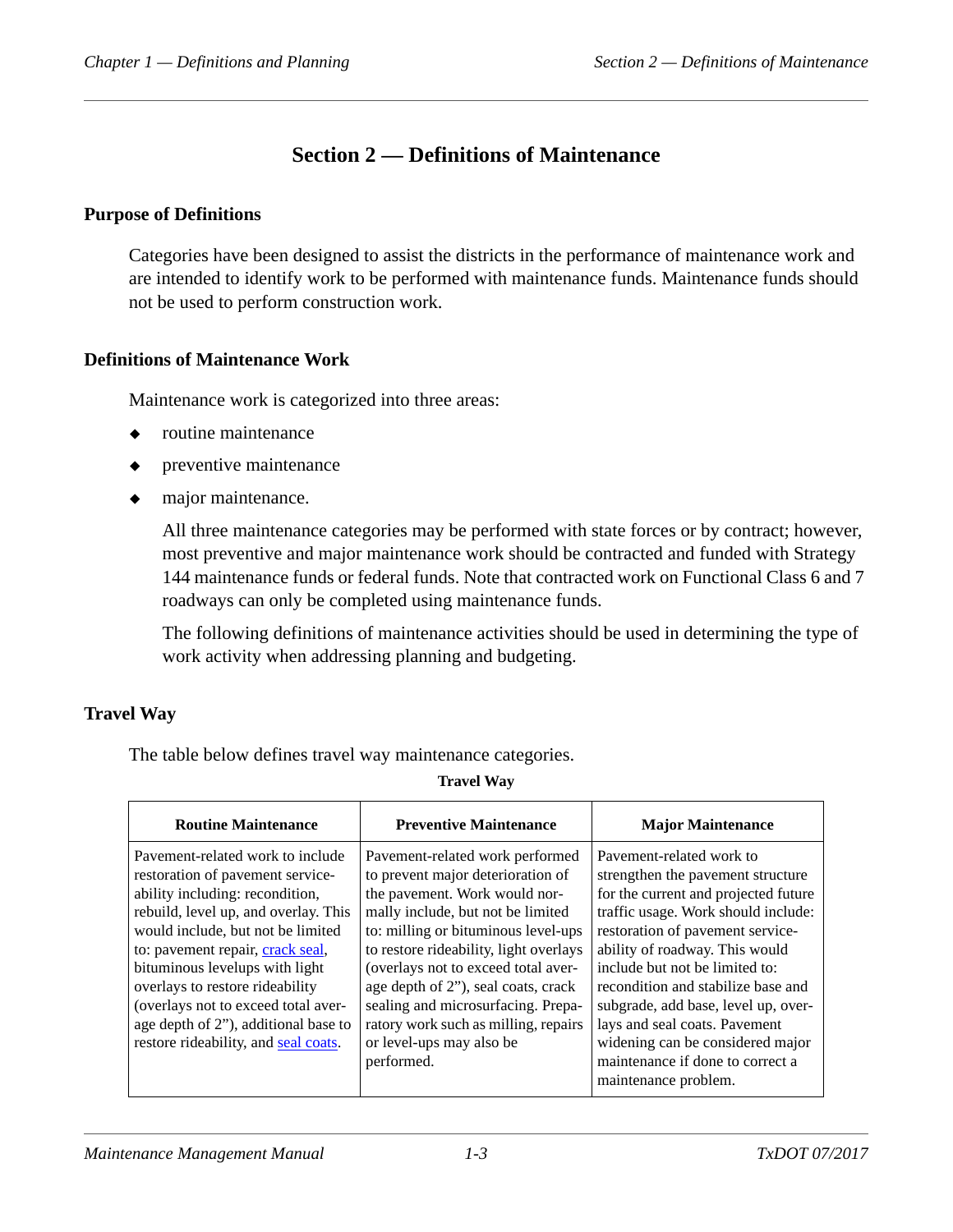# Section 2 — Definitions of Maintenance

### Purpose of Definitions

Categories have been designed to assist the districts in the performance of maintenance work and are intended to identify work to be performed with maintenance funds. Maintenance funds should not be used to perform construction work.

### Definitions of Maintenance Work

Maintenance work is categorized into three areas:

- routine maintenance
- preventive maintenance
- major maintenance.

  All three maintenance categories may be performed with state forces or by contract; however, most preventive and major maintenance work should be contracted and funded with Strategy 144 maintenance funds or federal funds. Note that contracted work on Functional Class 6 and 7 roadways can only be completed using maintenance funds.

  The following definitions of maintenance activities should be used in determining the type of work activity when addressing planning and budgeting.

### Travel Way

The table below defines travel way maintenance categories.

**Travel Way**

| Routine Maintenance | Preventive Maintenance | Major Maintenance |
|---|---|---|
| Pavement-related work to include restoration of pavement serviceability including: recondition, rebuild, level up, and overlay. This would include, but not be limited to: pavement repair, crack seal, bituminous levelups with light overlays to restore rideability (overlays not to exceed total average depth of 2”), additional base to restore rideability, and seal coats. | Pavement-related work performed to prevent major deterioration of the pavement. Work would normally include, but not be limited to: milling or bituminous level-ups to restore rideability, light overlays (overlays not to exceed total average depth of 2”), seal coats, crack sealing and microsurfacing. Preparatory work such as milling, repairs or level-ups may also be performed. | Pavement-related work to strengthen the pavement structure for the current and projected future traffic usage. Work should include: restoration of pavement serviceability of roadway. This would include but not be limited to: recondition and stabilize base and subgrade, add base, level up, overlays and seal coats. Pavement widening can be considered major maintenance if done to correct a maintenance problem. |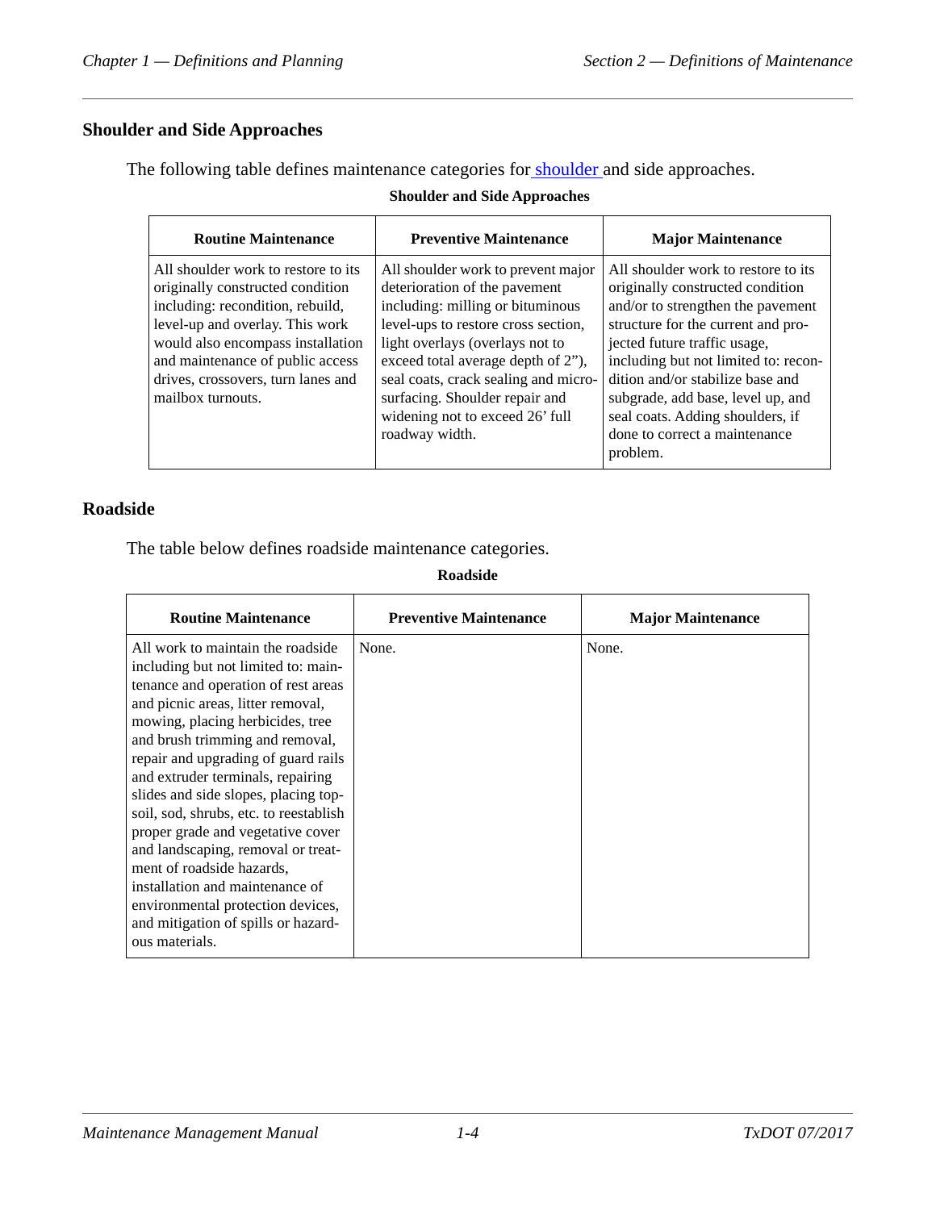## Shoulder and Side Approaches

The following table defines maintenance categories for shoulder and side approaches.

**Shoulder and Side Approaches**

| Routine Maintenance | Preventive Maintenance | Major Maintenance |
|---|---|---|
| All shoulder work to restore to its originally constructed condition including: recondition, rebuild, level-up and overlay. This work would also encompass installation and maintenance of public access drives, crossovers, turn lanes and mailbox turnouts. | All shoulder work to prevent major deterioration of the pavement including: milling or bituminous level-ups to restore cross section, light overlays (overlays not to exceed total average depth of 2"), seal coats, crack sealing and micro-surfacing. Shoulder repair and widening not to exceed 26' full roadway width. | All shoulder work to restore to its originally constructed condition and/or to strengthen the pavement structure for the current and projected future traffic usage, including but not limited to: recondition and/or stabilize base and subgrade, add base, level up, and seal coats. Adding shoulders, if done to correct a maintenance problem. |

## Roadside

The table below defines roadside maintenance categories.

**Roadside**

| Routine Maintenance | Preventive Maintenance | Major Maintenance |
|---|---|---|
| All work to maintain the roadside including but not limited to: maintenance and operation of rest areas and picnic areas, litter removal, mowing, placing herbicides, tree and brush trimming and removal, repair and upgrading of guard rails and extruder terminals, repairing slides and side slopes, placing topsoil, sod, shrubs, etc. to reestablish proper grade and vegetative cover and landscaping, removal or treatment of roadside hazards, installation and maintenance of environmental protection devices, and mitigation of spills or hazardous materials. | None. | None. |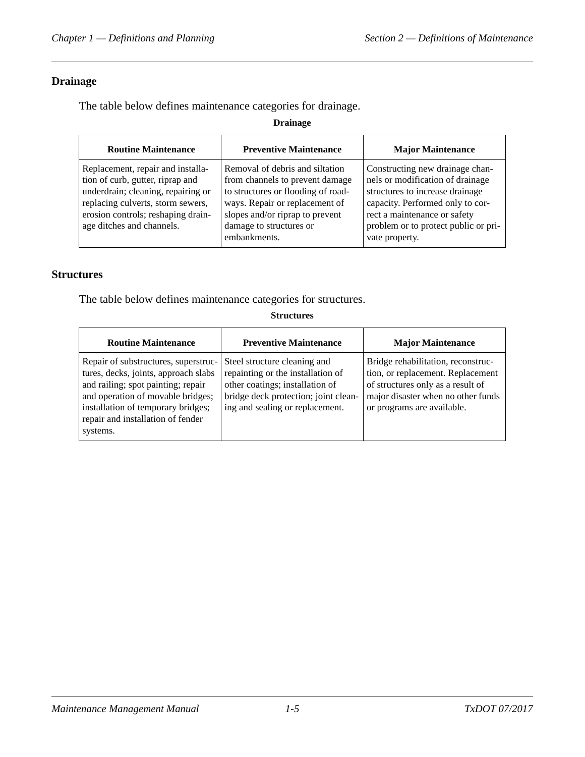## Drainage

The table below defines maintenance categories for drainage.

**Drainage**

| Routine Maintenance | Preventive Maintenance | Major Maintenance |
|---|---|---|
| Replacement, repair and installation of curb, gutter, riprap and underdrain; cleaning, repairing or replacing culverts, storm sewers, erosion controls; reshaping drainage ditches and channels. | Removal of debris and siltation from channels to prevent damage to structures or flooding of roadways. Repair or replacement of slopes and/or riprap to prevent damage to structures or embankments. | Constructing new drainage channels or modification of drainage structures to increase drainage capacity. Performed only to correct a maintenance or safety problem or to protect public or private property. |

## Structures

The table below defines maintenance categories for structures.

**Structures**

| Routine Maintenance | Preventive Maintenance | Major Maintenance |
|---|---|---|
| Repair of substructures, superstructures, decks, joints, approach slabs and railing; spot painting; repair and operation of movable bridges; installation of temporary bridges; repair and installation of fender systems. | Steel structure cleaning and repainting or the installation of other coatings; installation of bridge deck protection; joint cleaning and sealing or replacement. | Bridge rehabilitation, reconstruction, or replacement. Replacement of structures only as a result of major disaster when no other funds or programs are available. |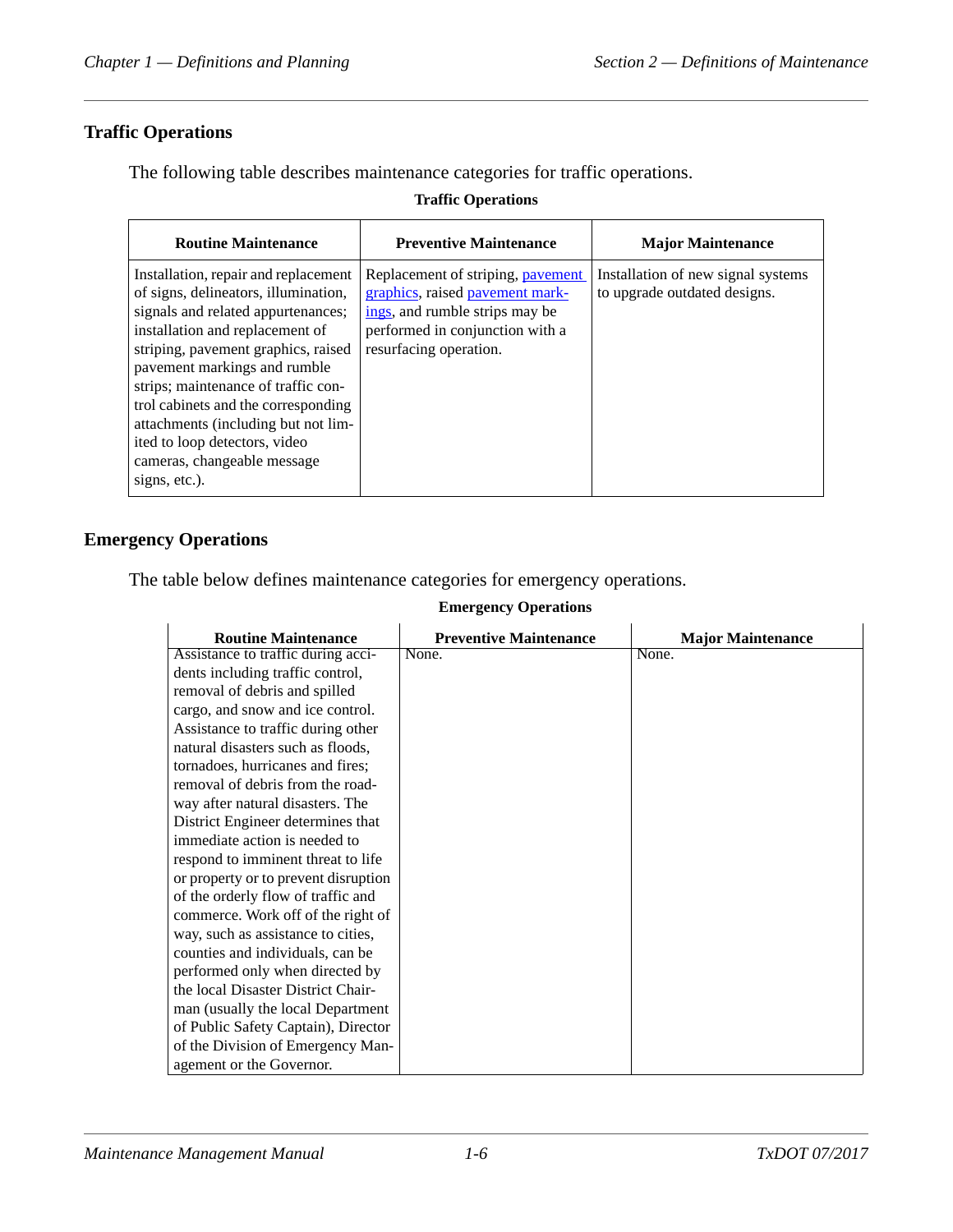## Traffic Operations

The following table describes maintenance categories for traffic operations.

**Traffic Operations**

| Routine Maintenance | Preventive Maintenance | Major Maintenance |
|---|---|---|
| Installation, repair and replacement of signs, delineators, illumination, signals and related appurtenances; installation and replacement of striping, pavement graphics, raised pavement markings and rumble strips; maintenance of traffic control cabinets and the corresponding attachments (including but not limited to loop detectors, video cameras, changeable message signs, etc.). | Replacement of striping, pavement graphics, raised pavement markings, and rumble strips may be performed in conjunction with a resurfacing operation. | Installation of new signal systems to upgrade outdated designs. |

## Emergency Operations

The table below defines maintenance categories for emergency operations.

**Emergency Operations**

| Routine Maintenance | Preventive Maintenance | Major Maintenance |
|---|---|---|
| Assistance to traffic during accidents including traffic control, removal of debris and spilled cargo, and snow and ice control. Assistance to traffic during other natural disasters such as floods, tornadoes, hurricanes and fires; removal of debris from the roadway after natural disasters. The District Engineer determines that immediate action is needed to respond to imminent threat to life or property or to prevent disruption of the orderly flow of traffic and commerce. Work off of the right of way, such as assistance to cities, counties and individuals, can be performed only when directed by the local Disaster District Chairman (usually the local Department of Public Safety Captain), Director of the Division of Emergency Management or the Governor. | None. | None. |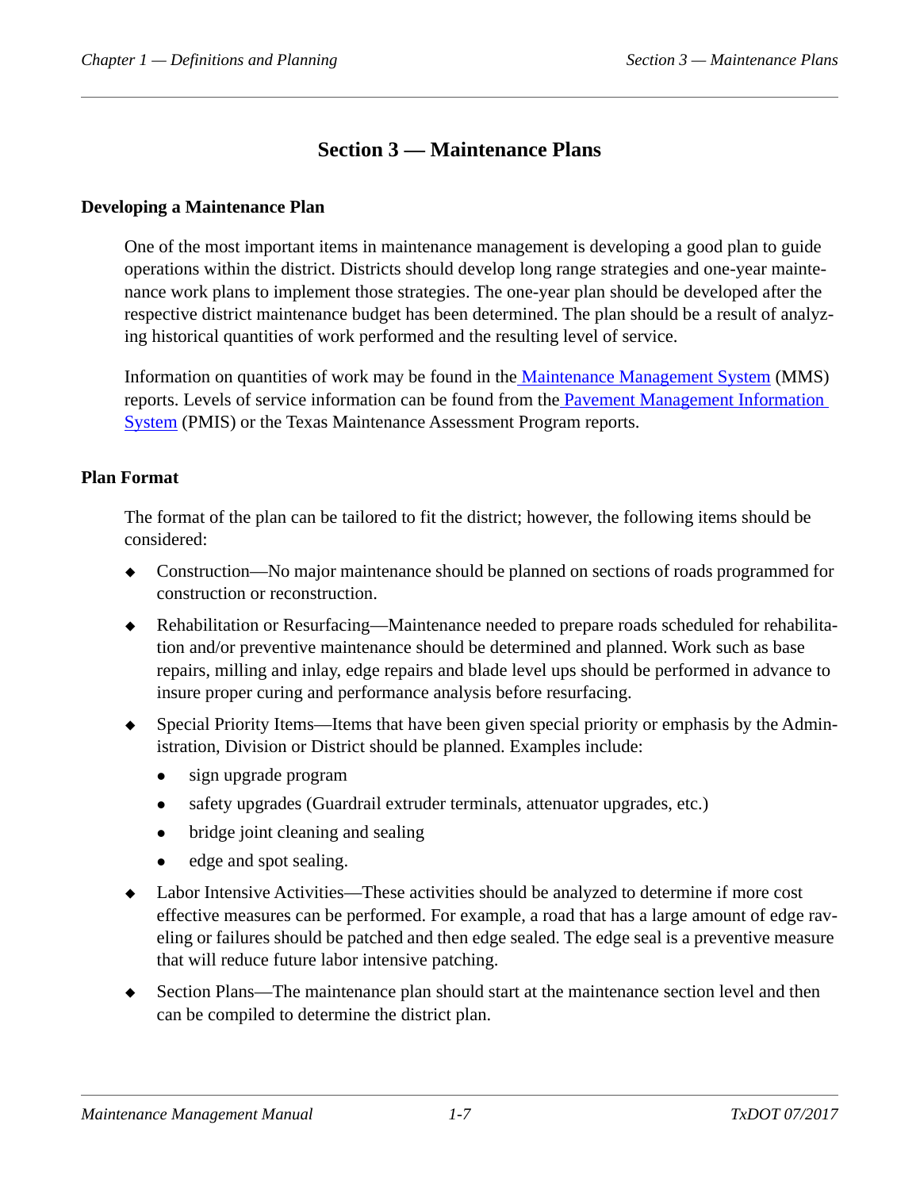# Section 3 — Maintenance Plans

## Developing a Maintenance Plan

One of the most important items in maintenance management is developing a good plan to guide operations within the district. Districts should develop long range strategies and one-year maintenance work plans to implement those strategies. The one-year plan should be developed after the respective district maintenance budget has been determined. The plan should be a result of analyzing historical quantities of work performed and the resulting level of service.

Information on quantities of work may be found in the Maintenance Management System (MMS) reports. Levels of service information can be found from the Pavement Management Information System (PMIS) or the Texas Maintenance Assessment Program reports.

## Plan Format

The format of the plan can be tailored to fit the district; however, the following items should be considered:

- Construction—No major maintenance should be planned on sections of roads programmed for construction or reconstruction.
- Rehabilitation or Resurfacing—Maintenance needed to prepare roads scheduled for rehabilitation and/or preventive maintenance should be determined and planned. Work such as base repairs, milling and inlay, edge repairs and blade level ups should be performed in advance to insure proper curing and performance analysis before resurfacing.
- Special Priority Items—Items that have been given special priority or emphasis by the Administration, Division or District should be planned. Examples include:
  - sign upgrade program
  - safety upgrades (Guardrail extruder terminals, attenuator upgrades, etc.)
  - bridge joint cleaning and sealing
  - edge and spot sealing.
- Labor Intensive Activities—These activities should be analyzed to determine if more cost effective measures can be performed. For example, a road that has a large amount of edge raveling or failures should be patched and then edge sealed. The edge seal is a preventive measure that will reduce future labor intensive patching.
- Section Plans—The maintenance plan should start at the maintenance section level and then can be compiled to determine the district plan.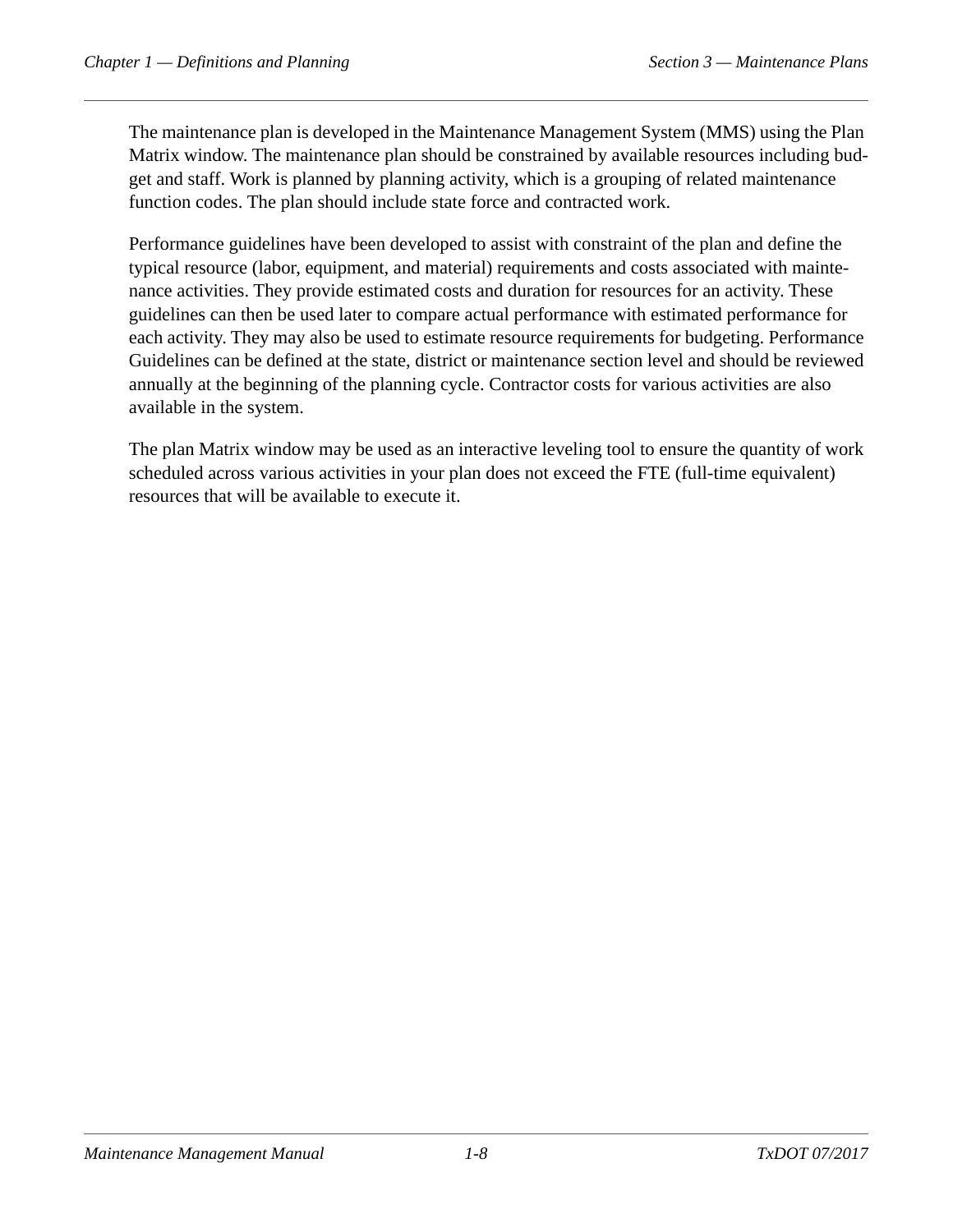The maintenance plan is developed in the Maintenance Management System (MMS) using the Plan Matrix window. The maintenance plan should be constrained by available resources including budget and staff. Work is planned by planning activity, which is a grouping of related maintenance function codes. The plan should include state force and contracted work.

Performance guidelines have been developed to assist with constraint of the plan and define the typical resource (labor, equipment, and material) requirements and costs associated with maintenance activities. They provide estimated costs and duration for resources for an activity. These guidelines can then be used later to compare actual performance with estimated performance for each activity. They may also be used to estimate resource requirements for budgeting. Performance Guidelines can be defined at the state, district or maintenance section level and should be reviewed annually at the beginning of the planning cycle. Contractor costs for various activities are also available in the system.

The plan Matrix window may be used as an interactive leveling tool to ensure the quantity of work scheduled across various activities in your plan does not exceed the FTE (full-time equivalent) resources that will be available to execute it.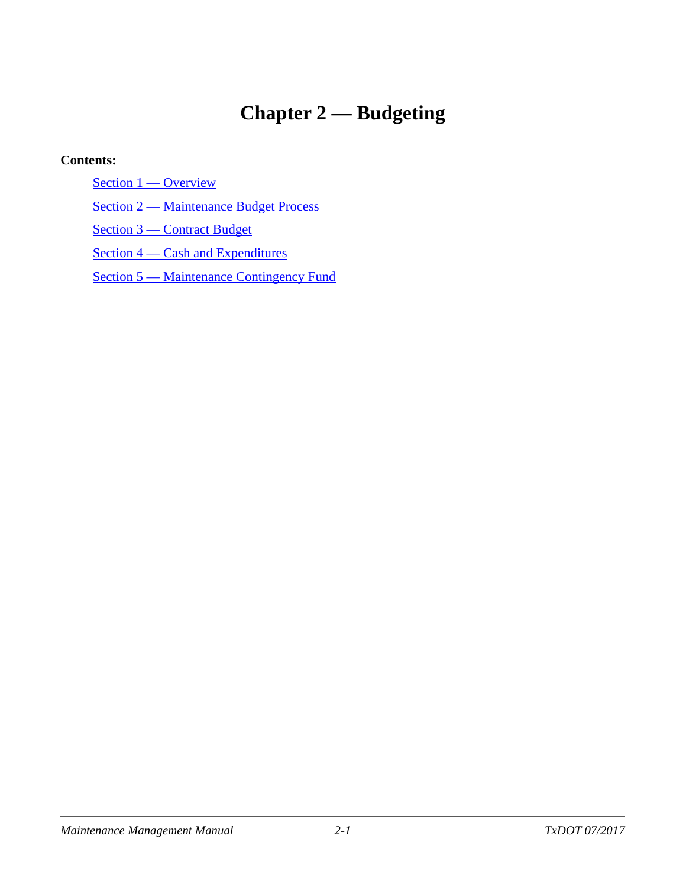# Chapter 2 — Budgeting

**Contents:**

- Section 1 — Overview
- Section 2 — Maintenance Budget Process
- Section 3 — Contract Budget
- Section 4 — Cash and Expenditures
- Section 5 — Maintenance Contingency Fund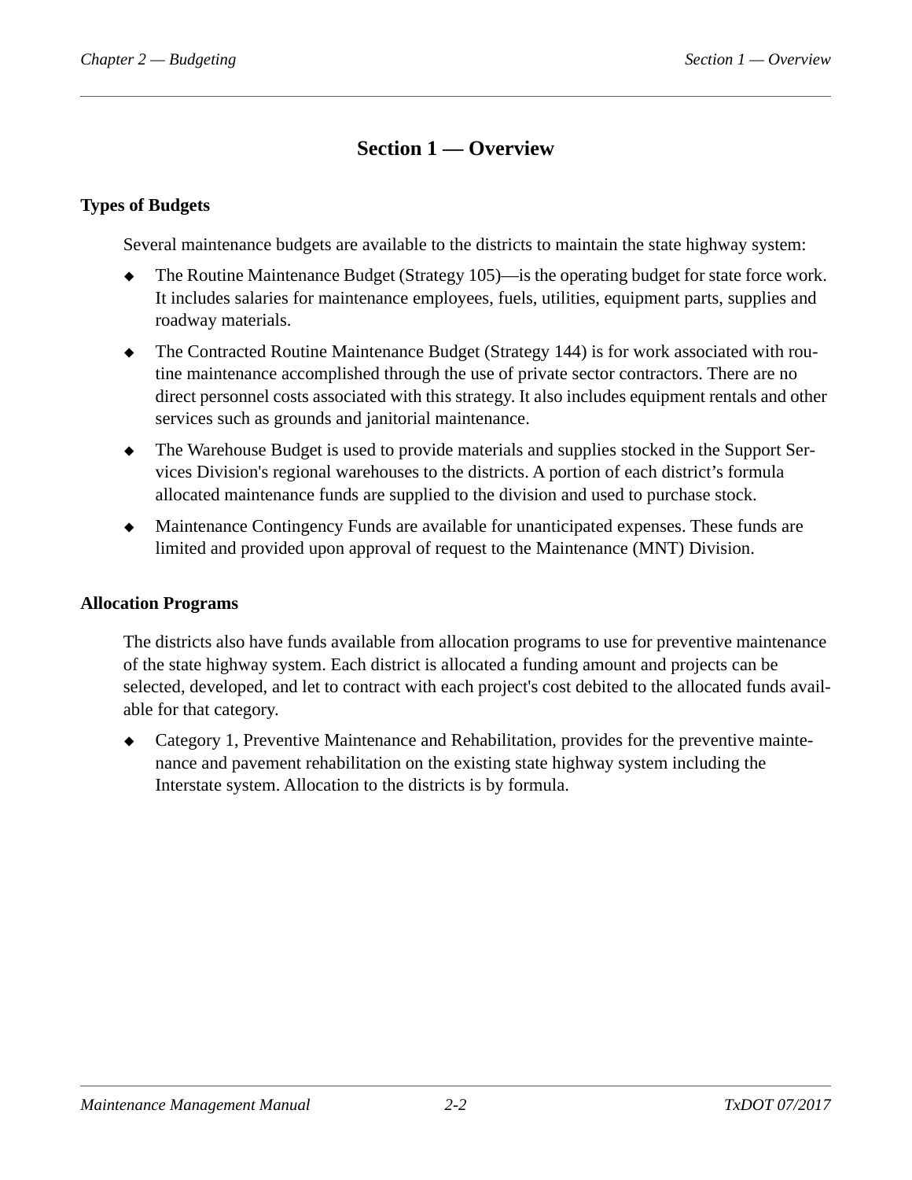# Section 1 — Overview

## Types of Budgets

Several maintenance budgets are available to the districts to maintain the state highway system:

- The Routine Maintenance Budget (Strategy 105)—is the operating budget for state force work. It includes salaries for maintenance employees, fuels, utilities, equipment parts, supplies and roadway materials.
- The Contracted Routine Maintenance Budget (Strategy 144) is for work associated with routine maintenance accomplished through the use of private sector contractors. There are no direct personnel costs associated with this strategy. It also includes equipment rentals and other services such as grounds and janitorial maintenance.
- The Warehouse Budget is used to provide materials and supplies stocked in the Support Services Division's regional warehouses to the districts. A portion of each district's formula allocated maintenance funds are supplied to the division and used to purchase stock.
- Maintenance Contingency Funds are available for unanticipated expenses. These funds are limited and provided upon approval of request to the Maintenance (MNT) Division.

## Allocation Programs

The districts also have funds available from allocation programs to use for preventive maintenance of the state highway system. Each district is allocated a funding amount and projects can be selected, developed, and let to contract with each project's cost debited to the allocated funds available for that category.

- Category 1, Preventive Maintenance and Rehabilitation, provides for the preventive maintenance and pavement rehabilitation on the existing state highway system including the Interstate system. Allocation to the districts is by formula.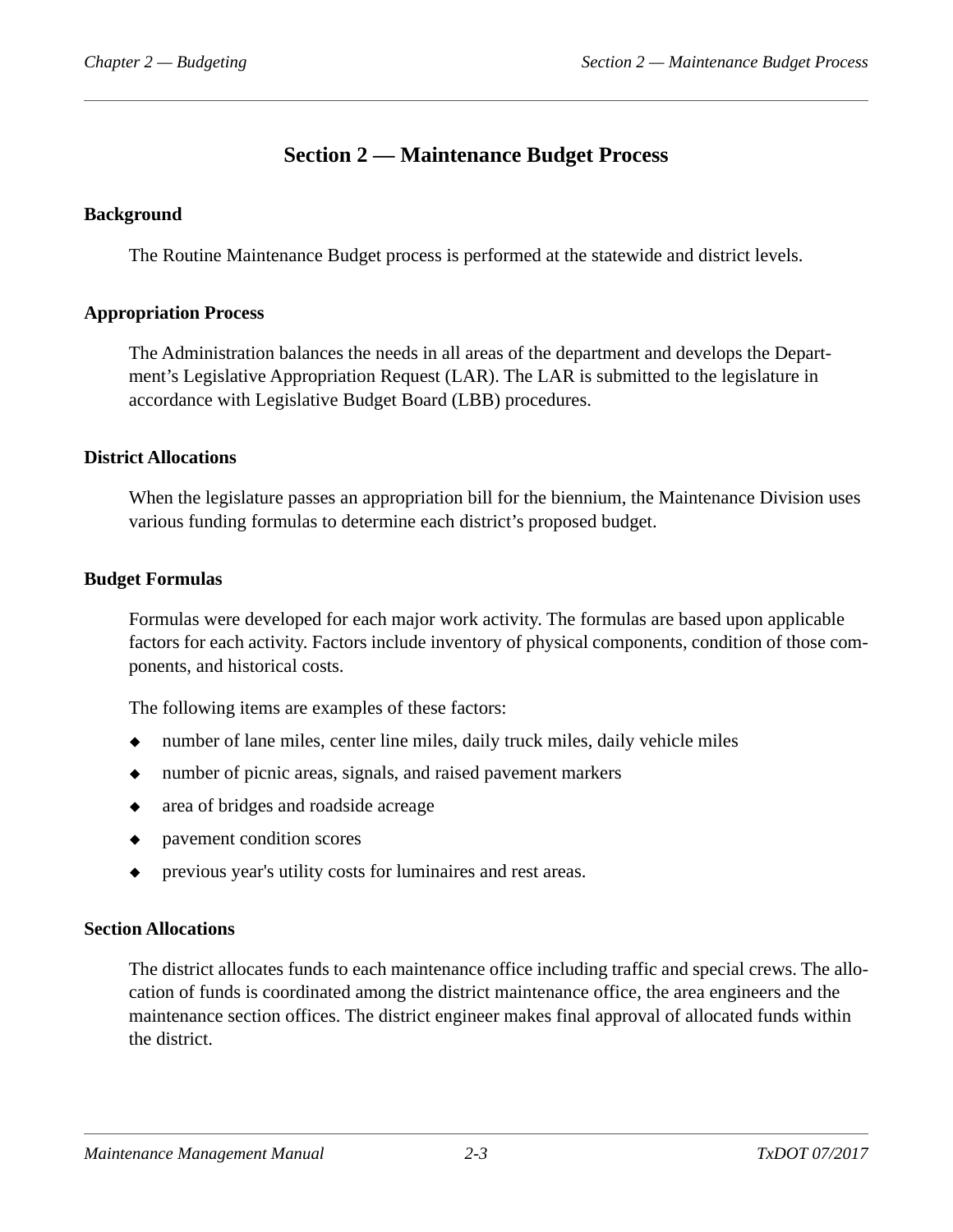# Section 2 — Maintenance Budget Process

## Background

The Routine Maintenance Budget process is performed at the statewide and district levels.

## Appropriation Process

The Administration balances the needs in all areas of the department and develops the Department's Legislative Appropriation Request (LAR). The LAR is submitted to the legislature in accordance with Legislative Budget Board (LBB) procedures.

## District Allocations

When the legislature passes an appropriation bill for the biennium, the Maintenance Division uses various funding formulas to determine each district's proposed budget.

## Budget Formulas

Formulas were developed for each major work activity. The formulas are based upon applicable factors for each activity. Factors include inventory of physical components, condition of those components, and historical costs.

The following items are examples of these factors:

- number of lane miles, center line miles, daily truck miles, daily vehicle miles
- number of picnic areas, signals, and raised pavement markers
- area of bridges and roadside acreage
- pavement condition scores
- previous year's utility costs for luminaires and rest areas.

## Section Allocations

The district allocates funds to each maintenance office including traffic and special crews. The allocation of funds is coordinated among the district maintenance office, the area engineers and the maintenance section offices. The district engineer makes final approval of allocated funds within the district.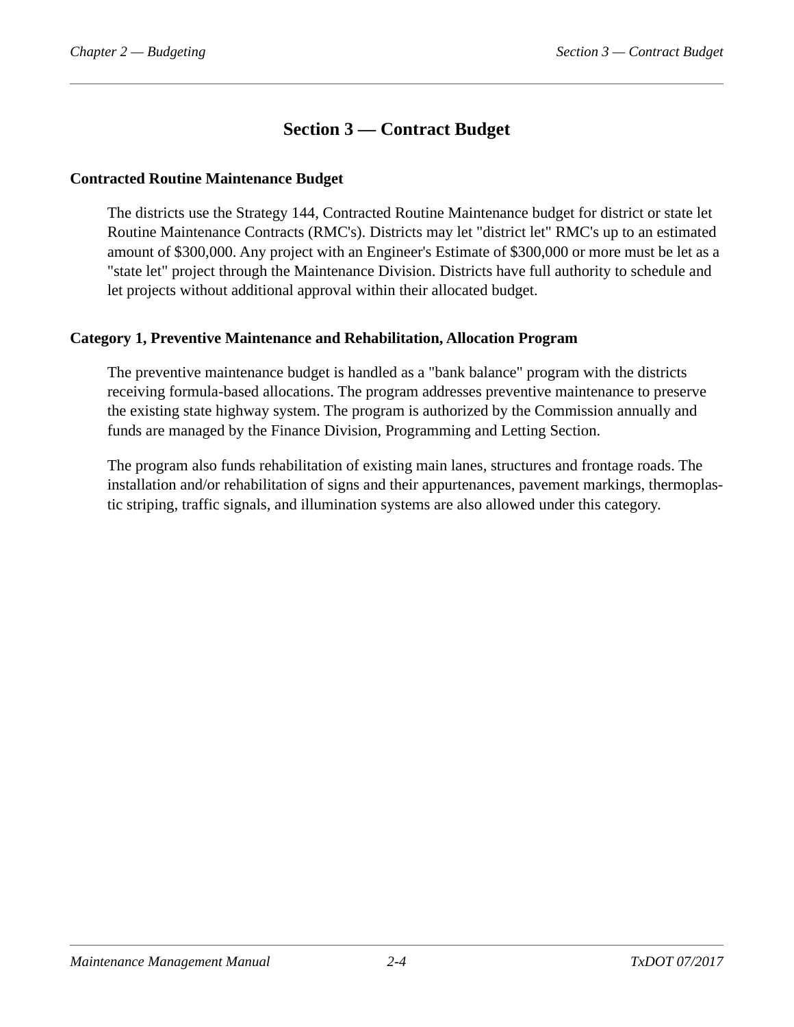# Section 3 — Contract Budget

## Contracted Routine Maintenance Budget

The districts use the Strategy 144, Contracted Routine Maintenance budget for district or state let Routine Maintenance Contracts (RMC's). Districts may let "district let" RMC's up to an estimated amount of $300,000. Any project with an Engineer's Estimate of $300,000 or more must be let as a "state let" project through the Maintenance Division. Districts have full authority to schedule and let projects without additional approval within their allocated budget.

## Category 1, Preventive Maintenance and Rehabilitation, Allocation Program

The preventive maintenance budget is handled as a "bank balance" program with the districts receiving formula-based allocations. The program addresses preventive maintenance to preserve the existing state highway system. The program is authorized by the Commission annually and funds are managed by the Finance Division, Programming and Letting Section.

The program also funds rehabilitation of existing main lanes, structures and frontage roads. The installation and/or rehabilitation of signs and their appurtenances, pavement markings, thermoplastic striping, traffic signals, and illumination systems are also allowed under this category.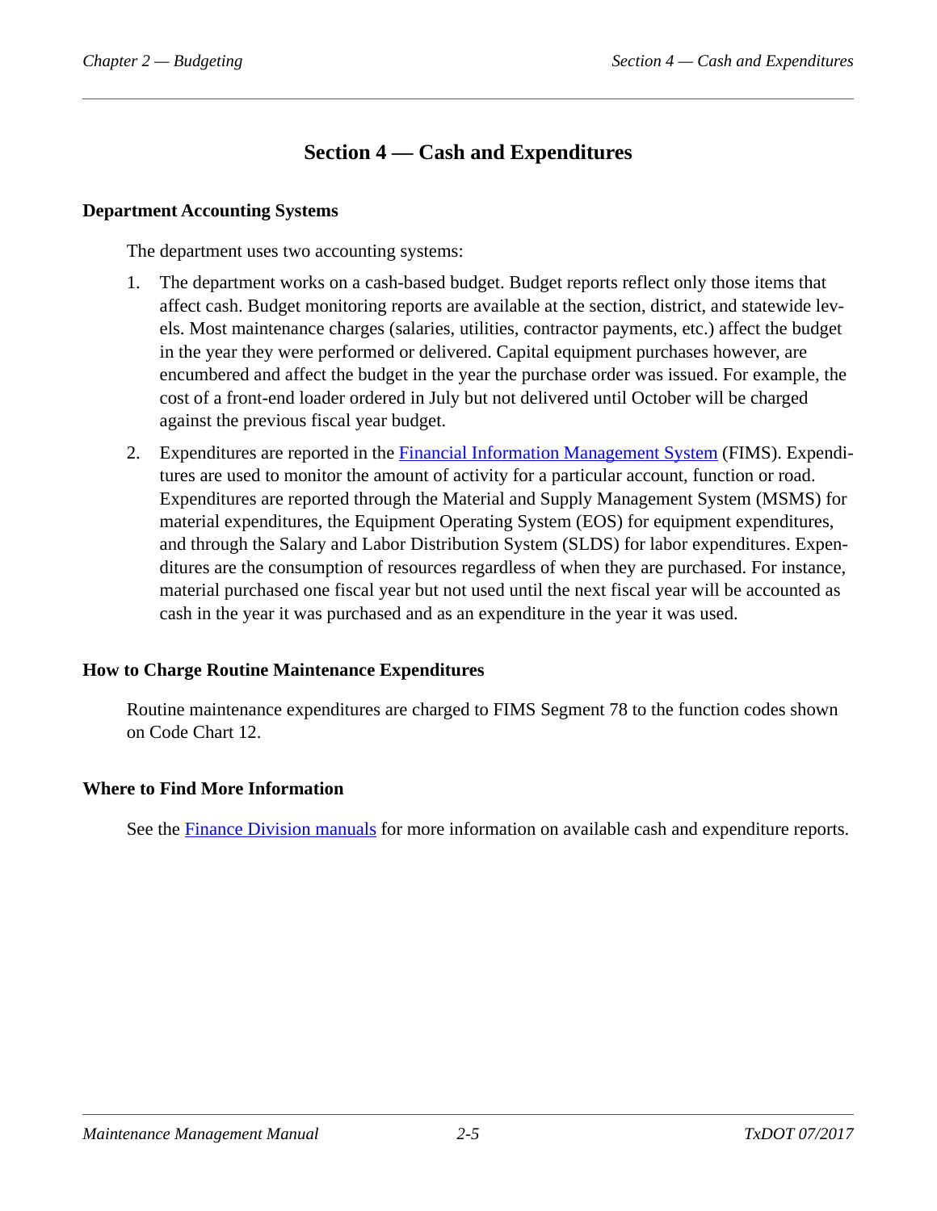# Section 4 — Cash and Expenditures

## Department Accounting Systems

The department uses two accounting systems:

1. The department works on a cash-based budget. Budget reports reflect only those items that affect cash. Budget monitoring reports are available at the section, district, and statewide levels. Most maintenance charges (salaries, utilities, contractor payments, etc.) affect the budget in the year they were performed or delivered. Capital equipment purchases however, are encumbered and affect the budget in the year the purchase order was issued. For example, the cost of a front-end loader ordered in July but not delivered until October will be charged against the previous fiscal year budget.
2. Expenditures are reported in the Financial Information Management System (FIMS). Expenditures are used to monitor the amount of activity for a particular account, function or road. Expenditures are reported through the Material and Supply Management System (MSMS) for material expenditures, the Equipment Operating System (EOS) for equipment expenditures, and through the Salary and Labor Distribution System (SLDS) for labor expenditures. Expenditures are the consumption of resources regardless of when they are purchased. For instance, material purchased one fiscal year but not used until the next fiscal year will be accounted as cash in the year it was purchased and as an expenditure in the year it was used.

## How to Charge Routine Maintenance Expenditures

Routine maintenance expenditures are charged to FIMS Segment 78 to the function codes shown on Code Chart 12.

## Where to Find More Information

See the Finance Division manuals for more information on available cash and expenditure reports.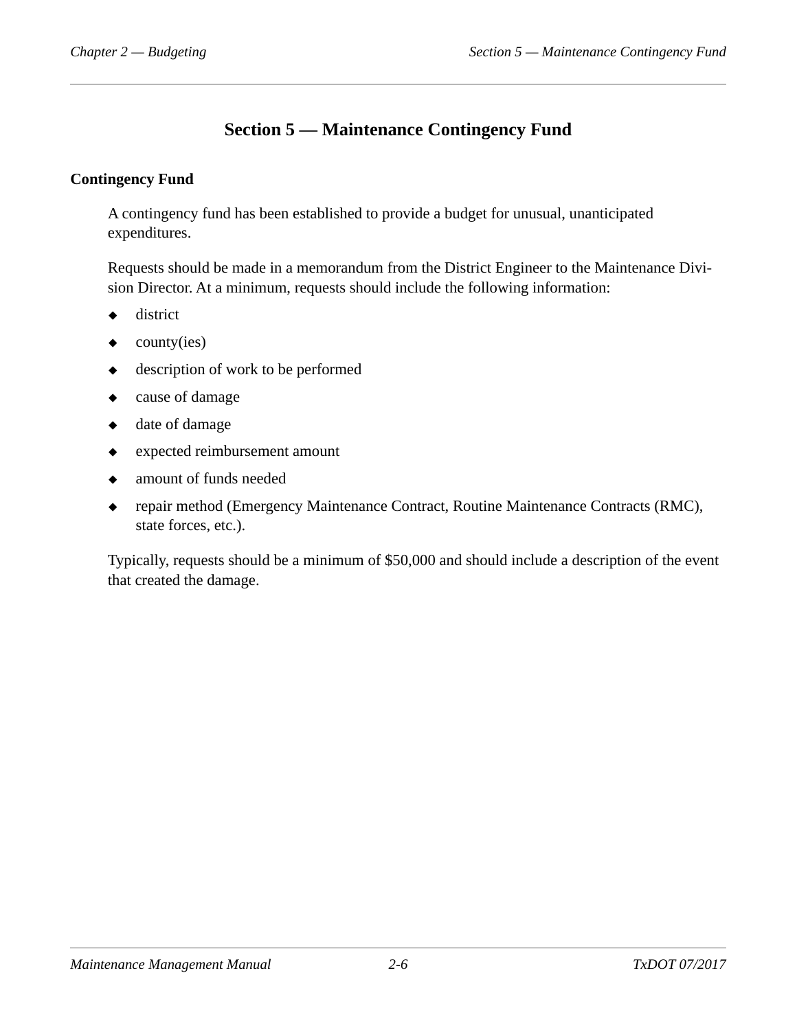# Section 5 — Maintenance Contingency Fund

## Contingency Fund

A contingency fund has been established to provide a budget for unusual, unanticipated expenditures.

Requests should be made in a memorandum from the District Engineer to the Maintenance Division Director. At a minimum, requests should include the following information:

- district
- county(ies)
- description of work to be performed
- cause of damage
- date of damage
- expected reimbursement amount
- amount of funds needed
- repair method (Emergency Maintenance Contract, Routine Maintenance Contracts (RMC), state forces, etc.).

Typically, requests should be a minimum of $50,000 and should include a description of the event that created the damage.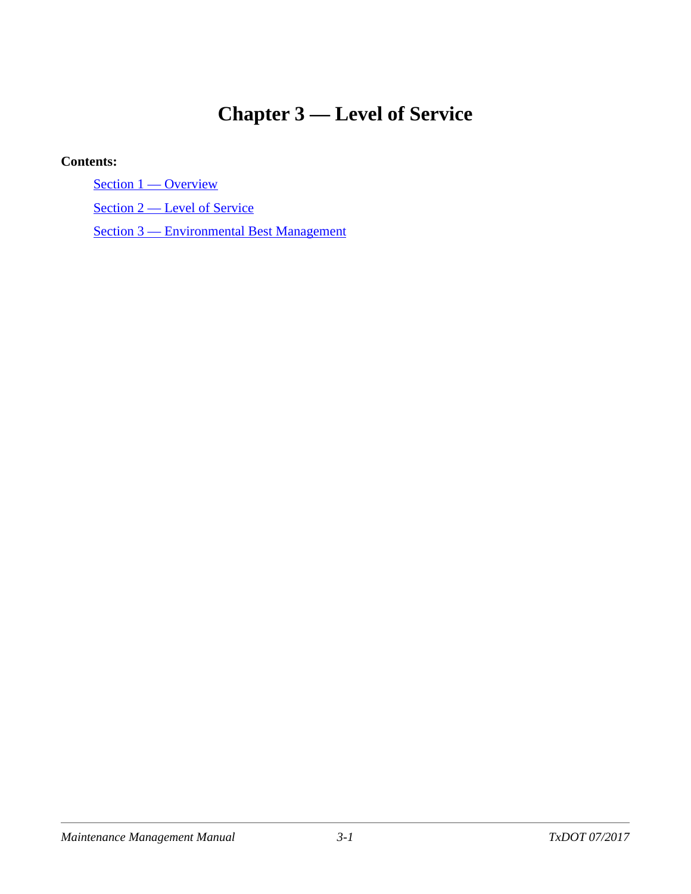# Chapter 3 — Level of Service

**Contents:**

Section 1 — Overview

Section 2 — Level of Service

Section 3 — Environmental Best Management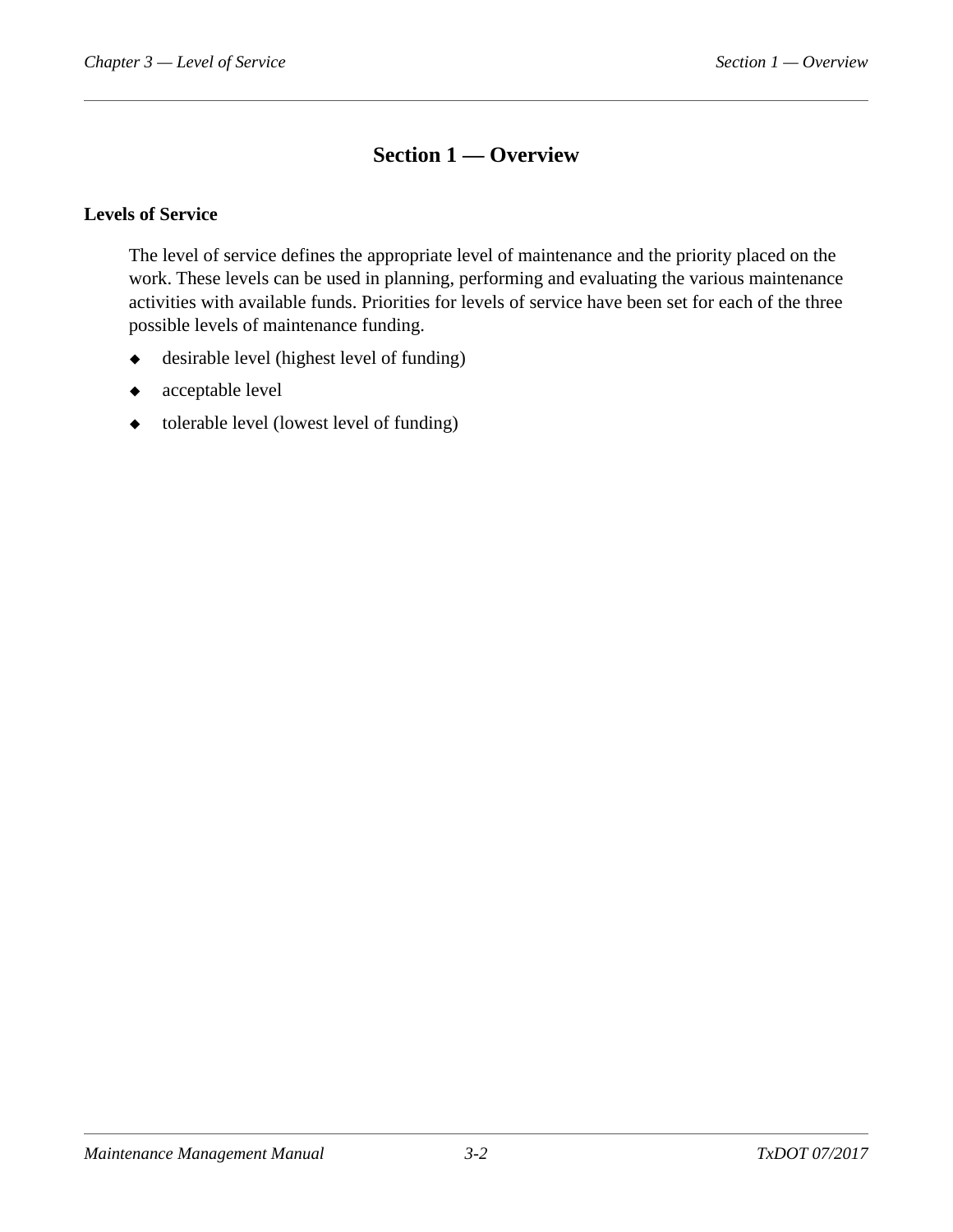# Section 1 — Overview

## Levels of Service

The level of service defines the appropriate level of maintenance and the priority placed on the work. These levels can be used in planning, performing and evaluating the various maintenance activities with available funds. Priorities for levels of service have been set for each of the three possible levels of maintenance funding.

- desirable level (highest level of funding)
- acceptable level
- tolerable level (lowest level of funding)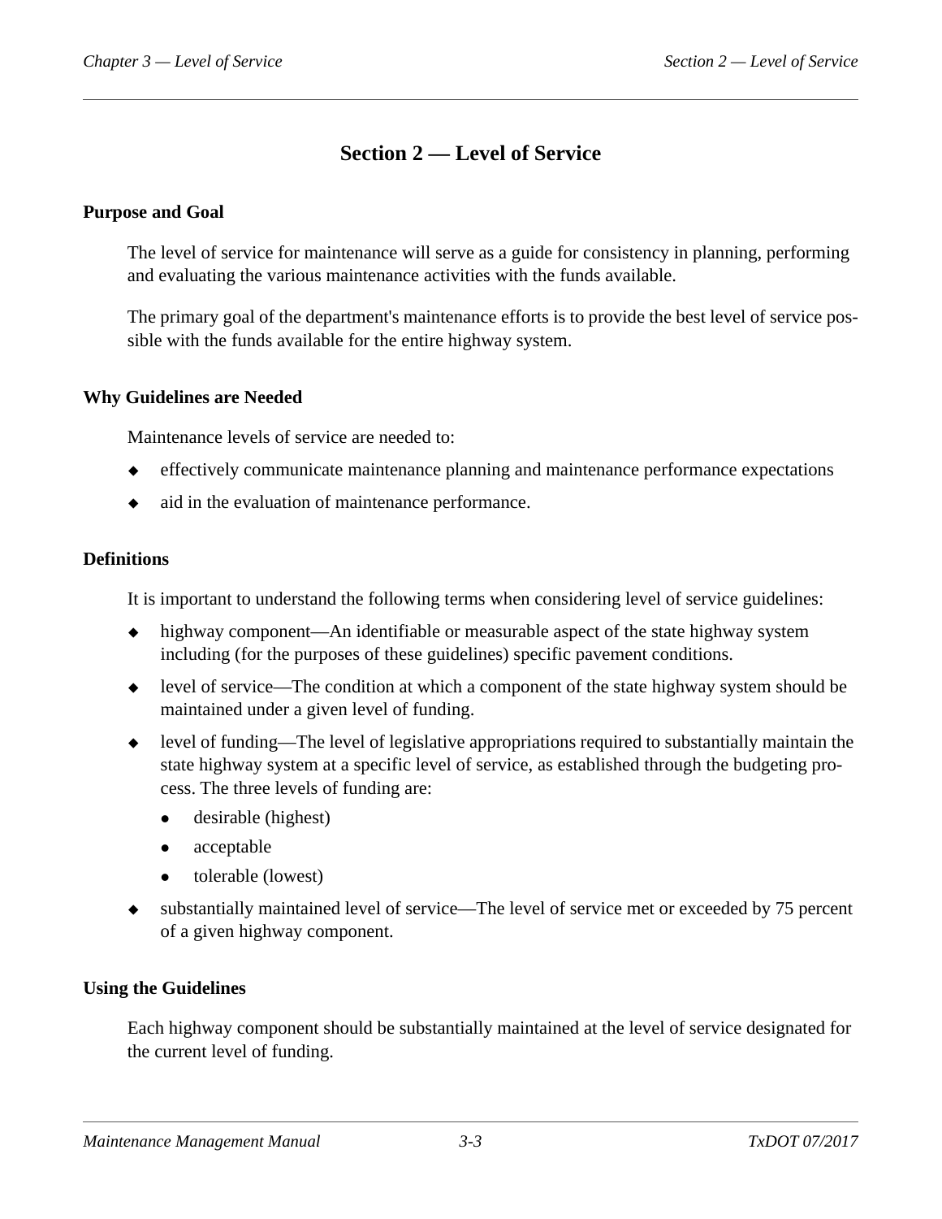# Section 2 — Level of Service

### Purpose and Goal

The level of service for maintenance will serve as a guide for consistency in planning, performing and evaluating the various maintenance activities with the funds available.

The primary goal of the department's maintenance efforts is to provide the best level of service possible with the funds available for the entire highway system.

### Why Guidelines are Needed

Maintenance levels of service are needed to:

- effectively communicate maintenance planning and maintenance performance expectations
- aid in the evaluation of maintenance performance.

### Definitions

It is important to understand the following terms when considering level of service guidelines:

- highway component—An identifiable or measurable aspect of the state highway system including (for the purposes of these guidelines) specific pavement conditions.
- level of service—The condition at which a component of the state highway system should be maintained under a given level of funding.
- level of funding—The level of legislative appropriations required to substantially maintain the state highway system at a specific level of service, as established through the budgeting process. The three levels of funding are:
  - desirable (highest)
  - acceptable
  - tolerable (lowest)
- substantially maintained level of service—The level of service met or exceeded by 75 percent of a given highway component.

### Using the Guidelines

Each highway component should be substantially maintained at the level of service designated for the current level of funding.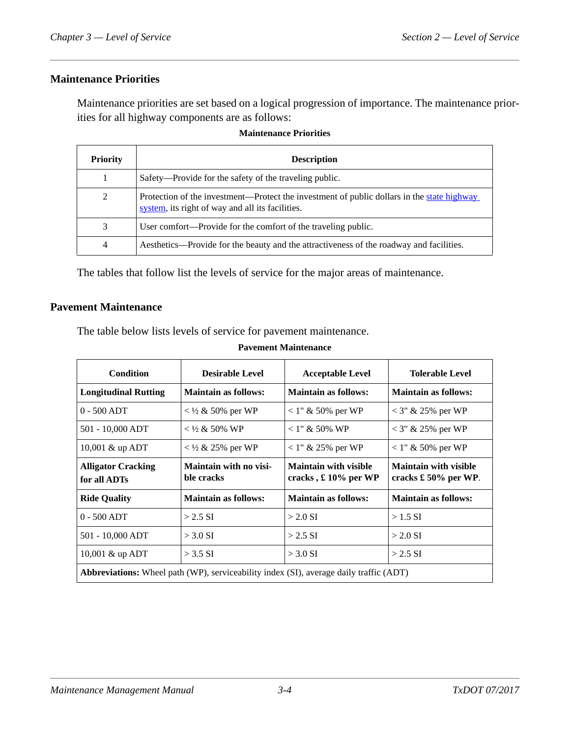## Maintenance Priorities

Maintenance priorities are set based on a logical progression of importance. The maintenance priorities for all highway components are as follows:

**Maintenance Priorities**

| Priority | Description |
|---|---|
| 1 | Safety—Provide for the safety of the traveling public. |
| 2 | Protection of the investment—Protect the investment of public dollars in the state highway system, its right of way and all its facilities. |
| 3 | User comfort—Provide for the comfort of the traveling public. |
| 4 | Aesthetics—Provide for the beauty and the attractiveness of the roadway and facilities. |

The tables that follow list the levels of service for the major areas of maintenance.

## Pavement Maintenance

The table below lists levels of service for pavement maintenance.

**Pavement Maintenance**

| Condition | Desirable Level | Acceptable Level | Tolerable Level |
|---|---|---|---|
| **Longitudinal Rutting** | **Maintain as follows:** | **Maintain as follows:** | **Maintain as follows:** |
| 0 - 500 ADT | < ½ & 50% per WP | < 1" & 50% per WP | < 3" & 25% per WP |
| 501 - 10,000 ADT | < ½ & 50% WP | < 1" & 50% WP | < 3" & 25% per WP |
| 10,001 & up ADT | < ½ & 25% per WP | < 1" & 25% per WP | < 1" & 50% per WP |
| **Alligator Cracking for all ADTs** | **Maintain with no visible cracks** | **Maintain with visible cracks , £ 10% per WP** | **Maintain with visible cracks £ 50% per WP**. |
| **Ride Quality** | **Maintain as follows:** | **Maintain as follows:** | **Maintain as follows:** |
| 0 - 500 ADT | > 2.5 SI | > 2.0 SI | > 1.5 SI |
| 501 - 10,000 ADT | > 3.0 SI | > 2.5 SI | > 2.0 SI |
| 10,001 & up ADT | > 3.5 SI | > 3.0 SI | > 2.5 SI |
| **Abbreviations:** Wheel path (WP), serviceability index (SI), average daily traffic (ADT) | | | |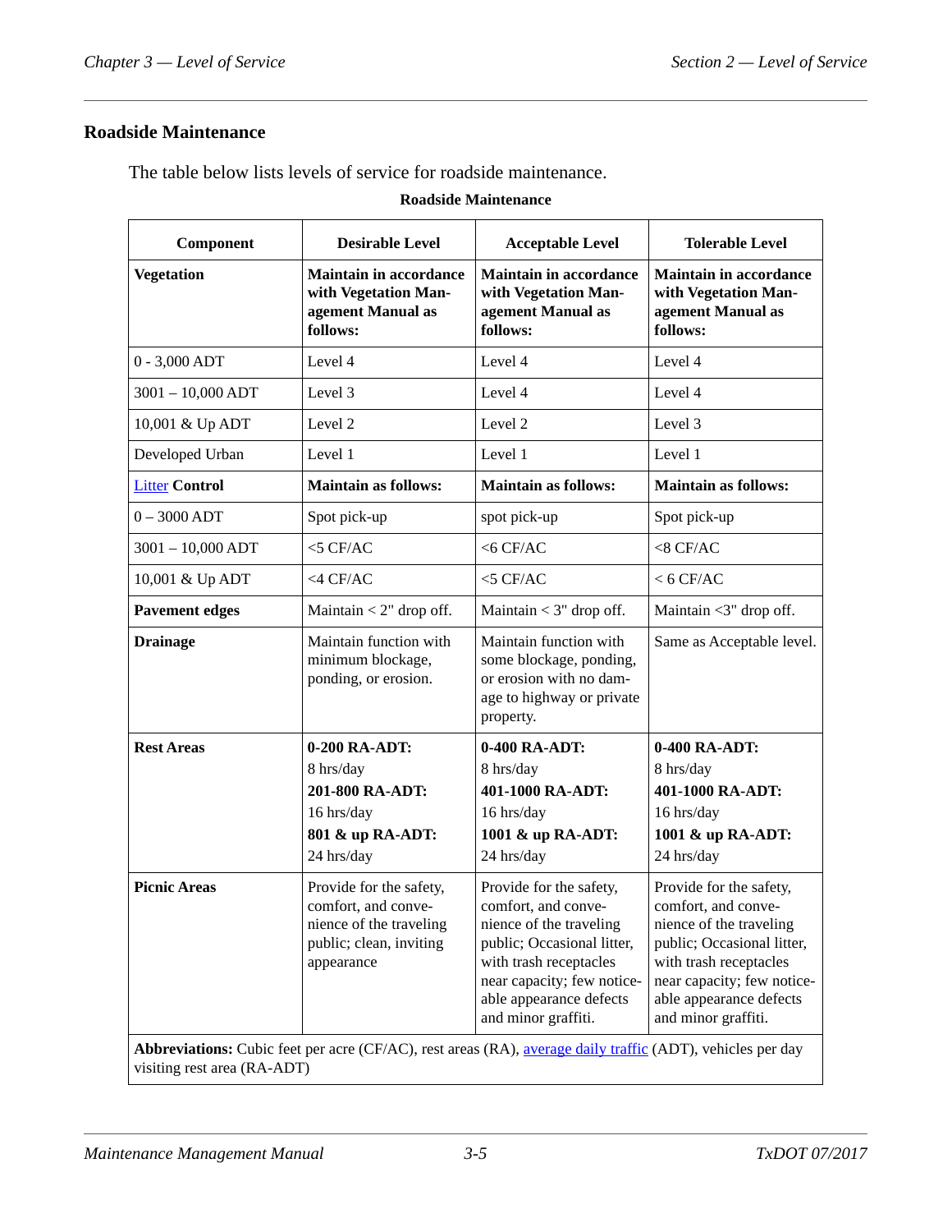## Roadside Maintenance

The table below lists levels of service for roadside maintenance.

**Roadside Maintenance**

| Component | Desirable Level | Acceptable Level | Tolerable Level |
|---|---|---|---|
| **Vegetation** | **Maintain in accordance with Vegetation Management Manual as follows:** | **Maintain in accordance with Vegetation Management Manual as follows:** | **Maintain in accordance with Vegetation Management Manual as follows:** |
| 0 - 3,000 ADT | Level 4 | Level 4 | Level 4 |
| 3001 – 10,000 ADT | Level 3 | Level 4 | Level 4 |
| 10,001 & Up ADT | Level 2 | Level 2 | Level 3 |
| Developed Urban | Level 1 | Level 1 | Level 1 |
| **Litter Control** | **Maintain as follows:** | **Maintain as follows:** | **Maintain as follows:** |
| 0 – 3000 ADT | Spot pick-up | spot pick-up | Spot pick-up |
| 3001 – 10,000 ADT | <5 CF/AC | <6 CF/AC | <8 CF/AC |
| 10,001 & Up ADT | <4 CF/AC | <5 CF/AC | < 6 CF/AC |
| **Pavement edges** | Maintain < 2" drop off. | Maintain < 3" drop off. | Maintain <3" drop off. |
| **Drainage** | Maintain function with minimum blockage, ponding, or erosion. | Maintain function with some blockage, ponding, or erosion with no damage to highway or private property. | Same as Acceptable level. |
| **Rest Areas** | **0-200 RA-ADT:** 8 hrs/day **201-800 RA-ADT:** 16 hrs/day **801 & up RA-ADT:** 24 hrs/day | **0-400 RA-ADT:** 8 hrs/day **401-1000 RA-ADT:** 16 hrs/day **1001 & up RA-ADT:** 24 hrs/day | **0-400 RA-ADT:** 8 hrs/day **401-1000 RA-ADT:** 16 hrs/day **1001 & up RA-ADT:** 24 hrs/day |
| **Picnic Areas** | Provide for the safety, comfort, and convenience of the traveling public; clean, inviting appearance | Provide for the safety, comfort, and convenience of the traveling public; Occasional litter, with trash receptacles near capacity; few noticeable appearance defects and minor graffiti. | Provide for the safety, comfort, and convenience of the traveling public; Occasional litter, with trash receptacles near capacity; few noticeable appearance defects and minor graffiti. |

**Abbreviations:** Cubic feet per acre (CF/AC), rest areas (RA), average daily traffic (ADT), vehicles per day visiting rest area (RA-ADT)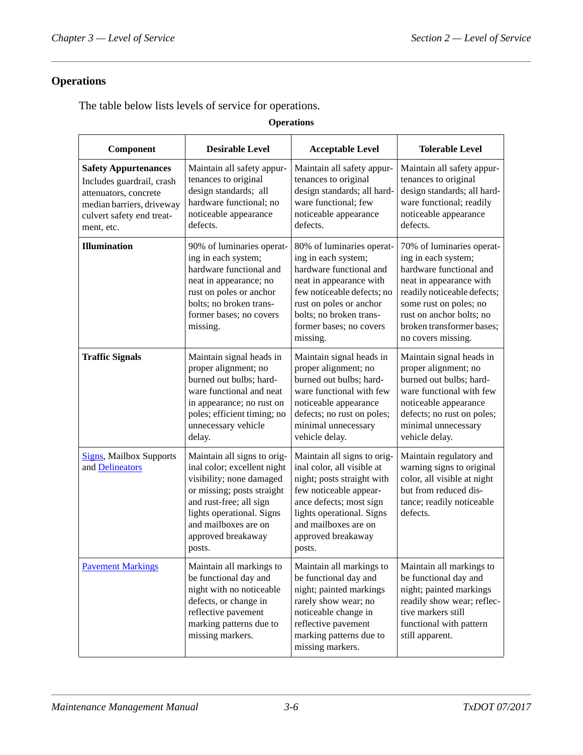## Operations

The table below lists levels of service for operations.

**Operations**

| Component | Desirable Level | Acceptable Level | Tolerable Level |
|---|---|---|---|
| **Safety Appurtenances** Includes guardrail, crash attenuators, concrete median barriers, driveway culvert safety end treatment, etc. | Maintain all safety appurtenances to original design standards; all hardware functional; no noticeable appearance defects. | Maintain all safety appurtenances to original design standards; all hardware functional; few noticeable appearance defects. | Maintain all safety appurtenances to original design standards; all hardware functional; readily noticeable appearance defects. |
| **Illumination** | 90% of luminaries operating in each system; hardware functional and neat in appearance; no rust on poles or anchor bolts; no broken transformer bases; no covers missing. | 80% of luminaries operating in each system; hardware functional and neat in appearance with few noticeable defects; no rust on poles or anchor bolts; no broken transformer bases; no covers missing. | 70% of luminaries operating in each system; hardware functional and neat in appearance with readily noticeable defects; some rust on poles; no rust on anchor bolts; no broken transformer bases; no covers missing. |
| **Traffic Signals** | Maintain signal heads in proper alignment; no burned out bulbs; hardware functional and neat in appearance; no rust on poles; efficient timing; no unnecessary vehicle delay. | Maintain signal heads in proper alignment; no burned out bulbs; hardware functional with few noticeable appearance defects; no rust on poles; minimal unnecessary vehicle delay. | Maintain signal heads in proper alignment; no burned out bulbs; hardware functional with few noticeable appearance defects; no rust on poles; minimal unnecessary vehicle delay. |
| Signs, Mailbox Supports and Delineators | Maintain all signs to original color; excellent night visibility; none damaged or missing; posts straight and rust-free; all sign lights operational. Signs and mailboxes are on approved breakaway posts. | Maintain all signs to original color, all visible at night; posts straight with few noticeable appearance defects; most sign lights operational. Signs and mailboxes are on approved breakaway posts. | Maintain regulatory and warning signs to original color, all visible at night but from reduced distance; readily noticeable defects. |
| Pavement Markings | Maintain all markings to be functional day and night with no noticeable defects, or change in reflective pavement marking patterns due to missing markers. | Maintain all markings to be functional day and night; painted markings rarely show wear; no noticeable change in reflective pavement marking patterns due to missing markers. | Maintain all markings to be functional day and night; painted markings readily show wear; reflective markers still functional with pattern still apparent. |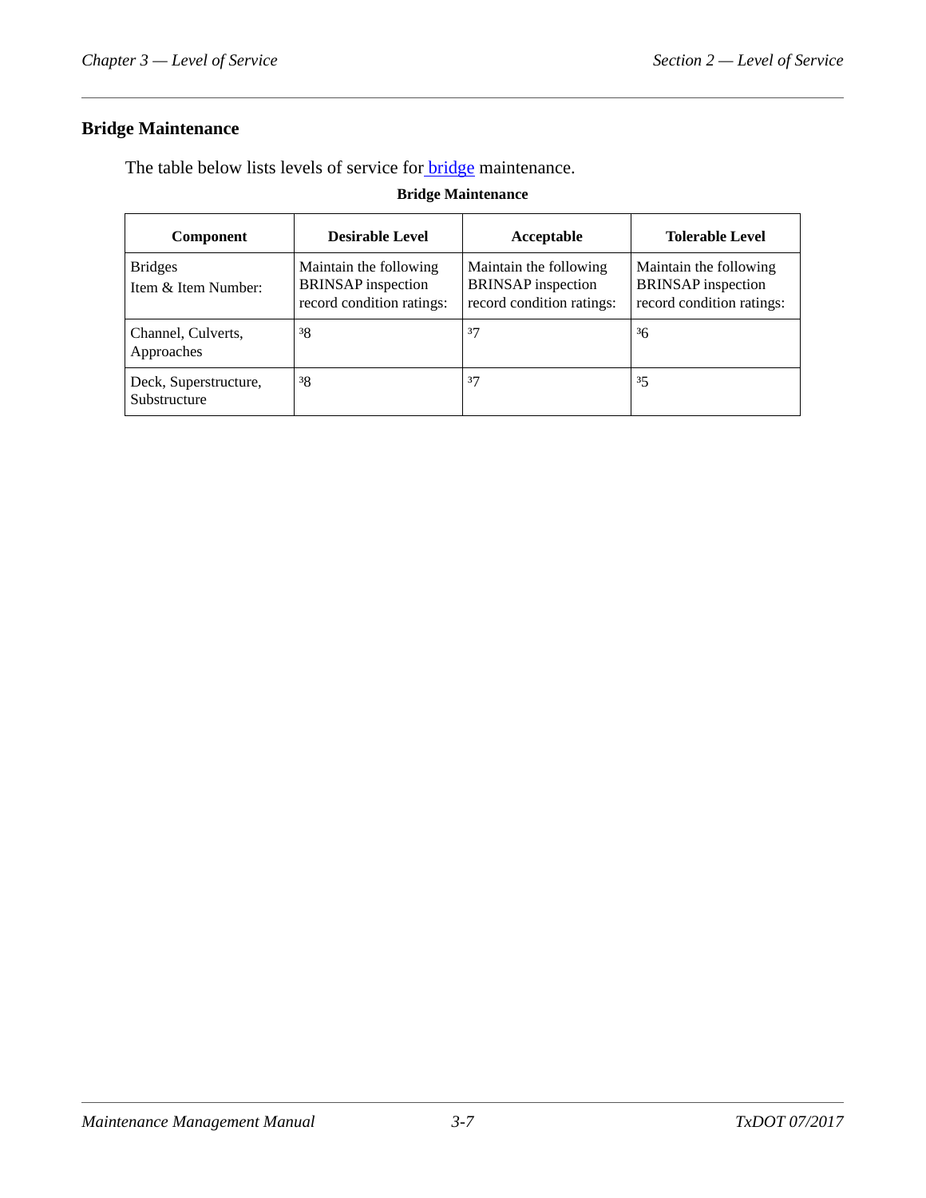## Bridge Maintenance

The table below lists levels of service for bridge maintenance.

**Bridge Maintenance**

| Component | Desirable Level | Acceptable | Tolerable Level |
|---|---|---|---|
| Bridges<br>Item & Item Number: | Maintain the following BRINSAP inspection record condition ratings: | Maintain the following BRINSAP inspection record condition ratings: | Maintain the following BRINSAP inspection record condition ratings: |
| Channel, Culverts, Approaches | ≥8 | ≥7 | ≥6 |
| Deck, Superstructure, Substructure | ≥8 | ≥7 | ≥5 |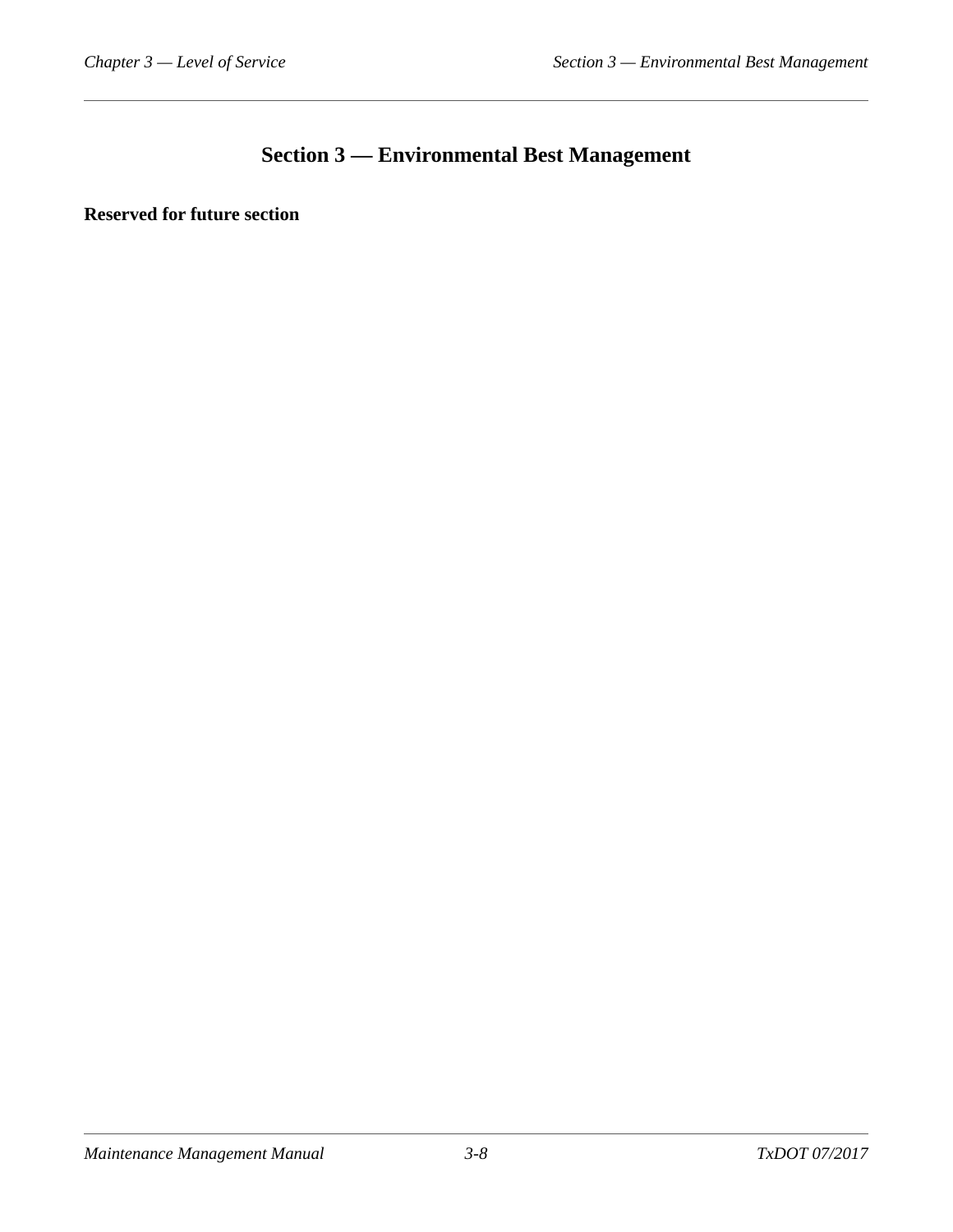# Section 3 — Environmental Best Management

**Reserved for future section**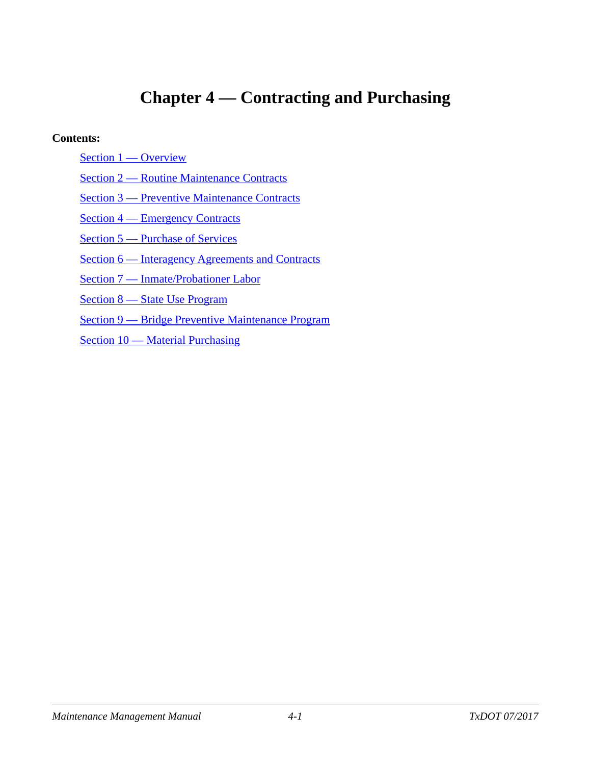# Chapter 4 — Contracting and Purchasing

**Contents:**

- Section 1 — Overview
- Section 2 — Routine Maintenance Contracts
- Section 3 — Preventive Maintenance Contracts
- Section 4 — Emergency Contracts
- Section 5 — Purchase of Services
- Section 6 — Interagency Agreements and Contracts
- Section 7 — Inmate/Probationer Labor
- Section 8 — State Use Program
- Section 9 — Bridge Preventive Maintenance Program
- Section 10 — Material Purchasing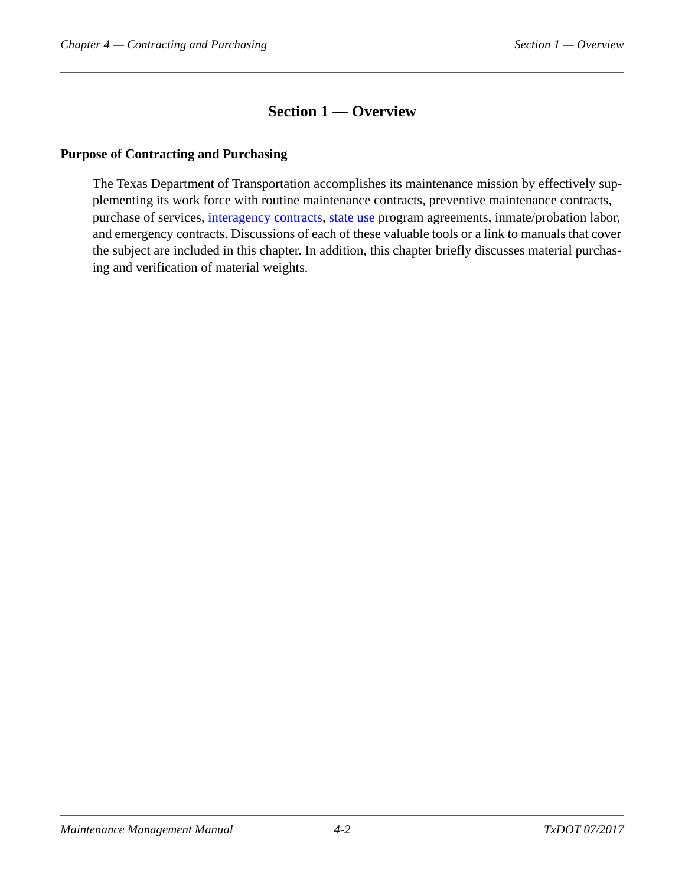# Section 1 — Overview

## Purpose of Contracting and Purchasing

The Texas Department of Transportation accomplishes its maintenance mission by effectively supplementing its work force with routine maintenance contracts, preventive maintenance contracts, purchase of services, interagency contracts, state use program agreements, inmate/probation labor, and emergency contracts. Discussions of each of these valuable tools or a link to manuals that cover the subject are included in this chapter. In addition, this chapter briefly discusses material purchasing and verification of material weights.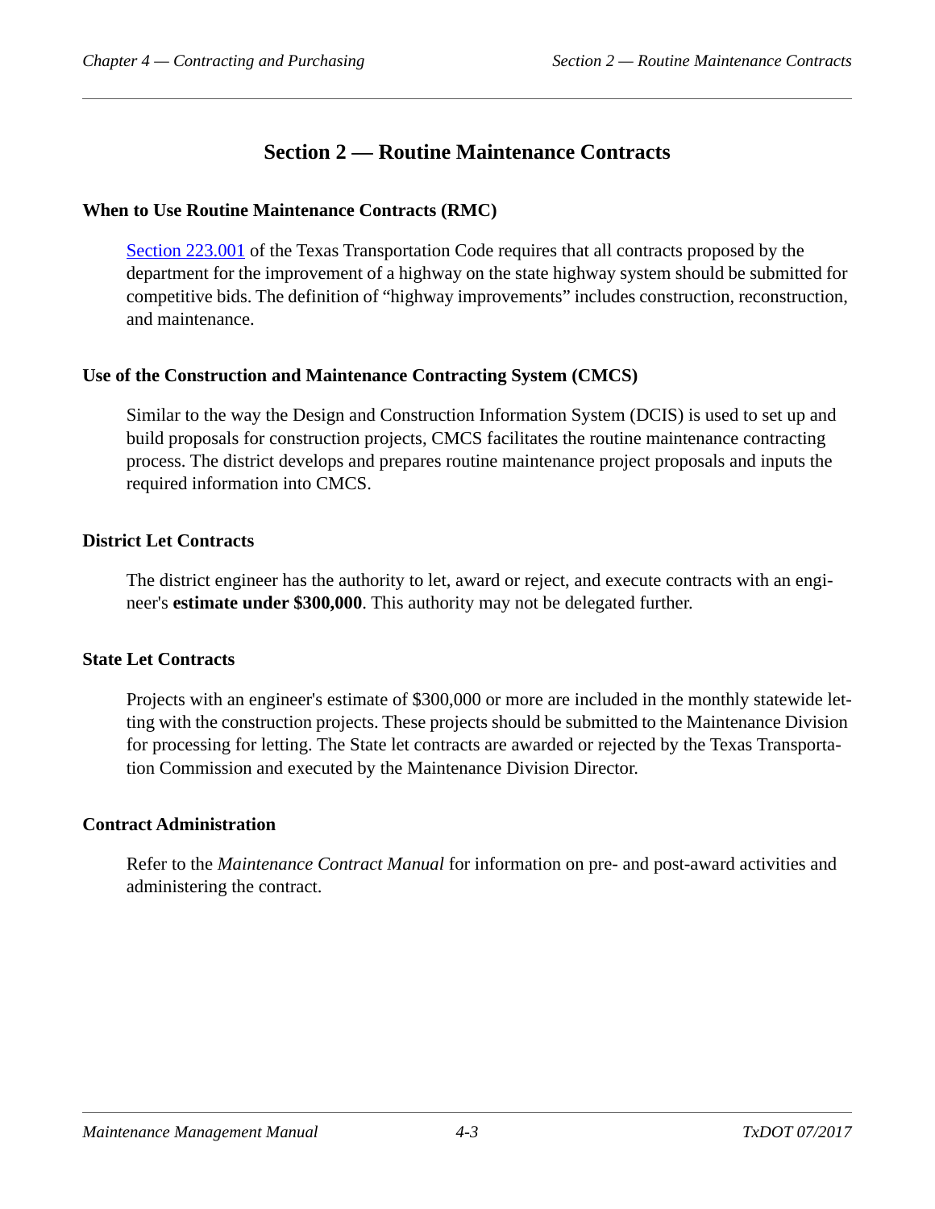# Section 2 — Routine Maintenance Contracts

### When to Use Routine Maintenance Contracts (RMC)

Section 223.001 of the Texas Transportation Code requires that all contracts proposed by the department for the improvement of a highway on the state highway system should be submitted for competitive bids. The definition of "highway improvements" includes construction, reconstruction, and maintenance.

### Use of the Construction and Maintenance Contracting System (CMCS)

Similar to the way the Design and Construction Information System (DCIS) is used to set up and build proposals for construction projects, CMCS facilitates the routine maintenance contracting process. The district develops and prepares routine maintenance project proposals and inputs the required information into CMCS.

### District Let Contracts

The district engineer has the authority to let, award or reject, and execute contracts with an engineer's **estimate under $300,000**. This authority may not be delegated further.

### State Let Contracts

Projects with an engineer's estimate of $300,000 or more are included in the monthly statewide letting with the construction projects. These projects should be submitted to the Maintenance Division for processing for letting. The State let contracts are awarded or rejected by the Texas Transportation Commission and executed by the Maintenance Division Director.

### Contract Administration

Refer to the *Maintenance Contract Manual* for information on pre- and post-award activities and administering the contract.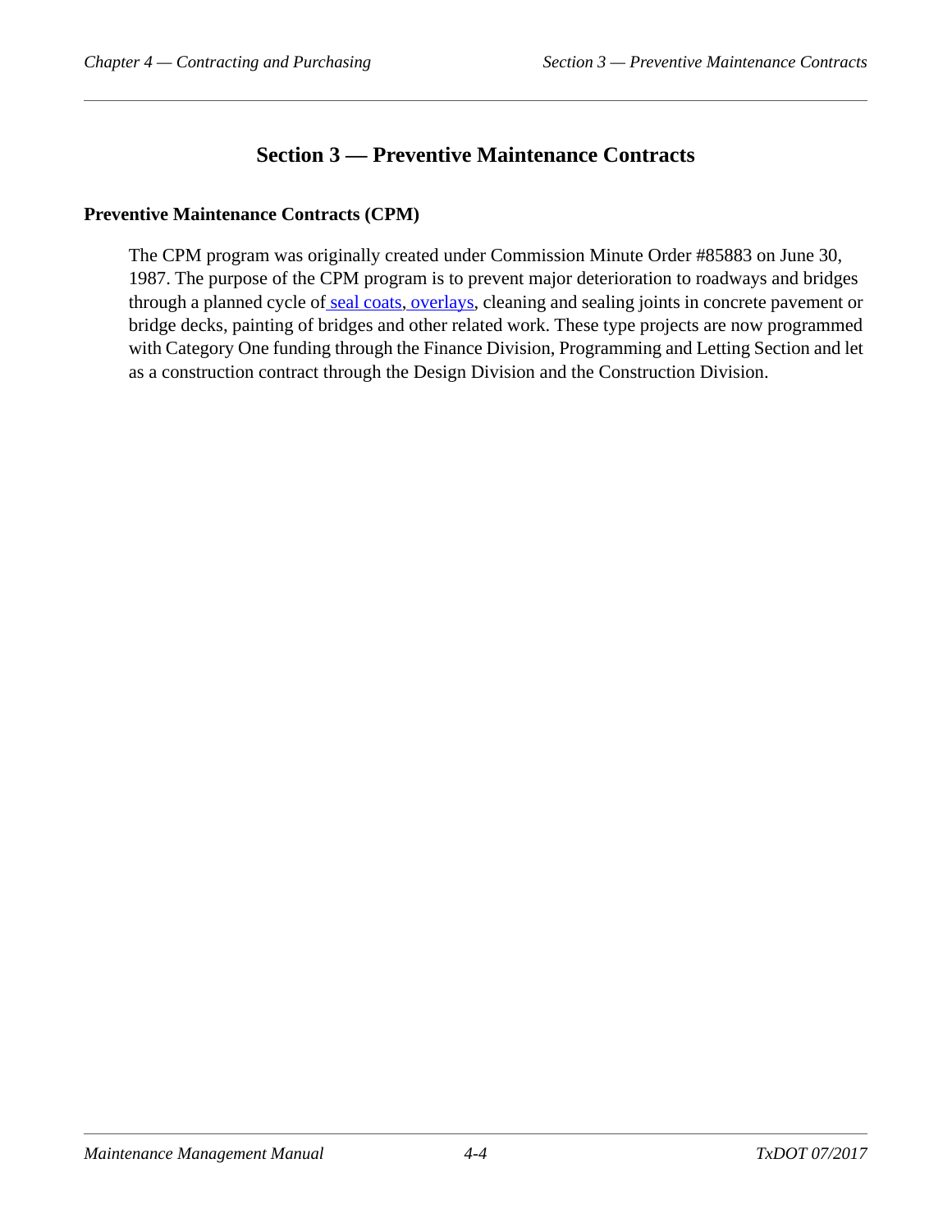# Section 3 — Preventive Maintenance Contracts

**Preventive Maintenance Contracts (CPM)**

The CPM program was originally created under Commission Minute Order #85883 on June 30, 1987. The purpose of the CPM program is to prevent major deterioration to roadways and bridges through a planned cycle of seal coats, overlays, cleaning and sealing joints in concrete pavement or bridge decks, painting of bridges and other related work. These type projects are now programmed with Category One funding through the Finance Division, Programming and Letting Section and let as a construction contract through the Design Division and the Construction Division.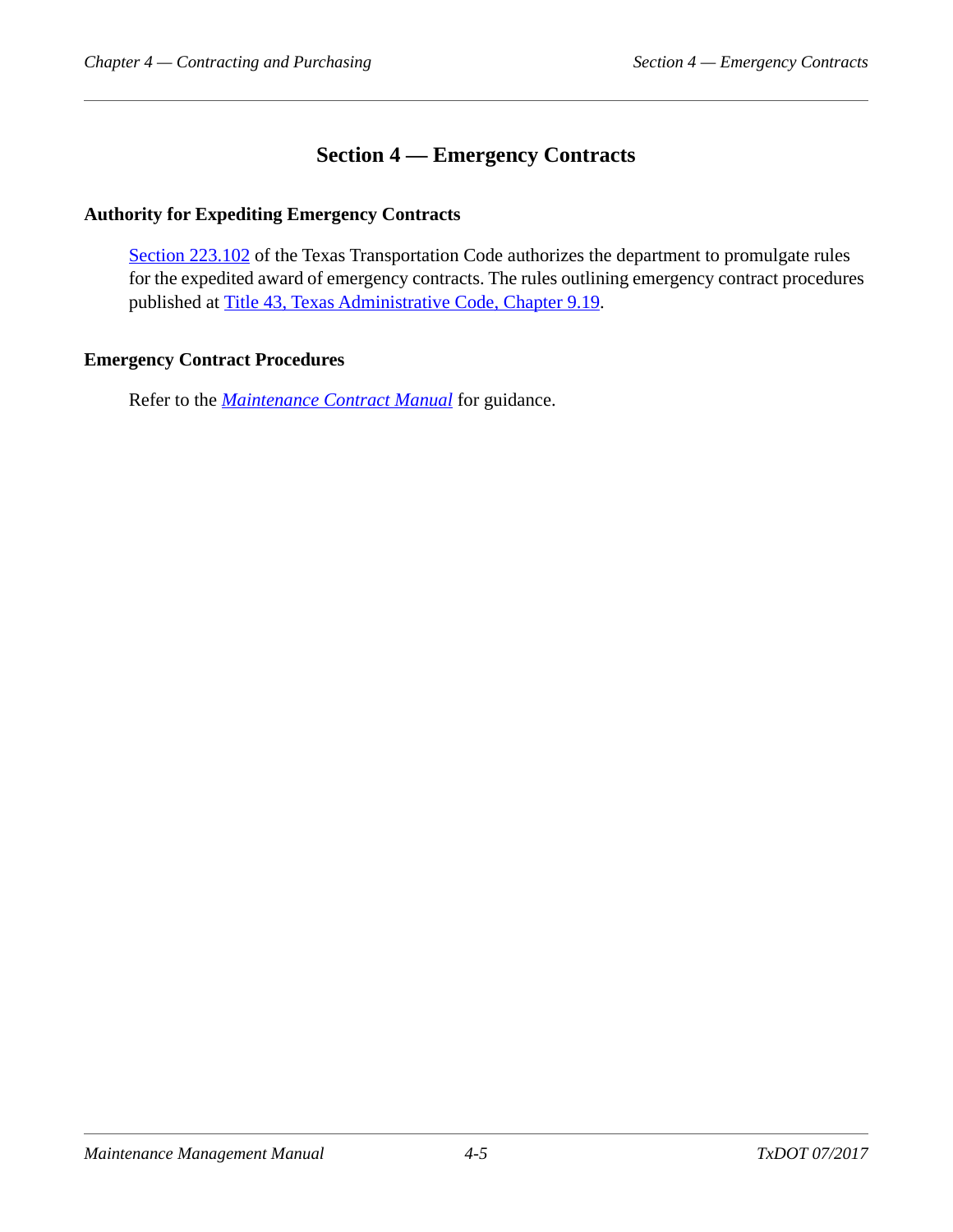# Section 4 — Emergency Contracts

## Authority for Expediting Emergency Contracts

Section 223.102 of the Texas Transportation Code authorizes the department to promulgate rules for the expedited award of emergency contracts. The rules outlining emergency contract procedures published at Title 43, Texas Administrative Code, Chapter 9.19.

## Emergency Contract Procedures

Refer to the *Maintenance Contract Manual* for guidance.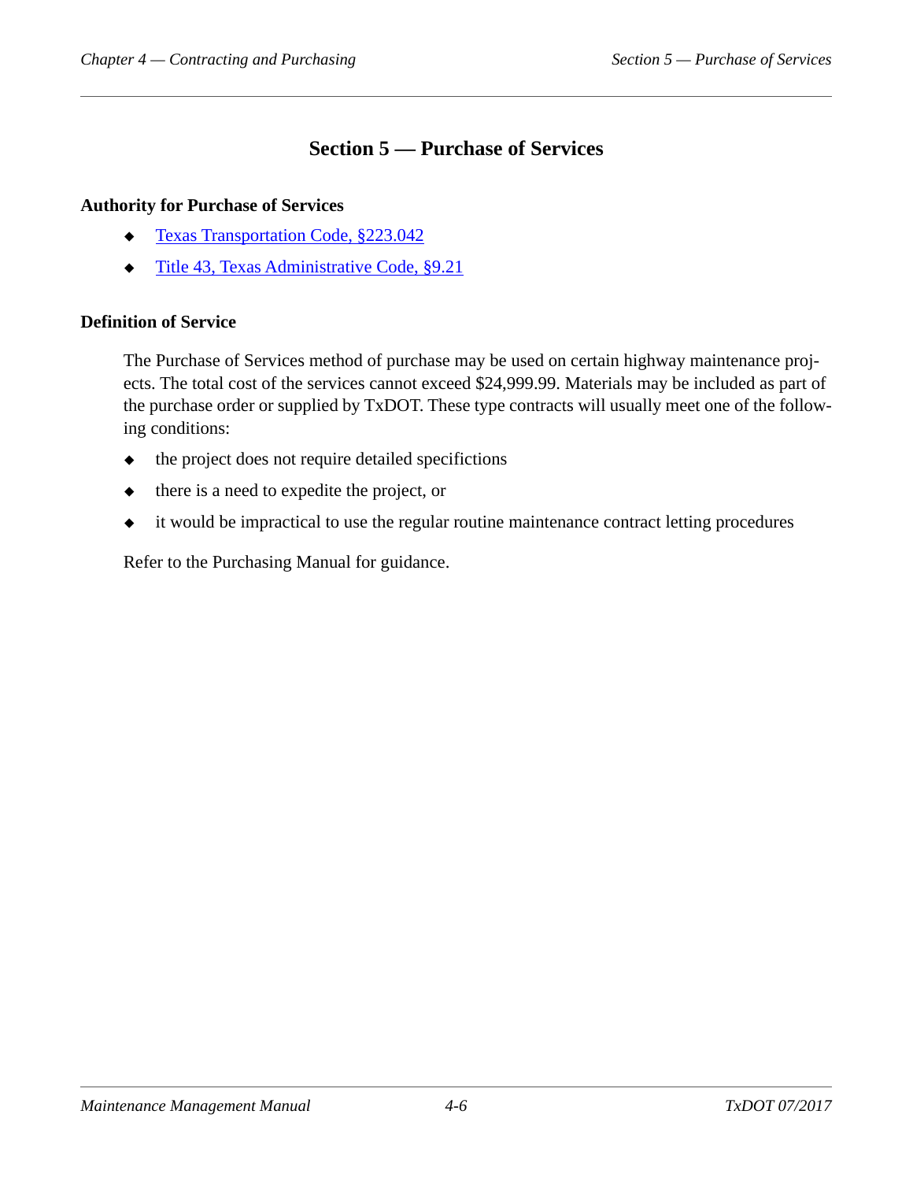# Section 5 — Purchase of Services

## Authority for Purchase of Services

- [Texas Transportation Code, §223.042]
- [Title 43, Texas Administrative Code, §9.21]

## Definition of Service

The Purchase of Services method of purchase may be used on certain highway maintenance projects. The total cost of the services cannot exceed $24,999.99. Materials may be included as part of the purchase order or supplied by TxDOT. These type contracts will usually meet one of the following conditions:

- the project does not require detailed specifictions
- there is a need to expedite the project, or
- it would be impractical to use the regular routine maintenance contract letting procedures

Refer to the Purchasing Manual for guidance.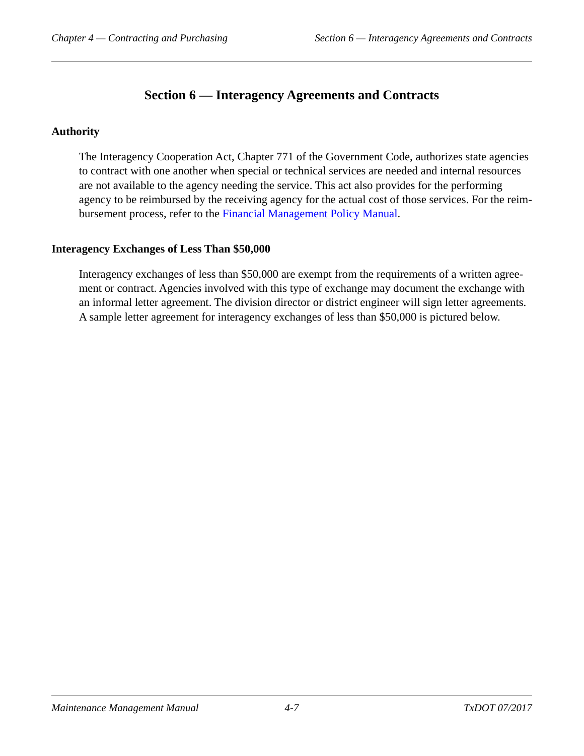# Section 6 — Interagency Agreements and Contracts

## Authority

The Interagency Cooperation Act, Chapter 771 of the Government Code, authorizes state agencies to contract with one another when special or technical services are needed and internal resources are not available to the agency needing the service. This act also provides for the performing agency to be reimbursed by the receiving agency for the actual cost of those services. For the reimbursement process, refer to the Financial Management Policy Manual.

## Interagency Exchanges of Less Than $50,000

Interagency exchanges of less than $50,000 are exempt from the requirements of a written agreement or contract. Agencies involved with this type of exchange may document the exchange with an informal letter agreement. The division director or district engineer will sign letter agreements. A sample letter agreement for interagency exchanges of less than $50,000 is pictured below.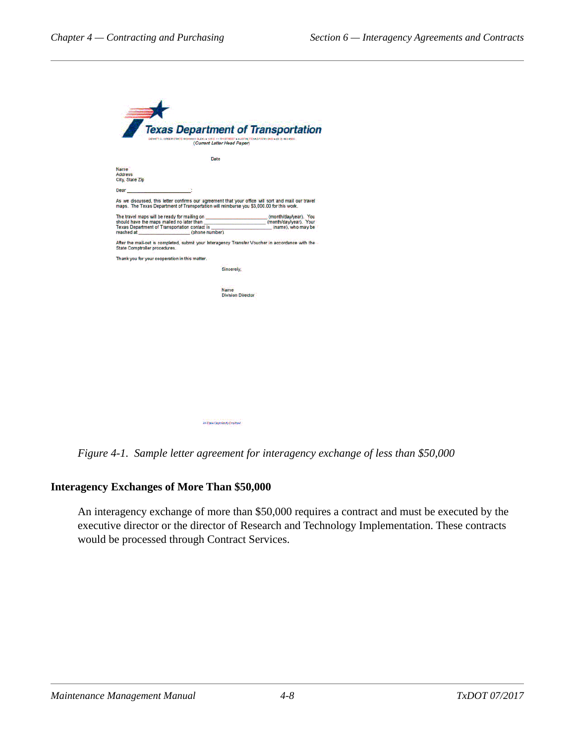**Texas Department of Transportation**

DEWITT C. GREER STATE HIGHWAY BLDG. • 125 E. 11TH STREET • AUSTIN, TEXAS 78701-2483 • (512) 463-8585

(Current Letter Head Paper)

Date

Name
Address
City, State Zip

Dear ______________________:

As we discussed, this letter confirms our agreement that your office will sort and mail our travel maps. The Texas Department of Transportation will reimburse you $3,000.00 for this work.

The travel maps will be ready for mailing on ____________________ (month/day/year). You should have the maps mailed no later than ____________________ (month/day/year). Your Texas Department of Transportation contact is ____________________ (name), who may be reached at ________________ (phone number).

After the mail-out is completed, submit your Interagency Transfer Voucher in accordance with the State Comptroller procedures.

Thank you for your cooperation in this matter.

Sincerely,

Name
Division Director

An Equal Opportunity Employer

*Figure 4-1. Sample letter agreement for interagency exchange of less than $50,000*

### Interagency Exchanges of More Than $50,000

An interagency exchange of more than $50,000 requires a contract and must be executed by the executive director or the director of Research and Technology Implementation. These contracts would be processed through Contract Services.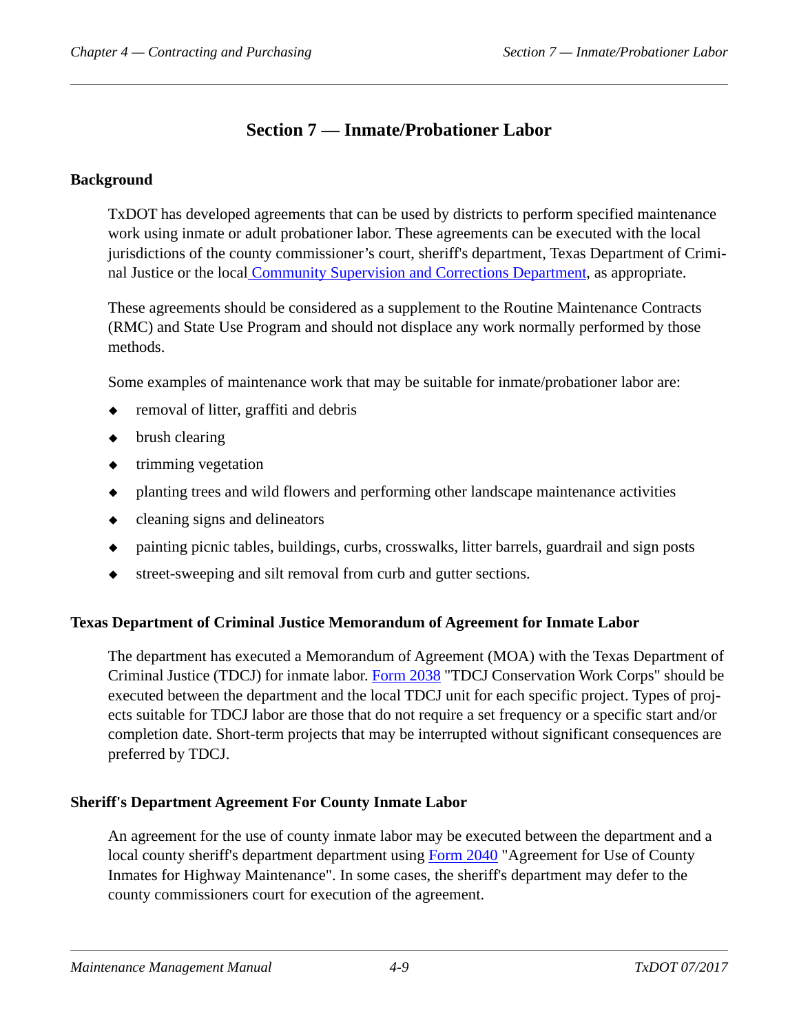# Section 7 — Inmate/Probationer Labor

## Background

TxDOT has developed agreements that can be used by districts to perform specified maintenance work using inmate or adult probationer labor. These agreements can be executed with the local jurisdictions of the county commissioner's court, sheriff's department, Texas Department of Criminal Justice or the local Community Supervision and Corrections Department, as appropriate.

These agreements should be considered as a supplement to the Routine Maintenance Contracts (RMC) and State Use Program and should not displace any work normally performed by those methods.

Some examples of maintenance work that may be suitable for inmate/probationer labor are:

- removal of litter, graffiti and debris
- brush clearing
- trimming vegetation
- planting trees and wild flowers and performing other landscape maintenance activities
- cleaning signs and delineators
- painting picnic tables, buildings, curbs, crosswalks, litter barrels, guardrail and sign posts
- street-sweeping and silt removal from curb and gutter sections.

## Texas Department of Criminal Justice Memorandum of Agreement for Inmate Labor

The department has executed a Memorandum of Agreement (MOA) with the Texas Department of Criminal Justice (TDCJ) for inmate labor. Form 2038 "TDCJ Conservation Work Corps" should be executed between the department and the local TDCJ unit for each specific project. Types of projects suitable for TDCJ labor are those that do not require a set frequency or a specific start and/or completion date. Short-term projects that may be interrupted without significant consequences are preferred by TDCJ.

## Sheriff's Department Agreement For County Inmate Labor

An agreement for the use of county inmate labor may be executed between the department and a local county sheriff's department department using Form 2040 "Agreement for Use of County Inmates for Highway Maintenance". In some cases, the sheriff's department may defer to the county commissioners court for execution of the agreement.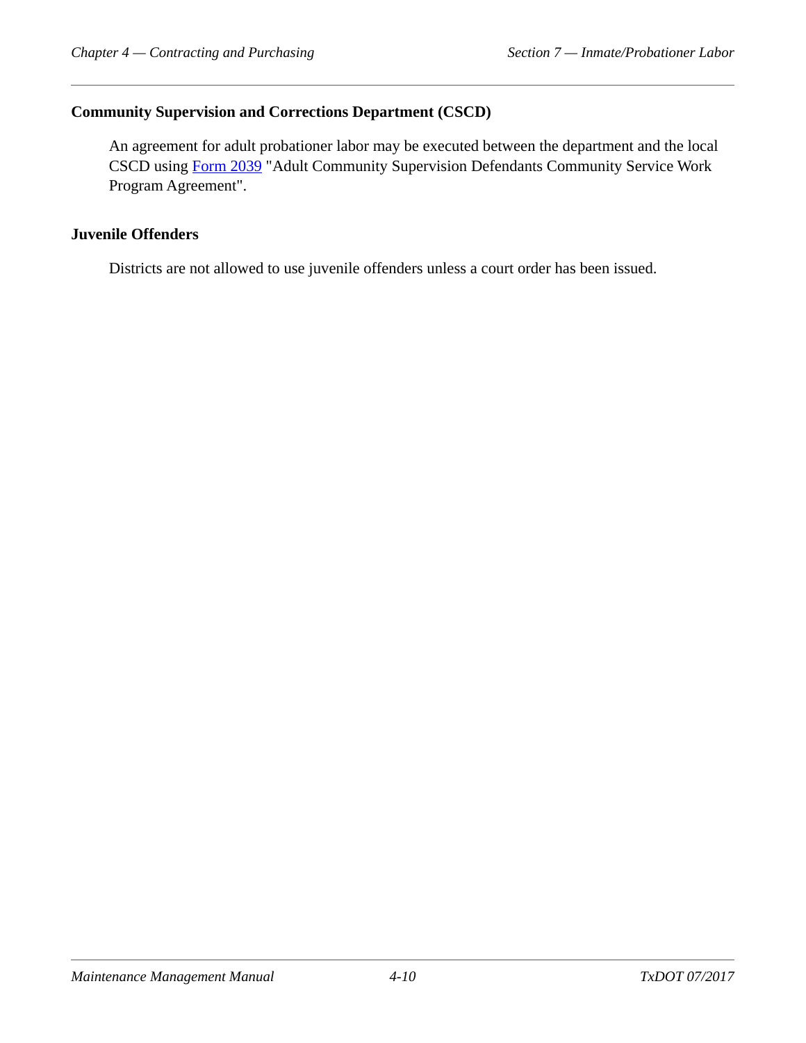### Community Supervision and Corrections Department (CSCD)

An agreement for adult probationer labor may be executed between the department and the local CSCD using Form 2039 "Adult Community Supervision Defendants Community Service Work Program Agreement".

### Juvenile Offenders

Districts are not allowed to use juvenile offenders unless a court order has been issued.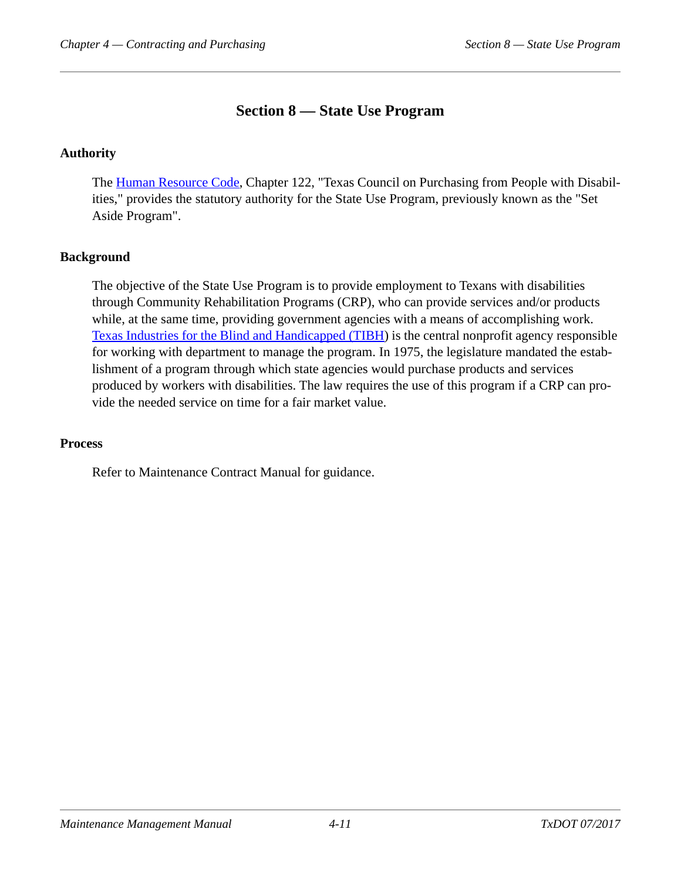# Section 8 — State Use Program

## Authority

The Human Resource Code, Chapter 122, "Texas Council on Purchasing from People with Disabilities," provides the statutory authority for the State Use Program, previously known as the "Set Aside Program".

## Background

The objective of the State Use Program is to provide employment to Texans with disabilities through Community Rehabilitation Programs (CRP), who can provide services and/or products while, at the same time, providing government agencies with a means of accomplishing work. Texas Industries for the Blind and Handicapped (TIBH) is the central nonprofit agency responsible for working with department to manage the program. In 1975, the legislature mandated the establishment of a program through which state agencies would purchase products and services produced by workers with disabilities. The law requires the use of this program if a CRP can provide the needed service on time for a fair market value.

## Process

Refer to Maintenance Contract Manual for guidance.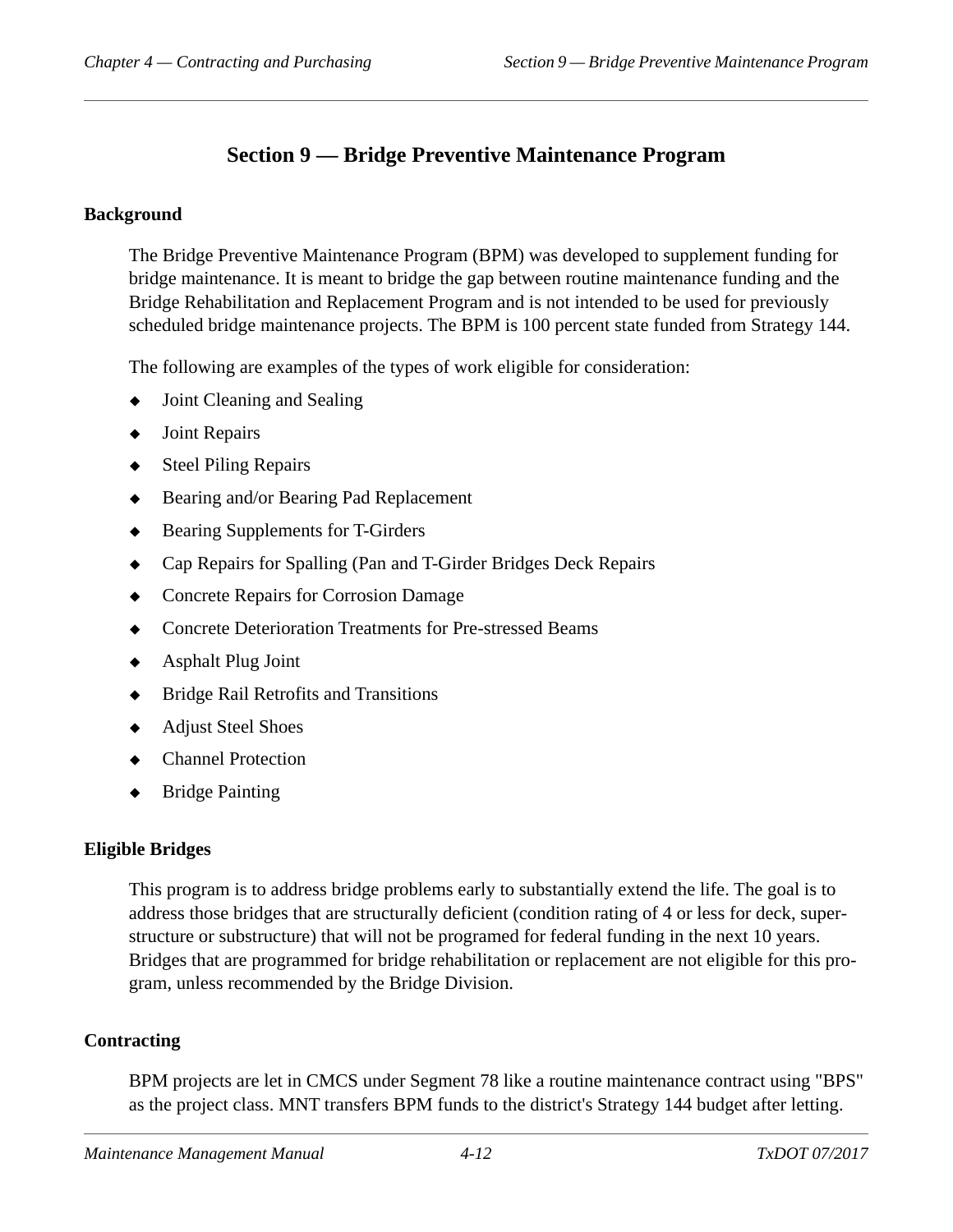# Section 9 — Bridge Preventive Maintenance Program

## Background

The Bridge Preventive Maintenance Program (BPM) was developed to supplement funding for bridge maintenance. It is meant to bridge the gap between routine maintenance funding and the Bridge Rehabilitation and Replacement Program and is not intended to be used for previously scheduled bridge maintenance projects. The BPM is 100 percent state funded from Strategy 144.

The following are examples of the types of work eligible for consideration:

- Joint Cleaning and Sealing
- Joint Repairs
- Steel Piling Repairs
- Bearing and/or Bearing Pad Replacement
- Bearing Supplements for T-Girders
- Cap Repairs for Spalling (Pan and T-Girder Bridges Deck Repairs
- Concrete Repairs for Corrosion Damage
- Concrete Deterioration Treatments for Pre-stressed Beams
- Asphalt Plug Joint
- Bridge Rail Retrofits and Transitions
- Adjust Steel Shoes
- Channel Protection
- Bridge Painting

## Eligible Bridges

This program is to address bridge problems early to substantially extend the life. The goal is to address those bridges that are structurally deficient (condition rating of 4 or less for deck, super-structure or substructure) that will not be programed for federal funding in the next 10 years. Bridges that are programmed for bridge rehabilitation or replacement are not eligible for this program, unless recommended by the Bridge Division.

## Contracting

BPM projects are let in CMCS under Segment 78 like a routine maintenance contract using "BPS" as the project class. MNT transfers BPM funds to the district's Strategy 144 budget after letting.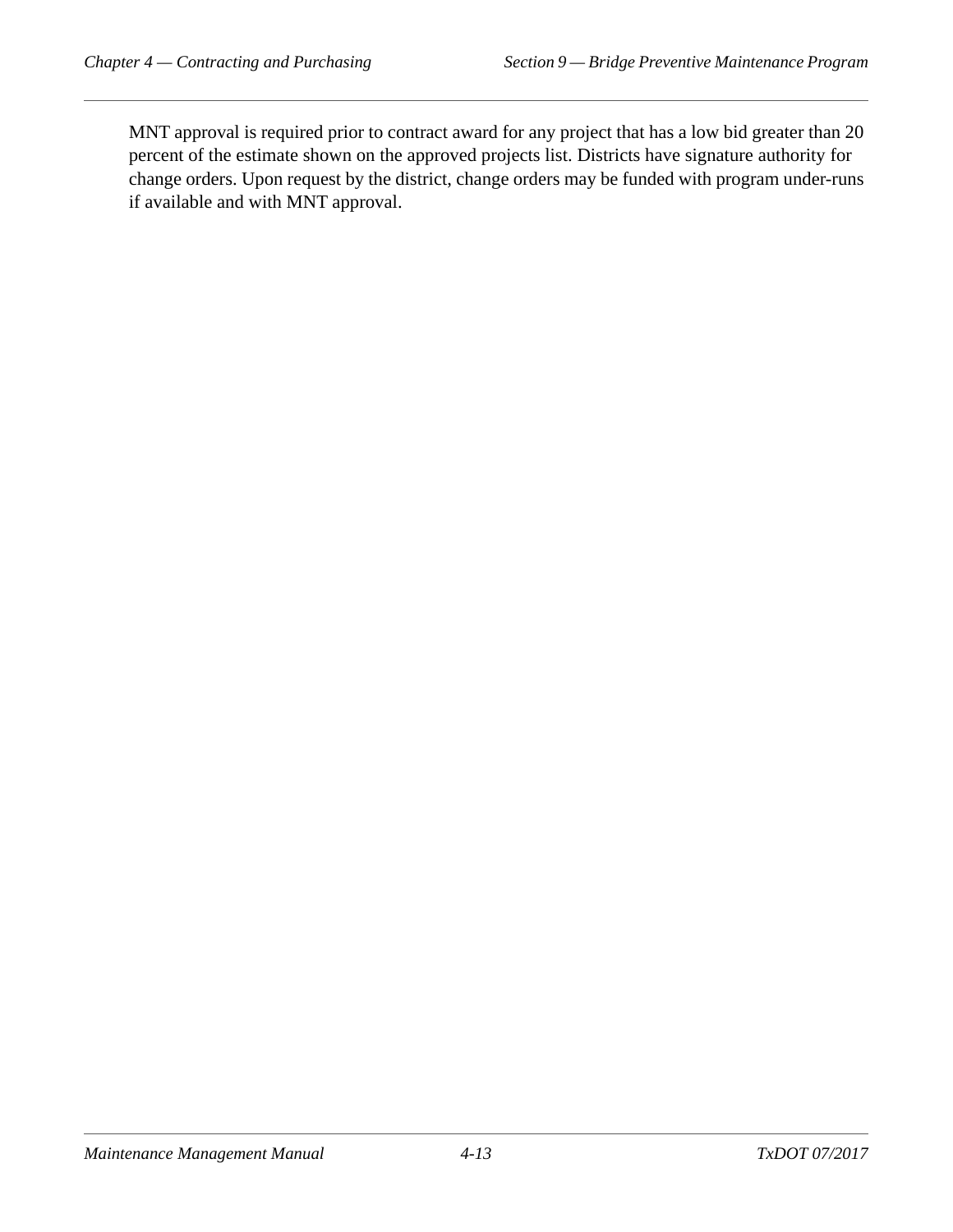MNT approval is required prior to contract award for any project that has a low bid greater than 20 percent of the estimate shown on the approved projects list. Districts have signature authority for change orders. Upon request by the district, change orders may be funded with program under-runs if available and with MNT approval.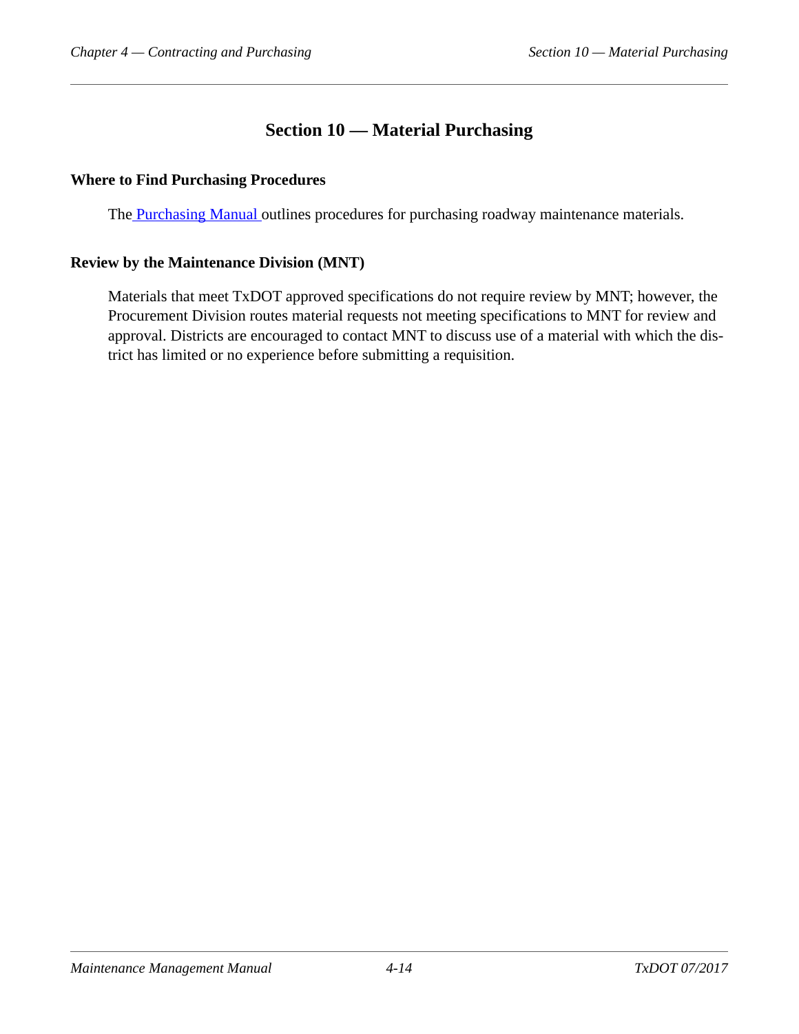# Section 10 — Material Purchasing

### Where to Find Purchasing Procedures

The Purchasing Manual outlines procedures for purchasing roadway maintenance materials.

### Review by the Maintenance Division (MNT)

Materials that meet TxDOT approved specifications do not require review by MNT; however, the Procurement Division routes material requests not meeting specifications to MNT for review and approval. Districts are encouraged to contact MNT to discuss use of a material with which the district has limited or no experience before submitting a requisition.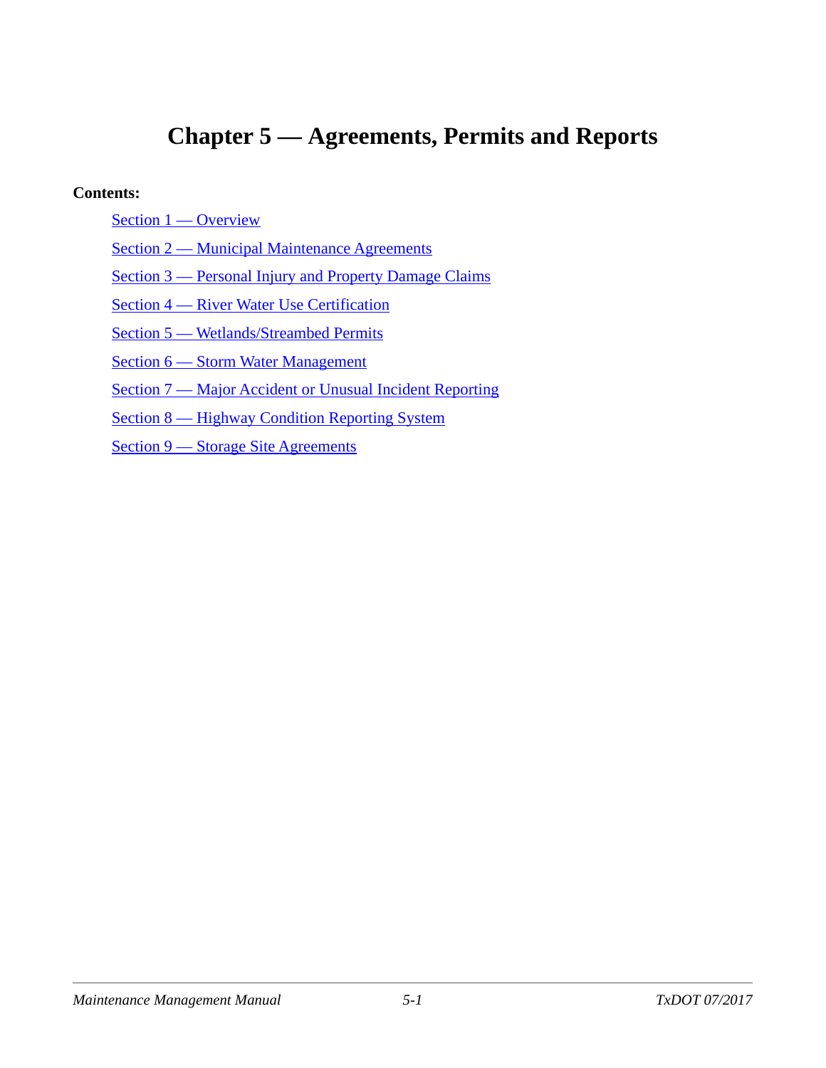# Chapter 5 — Agreements, Permits and Reports

**Contents:**

- Section 1 — Overview
- Section 2 — Municipal Maintenance Agreements
- Section 3 — Personal Injury and Property Damage Claims
- Section 4 — River Water Use Certification
- Section 5 — Wetlands/Streambed Permits
- Section 6 — Storm Water Management
- Section 7 — Major Accident or Unusual Incident Reporting
- Section 8 — Highway Condition Reporting System
- Section 9 — Storage Site Agreements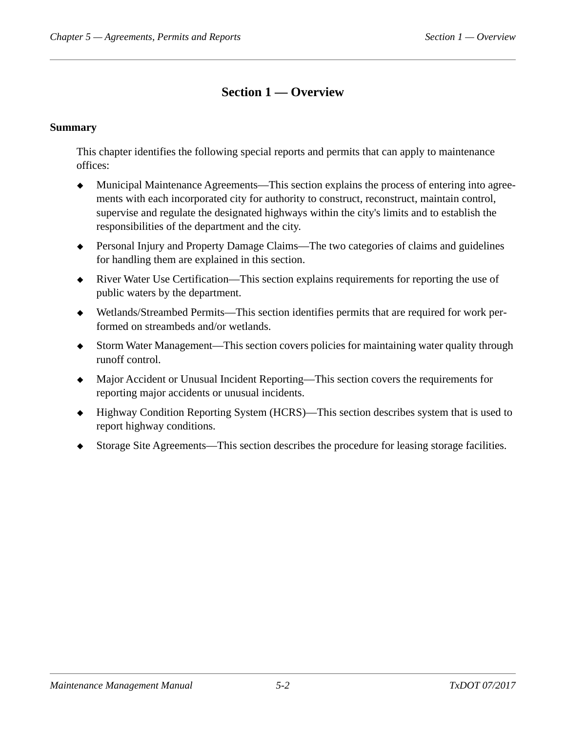# Section 1 — Overview

**Summary**

This chapter identifies the following special reports and permits that can apply to maintenance offices:

- Municipal Maintenance Agreements—This section explains the process of entering into agreements with each incorporated city for authority to construct, reconstruct, maintain control, supervise and regulate the designated highways within the city's limits and to establish the responsibilities of the department and the city.
- Personal Injury and Property Damage Claims—The two categories of claims and guidelines for handling them are explained in this section.
- River Water Use Certification—This section explains requirements for reporting the use of public waters by the department.
- Wetlands/Streambed Permits—This section identifies permits that are required for work performed on streambeds and/or wetlands.
- Storm Water Management—This section covers policies for maintaining water quality through runoff control.
- Major Accident or Unusual Incident Reporting—This section covers the requirements for reporting major accidents or unusual incidents.
- Highway Condition Reporting System (HCRS)—This section describes system that is used to report highway conditions.
- Storage Site Agreements—This section describes the procedure for leasing storage facilities.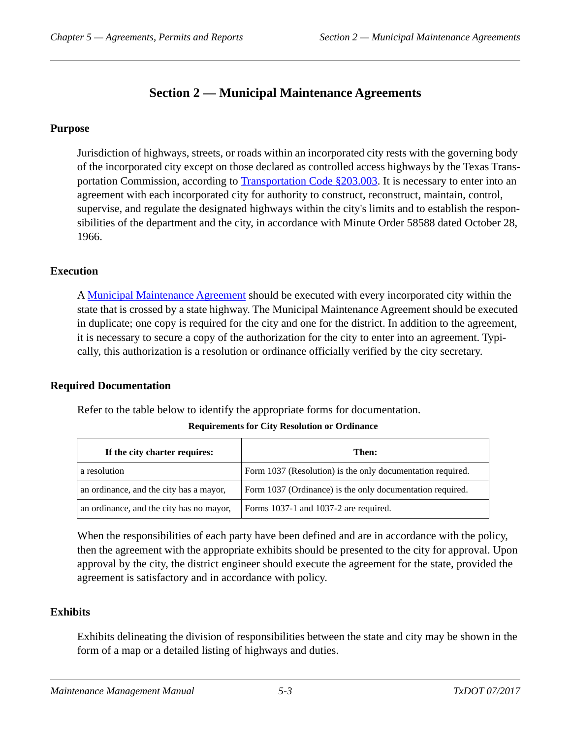# Section 2 — Municipal Maintenance Agreements

## Purpose

Jurisdiction of highways, streets, or roads within an incorporated city rests with the governing body of the incorporated city except on those declared as controlled access highways by the Texas Transportation Commission, according to Transportation Code §203.003. It is necessary to enter into an agreement with each incorporated city for authority to construct, reconstruct, maintain, control, supervise, and regulate the designated highways within the city's limits and to establish the responsibilities of the department and the city, in accordance with Minute Order 58588 dated October 28, 1966.

## Execution

A Municipal Maintenance Agreement should be executed with every incorporated city within the state that is crossed by a state highway. The Municipal Maintenance Agreement should be executed in duplicate; one copy is required for the city and one for the district. In addition to the agreement, it is necessary to secure a copy of the authorization for the city to enter into an agreement. Typically, this authorization is a resolution or ordinance officially verified by the city secretary.

## Required Documentation

Refer to the table below to identify the appropriate forms for documentation.

**Requirements for City Resolution or Ordinance**

| If the city charter requires: | Then: |
|---|---|
| a resolution | Form 1037 (Resolution) is the only documentation required. |
| an ordinance, and the city has a mayor, | Form 1037 (Ordinance) is the only documentation required. |
| an ordinance, and the city has no mayor, | Forms 1037-1 and 1037-2 are required. |

When the responsibilities of each party have been defined and are in accordance with the policy, then the agreement with the appropriate exhibits should be presented to the city for approval. Upon approval by the city, the district engineer should execute the agreement for the state, provided the agreement is satisfactory and in accordance with policy.

## Exhibits

Exhibits delineating the division of responsibilities between the state and city may be shown in the form of a map or a detailed listing of highways and duties.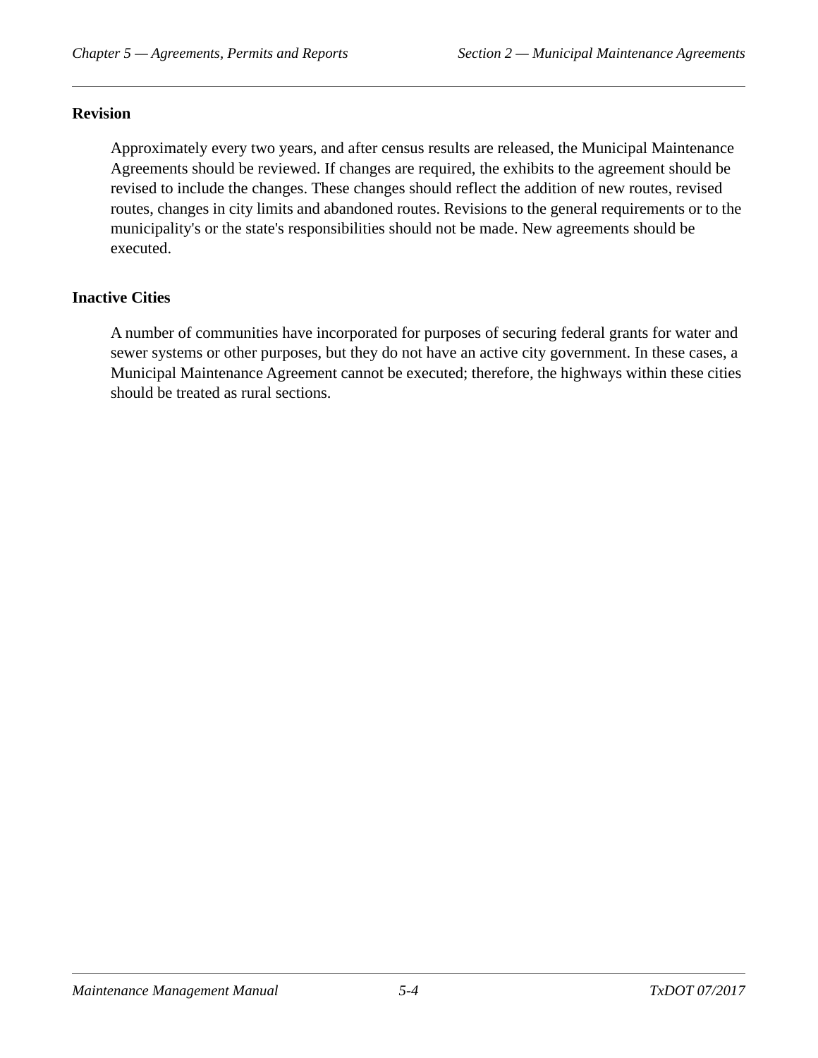### Revision

Approximately every two years, and after census results are released, the Municipal Maintenance Agreements should be reviewed. If changes are required, the exhibits to the agreement should be revised to include the changes. These changes should reflect the addition of new routes, revised routes, changes in city limits and abandoned routes. Revisions to the general requirements or to the municipality's or the state's responsibilities should not be made. New agreements should be executed.

### Inactive Cities

A number of communities have incorporated for purposes of securing federal grants for water and sewer systems or other purposes, but they do not have an active city government. In these cases, a Municipal Maintenance Agreement cannot be executed; therefore, the highways within these cities should be treated as rural sections.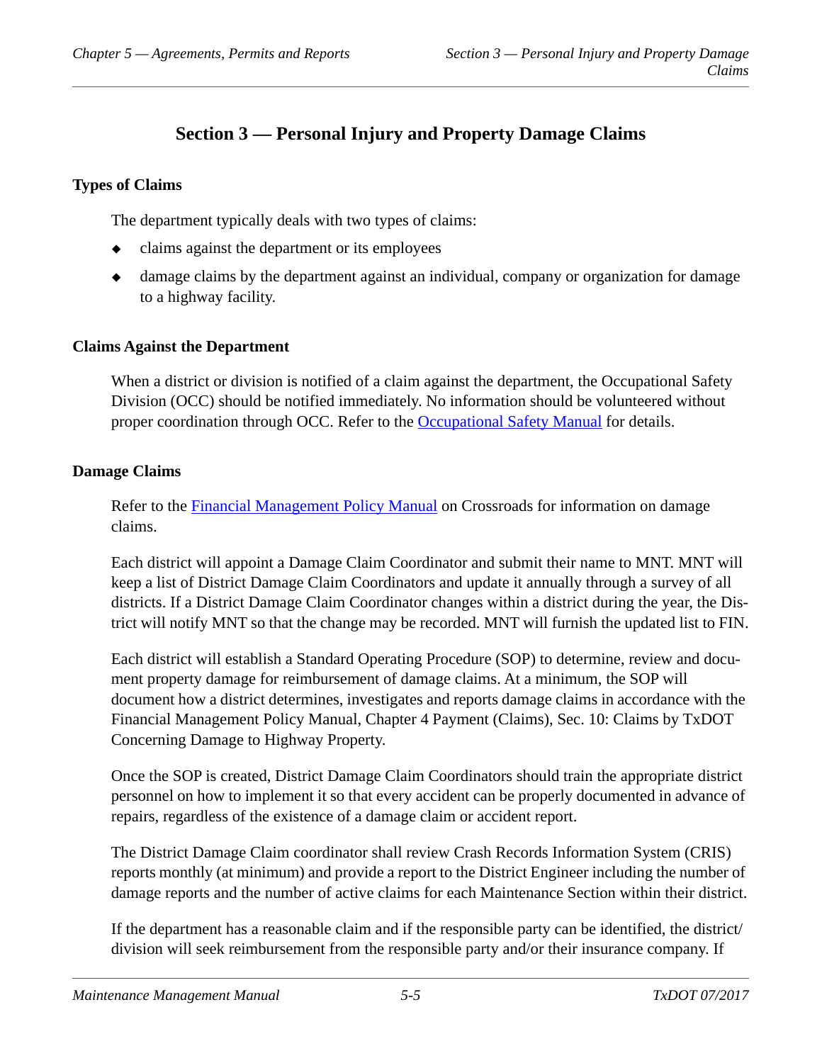# Section 3 — Personal Injury and Property Damage Claims

## Types of Claims

The department typically deals with two types of claims:

- claims against the department or its employees
- damage claims by the department against an individual, company or organization for damage to a highway facility.

## Claims Against the Department

When a district or division is notified of a claim against the department, the Occupational Safety Division (OCC) should be notified immediately. No information should be volunteered without proper coordination through OCC. Refer to the Occupational Safety Manual for details.

## Damage Claims

Refer to the Financial Management Policy Manual on Crossroads for information on damage claims.

Each district will appoint a Damage Claim Coordinator and submit their name to MNT. MNT will keep a list of District Damage Claim Coordinators and update it annually through a survey of all districts. If a District Damage Claim Coordinator changes within a district during the year, the District will notify MNT so that the change may be recorded. MNT will furnish the updated list to FIN.

Each district will establish a Standard Operating Procedure (SOP) to determine, review and document property damage for reimbursement of damage claims. At a minimum, the SOP will document how a district determines, investigates and reports damage claims in accordance with the Financial Management Policy Manual, Chapter 4 Payment (Claims), Sec. 10: Claims by TxDOT Concerning Damage to Highway Property.

Once the SOP is created, District Damage Claim Coordinators should train the appropriate district personnel on how to implement it so that every accident can be properly documented in advance of repairs, regardless of the existence of a damage claim or accident report.

The District Damage Claim coordinator shall review Crash Records Information System (CRIS) reports monthly (at minimum) and provide a report to the District Engineer including the number of damage reports and the number of active claims for each Maintenance Section within their district.

If the department has a reasonable claim and if the responsible party can be identified, the district/division will seek reimbursement from the responsible party and/or their insurance company. If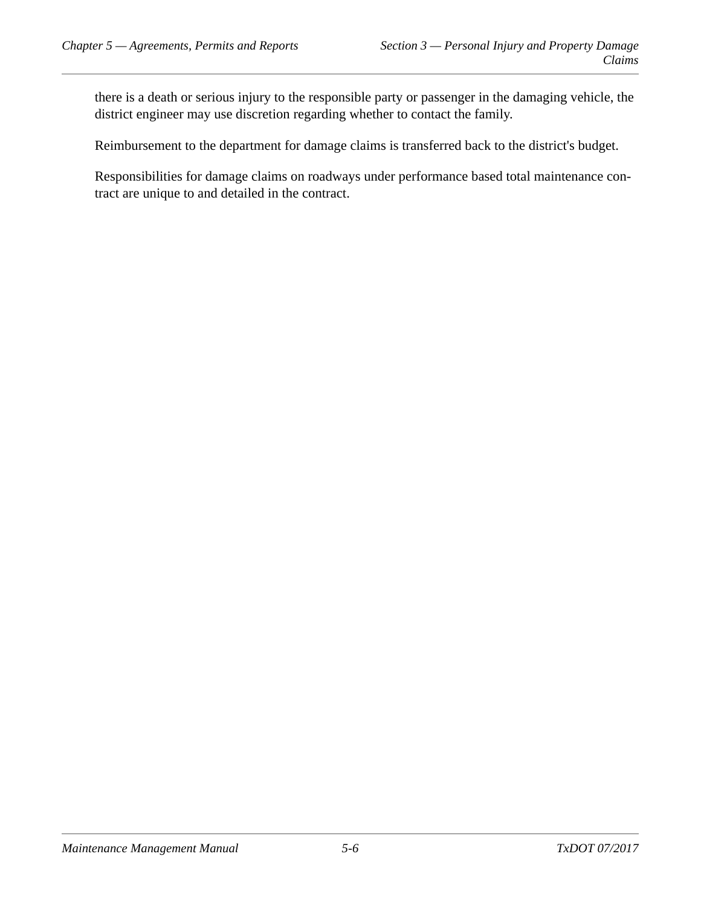there is a death or serious injury to the responsible party or passenger in the damaging vehicle, the district engineer may use discretion regarding whether to contact the family.

Reimbursement to the department for damage claims is transferred back to the district's budget.

Responsibilities for damage claims on roadways under performance based total maintenance contract are unique to and detailed in the contract.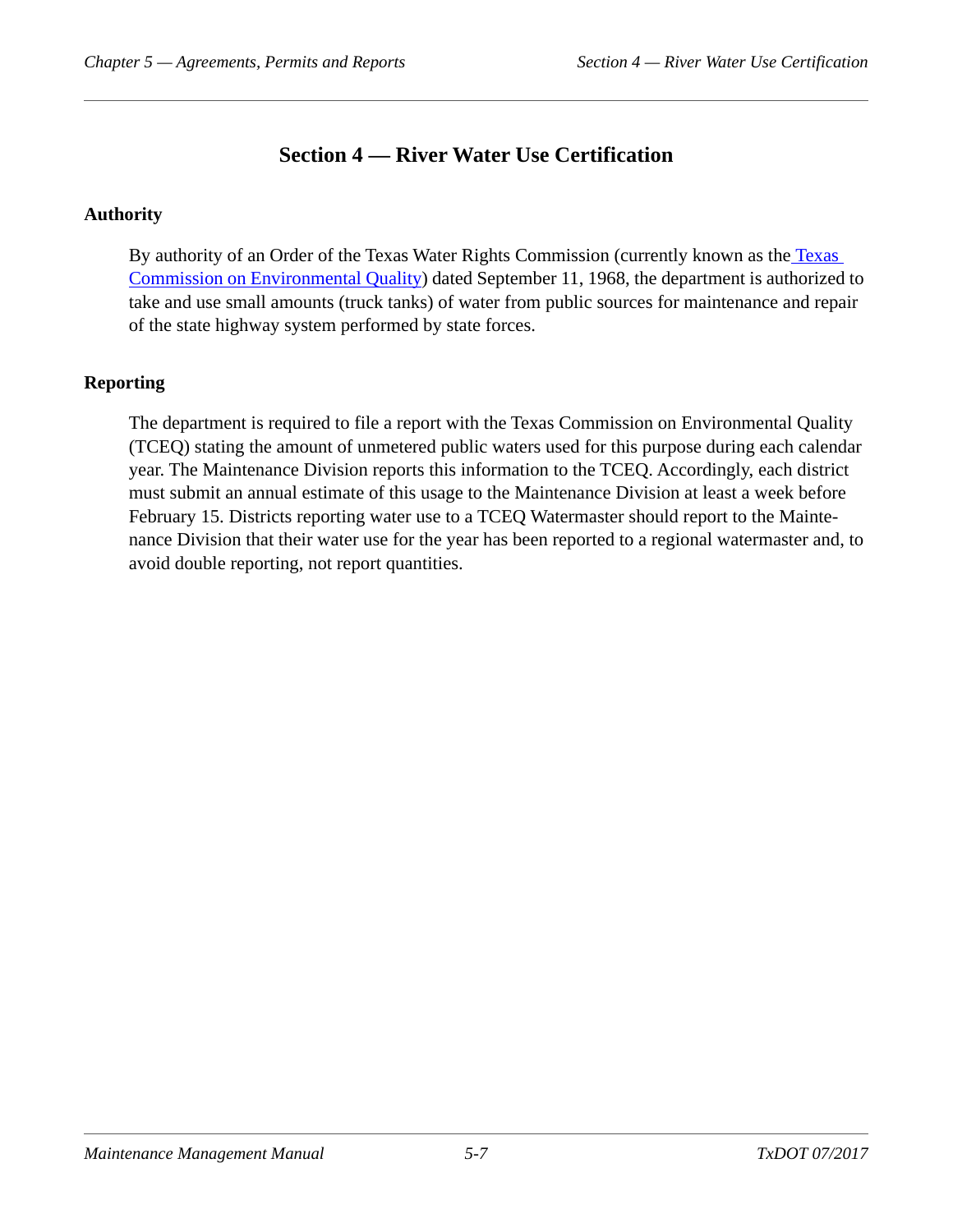# Section 4 — River Water Use Certification

## Authority

By authority of an Order of the Texas Water Rights Commission (currently known as the Texas Commission on Environmental Quality) dated September 11, 1968, the department is authorized to take and use small amounts (truck tanks) of water from public sources for maintenance and repair of the state highway system performed by state forces.

## Reporting

The department is required to file a report with the Texas Commission on Environmental Quality (TCEQ) stating the amount of unmetered public waters used for this purpose during each calendar year. The Maintenance Division reports this information to the TCEQ. Accordingly, each district must submit an annual estimate of this usage to the Maintenance Division at least a week before February 15. Districts reporting water use to a TCEQ Watermaster should report to the Maintenance Division that their water use for the year has been reported to a regional watermaster and, to avoid double reporting, not report quantities.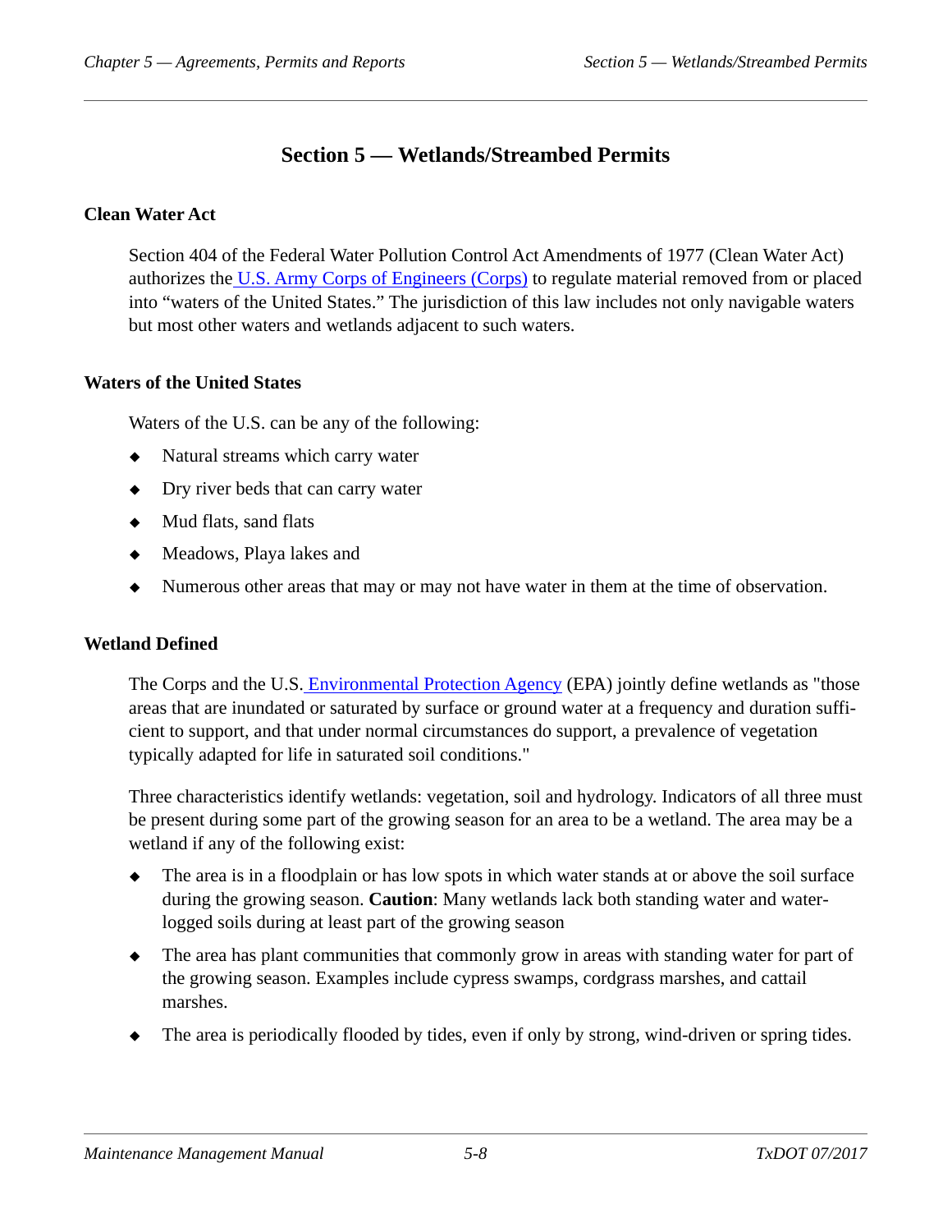# Section 5 — Wetlands/Streambed Permits

## Clean Water Act

Section 404 of the Federal Water Pollution Control Act Amendments of 1977 (Clean Water Act) authorizes the U.S. Army Corps of Engineers (Corps) to regulate material removed from or placed into "waters of the United States." The jurisdiction of this law includes not only navigable waters but most other waters and wetlands adjacent to such waters.

## Waters of the United States

Waters of the U.S. can be any of the following:

- Natural streams which carry water
- Dry river beds that can carry water
- Mud flats, sand flats
- Meadows, Playa lakes and
- Numerous other areas that may or may not have water in them at the time of observation.

## Wetland Defined

The Corps and the U.S. Environmental Protection Agency (EPA) jointly define wetlands as "those areas that are inundated or saturated by surface or ground water at a frequency and duration sufficient to support, and that under normal circumstances do support, a prevalence of vegetation typically adapted for life in saturated soil conditions."

Three characteristics identify wetlands: vegetation, soil and hydrology. Indicators of all three must be present during some part of the growing season for an area to be a wetland. The area may be a wetland if any of the following exist:

- The area is in a floodplain or has low spots in which water stands at or above the soil surface during the growing season. **Caution**: Many wetlands lack both standing water and water-logged soils during at least part of the growing season
- The area has plant communities that commonly grow in areas with standing water for part of the growing season. Examples include cypress swamps, cordgrass marshes, and cattail marshes.
- The area is periodically flooded by tides, even if only by strong, wind-driven or spring tides.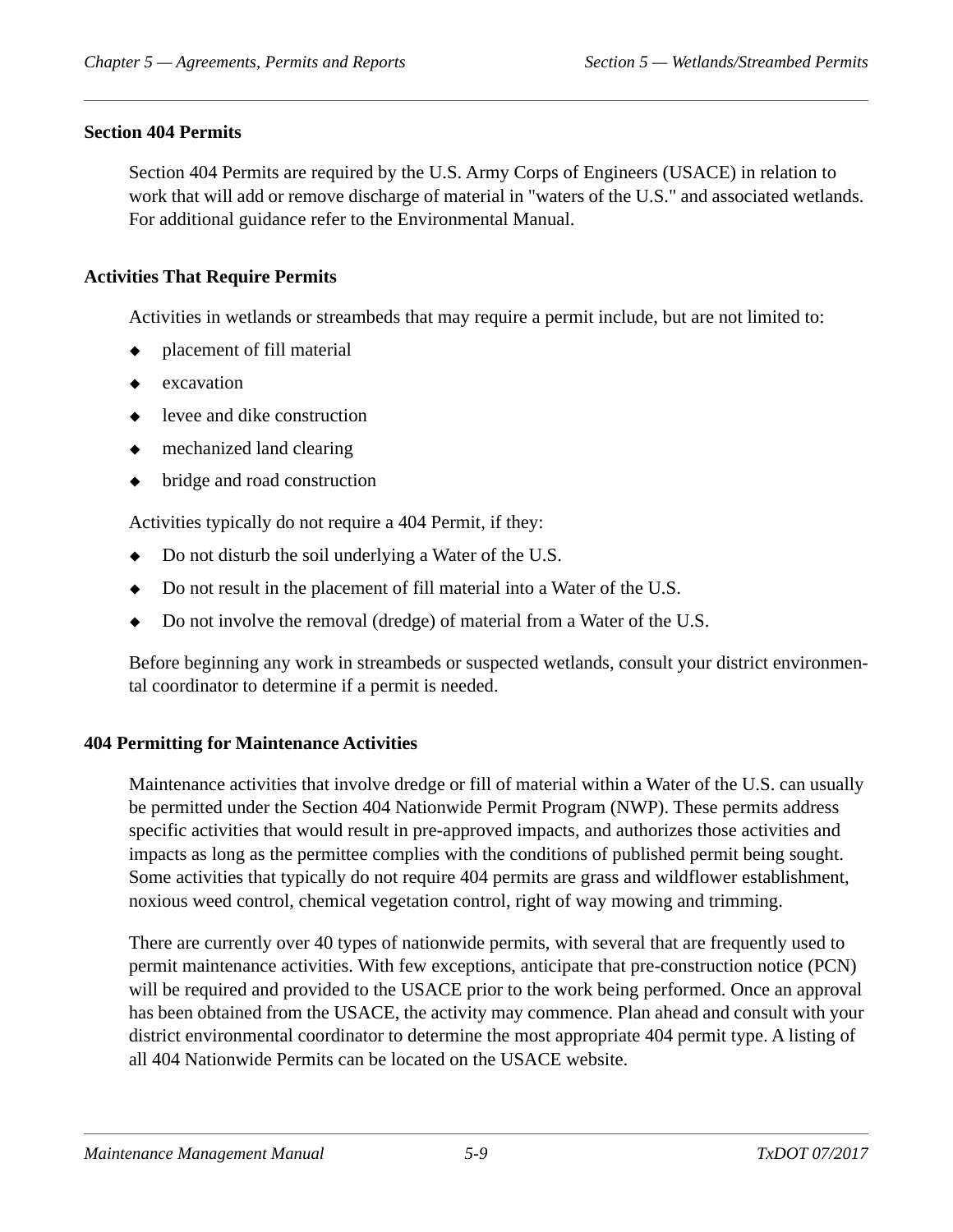## Section 404 Permits

Section 404 Permits are required by the U.S. Army Corps of Engineers (USACE) in relation to work that will add or remove discharge of material in "waters of the U.S." and associated wetlands. For additional guidance refer to the Environmental Manual.

## Activities That Require Permits

Activities in wetlands or streambeds that may require a permit include, but are not limited to:

- placement of fill material
- excavation
- levee and dike construction
- mechanized land clearing
- bridge and road construction

Activities typically do not require a 404 Permit, if they:

- Do not disturb the soil underlying a Water of the U.S.
- Do not result in the placement of fill material into a Water of the U.S.
- Do not involve the removal (dredge) of material from a Water of the U.S.

Before beginning any work in streambeds or suspected wetlands, consult your district environmental coordinator to determine if a permit is needed.

## 404 Permitting for Maintenance Activities

Maintenance activities that involve dredge or fill of material within a Water of the U.S. can usually be permitted under the Section 404 Nationwide Permit Program (NWP). These permits address specific activities that would result in pre-approved impacts, and authorizes those activities and impacts as long as the permittee complies with the conditions of published permit being sought. Some activities that typically do not require 404 permits are grass and wildflower establishment, noxious weed control, chemical vegetation control, right of way mowing and trimming.

There are currently over 40 types of nationwide permits, with several that are frequently used to permit maintenance activities. With few exceptions, anticipate that pre-construction notice (PCN) will be required and provided to the USACE prior to the work being performed. Once an approval has been obtained from the USACE, the activity may commence. Plan ahead and consult with your district environmental coordinator to determine the most appropriate 404 permit type. A listing of all 404 Nationwide Permits can be located on the USACE website.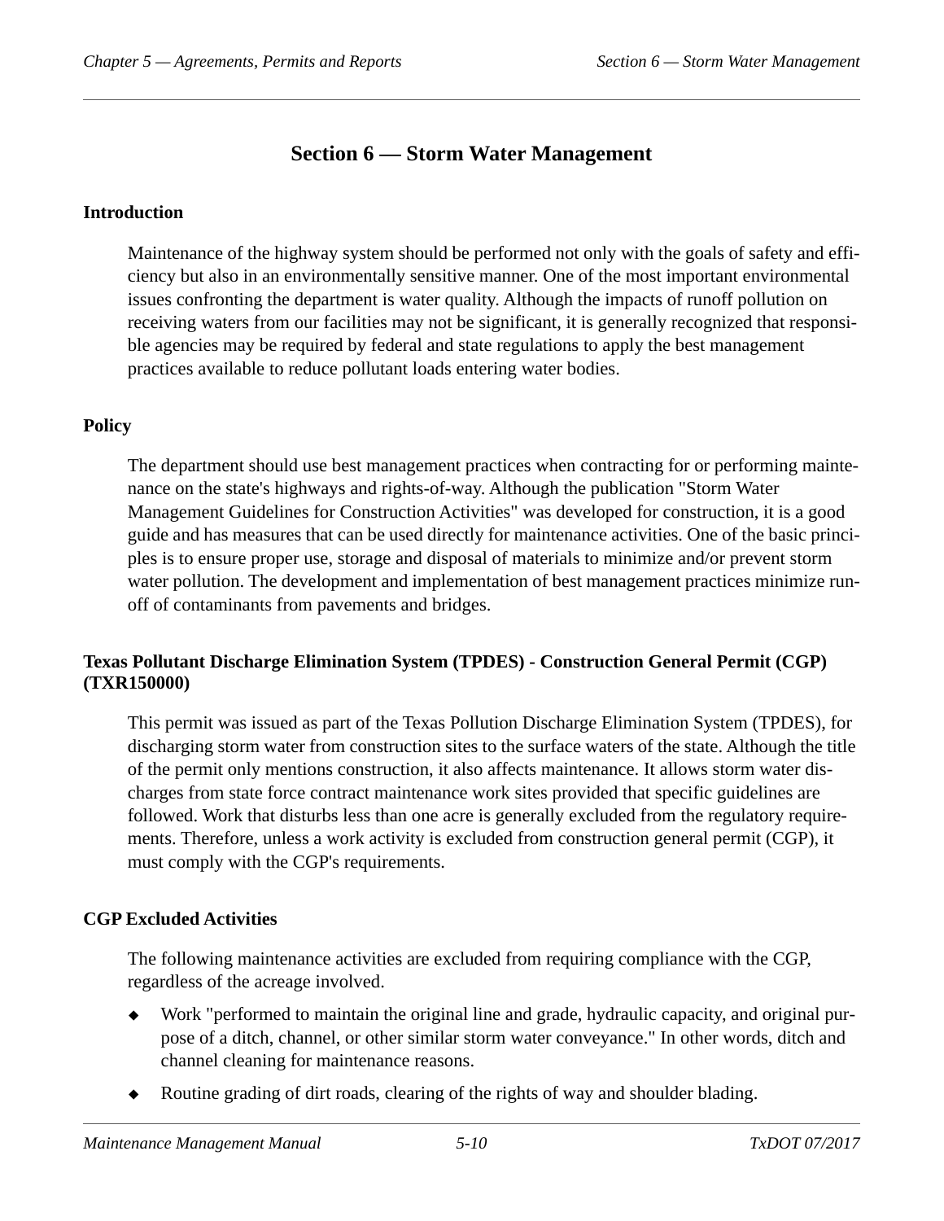# Section 6 — Storm Water Management

## Introduction

Maintenance of the highway system should be performed not only with the goals of safety and efficiency but also in an environmentally sensitive manner. One of the most important environmental issues confronting the department is water quality. Although the impacts of runoff pollution on receiving waters from our facilities may not be significant, it is generally recognized that responsible agencies may be required by federal and state regulations to apply the best management practices available to reduce pollutant loads entering water bodies.

## Policy

The department should use best management practices when contracting for or performing maintenance on the state's highways and rights-of-way. Although the publication "Storm Water Management Guidelines for Construction Activities" was developed for construction, it is a good guide and has measures that can be used directly for maintenance activities. One of the basic principles is to ensure proper use, storage and disposal of materials to minimize and/or prevent storm water pollution. The development and implementation of best management practices minimize runoff of contaminants from pavements and bridges.

## Texas Pollutant Discharge Elimination System (TPDES) - Construction General Permit (CGP) (TXR150000)

This permit was issued as part of the Texas Pollution Discharge Elimination System (TPDES), for discharging storm water from construction sites to the surface waters of the state. Although the title of the permit only mentions construction, it also affects maintenance. It allows storm water discharges from state force contract maintenance work sites provided that specific guidelines are followed. Work that disturbs less than one acre is generally excluded from the regulatory requirements. Therefore, unless a work activity is excluded from construction general permit (CGP), it must comply with the CGP's requirements.

## CGP Excluded Activities

The following maintenance activities are excluded from requiring compliance with the CGP, regardless of the acreage involved.

- Work "performed to maintain the original line and grade, hydraulic capacity, and original purpose of a ditch, channel, or other similar storm water conveyance." In other words, ditch and channel cleaning for maintenance reasons.
- Routine grading of dirt roads, clearing of the rights of way and shoulder blading.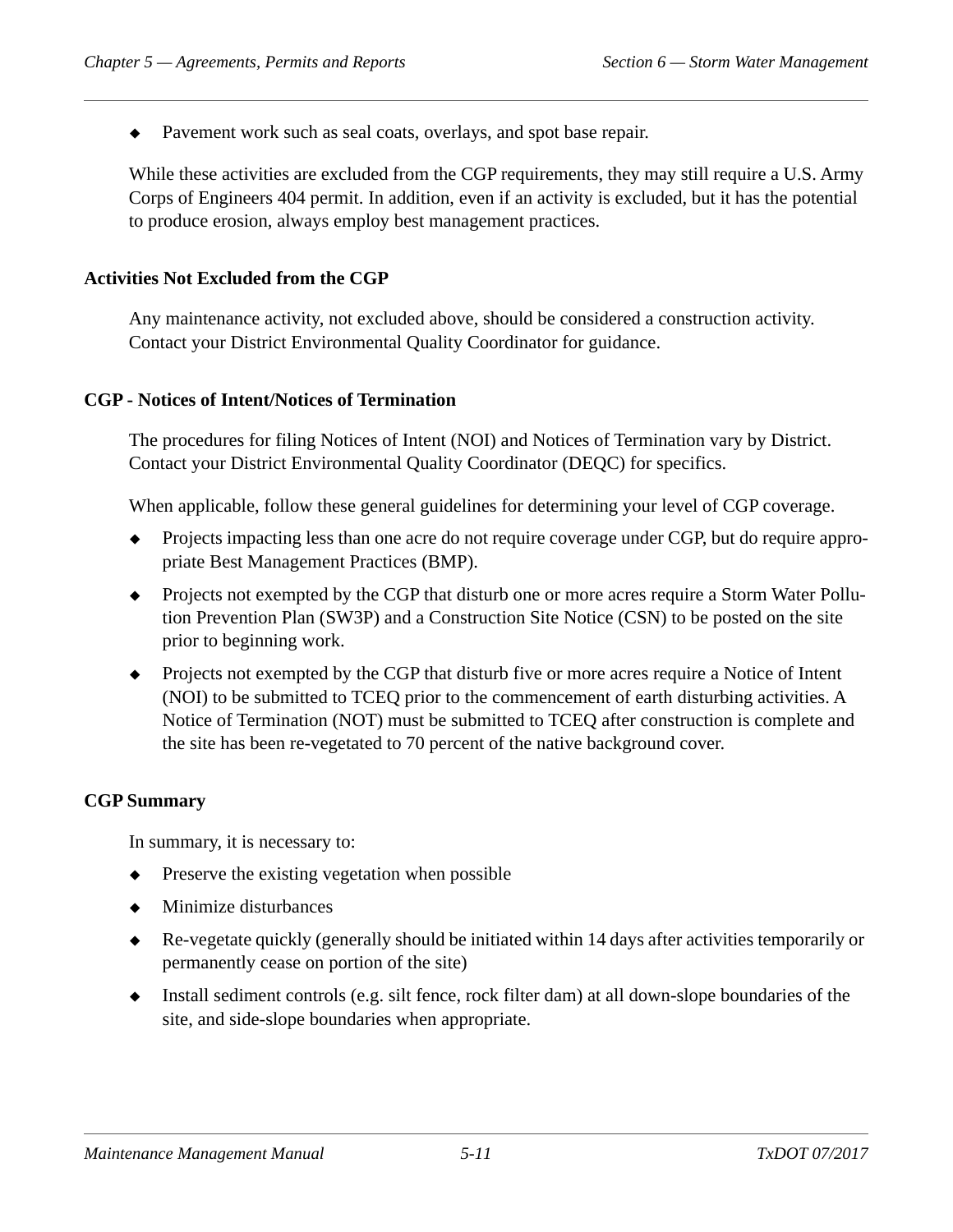- Pavement work such as seal coats, overlays, and spot base repair.

While these activities are excluded from the CGP requirements, they may still require a U.S. Army Corps of Engineers 404 permit. In addition, even if an activity is excluded, but it has the potential to produce erosion, always employ best management practices.

### Activities Not Excluded from the CGP

Any maintenance activity, not excluded above, should be considered a construction activity. Contact your District Environmental Quality Coordinator for guidance.

### CGP - Notices of Intent/Notices of Termination

The procedures for filing Notices of Intent (NOI) and Notices of Termination vary by District. Contact your District Environmental Quality Coordinator (DEQC) for specifics.

When applicable, follow these general guidelines for determining your level of CGP coverage.

- Projects impacting less than one acre do not require coverage under CGP, but do require appropriate Best Management Practices (BMP).
- Projects not exempted by the CGP that disturb one or more acres require a Storm Water Pollution Prevention Plan (SW3P) and a Construction Site Notice (CSN) to be posted on the site prior to beginning work.
- Projects not exempted by the CGP that disturb five or more acres require a Notice of Intent (NOI) to be submitted to TCEQ prior to the commencement of earth disturbing activities. A Notice of Termination (NOT) must be submitted to TCEQ after construction is complete and the site has been re-vegetated to 70 percent of the native background cover.

### CGP Summary

In summary, it is necessary to:

- Preserve the existing vegetation when possible
- Minimize disturbances
- Re-vegetate quickly (generally should be initiated within 14 days after activities temporarily or permanently cease on portion of the site)
- Install sediment controls (e.g. silt fence, rock filter dam) at all down-slope boundaries of the site, and side-slope boundaries when appropriate.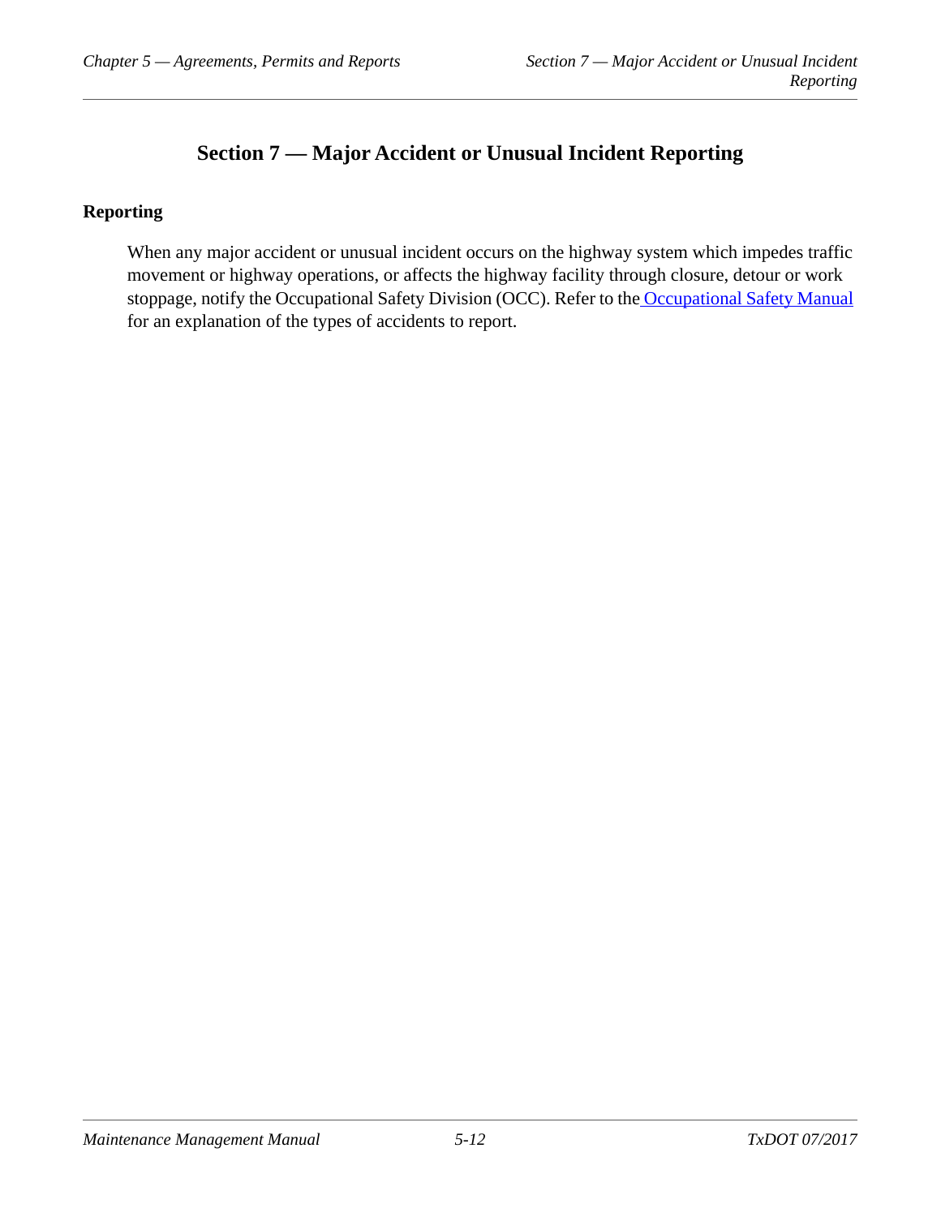# Section 7 — Major Accident or Unusual Incident Reporting

## Reporting

When any major accident or unusual incident occurs on the highway system which impedes traffic movement or highway operations, or affects the highway facility through closure, detour or work stoppage, notify the Occupational Safety Division (OCC). Refer to the Occupational Safety Manual for an explanation of the types of accidents to report.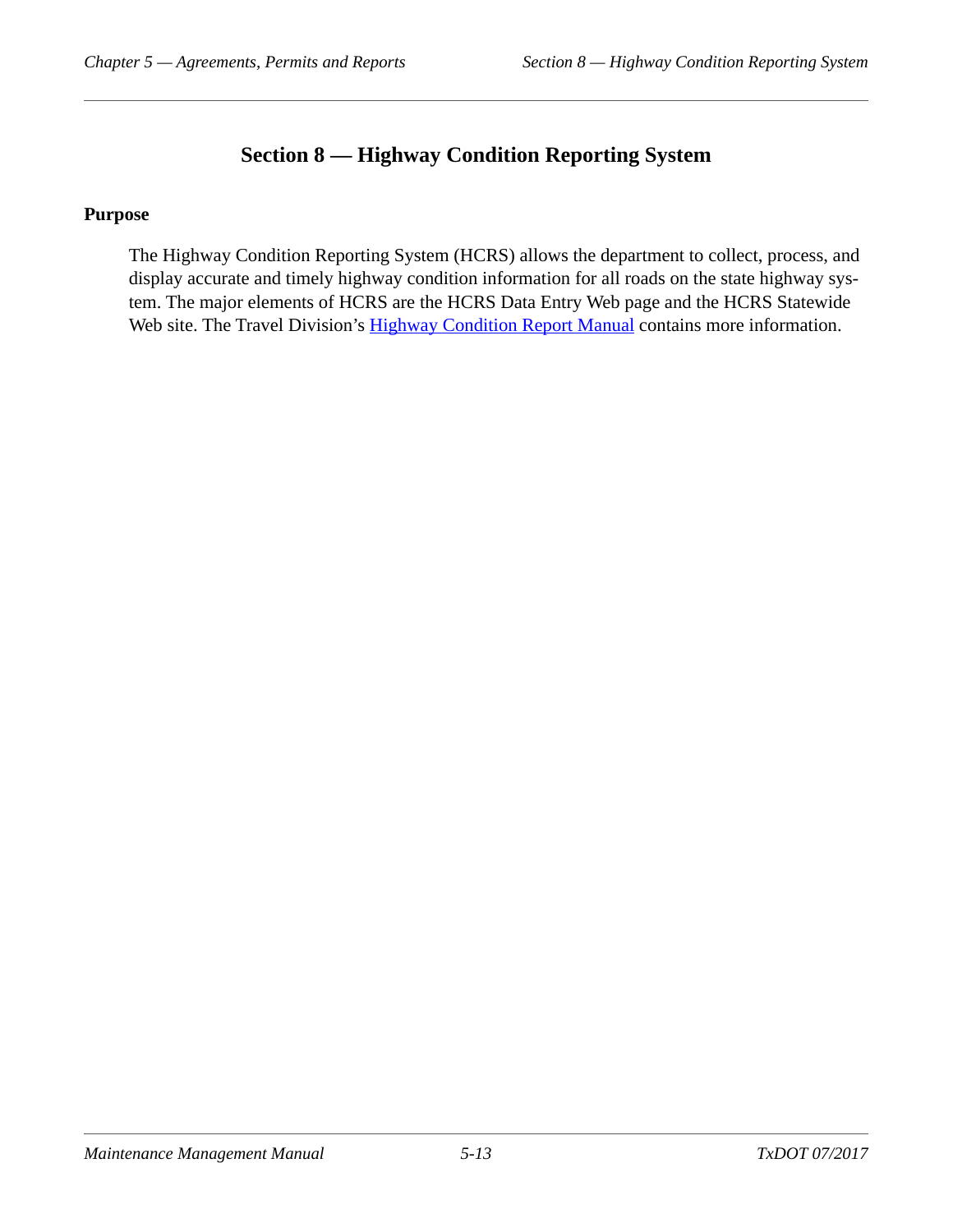# Section 8 — Highway Condition Reporting System

## Purpose

The Highway Condition Reporting System (HCRS) allows the department to collect, process, and display accurate and timely highway condition information for all roads on the state highway system. The major elements of HCRS are the HCRS Data Entry Web page and the HCRS Statewide Web site. The Travel Division's Highway Condition Report Manual contains more information.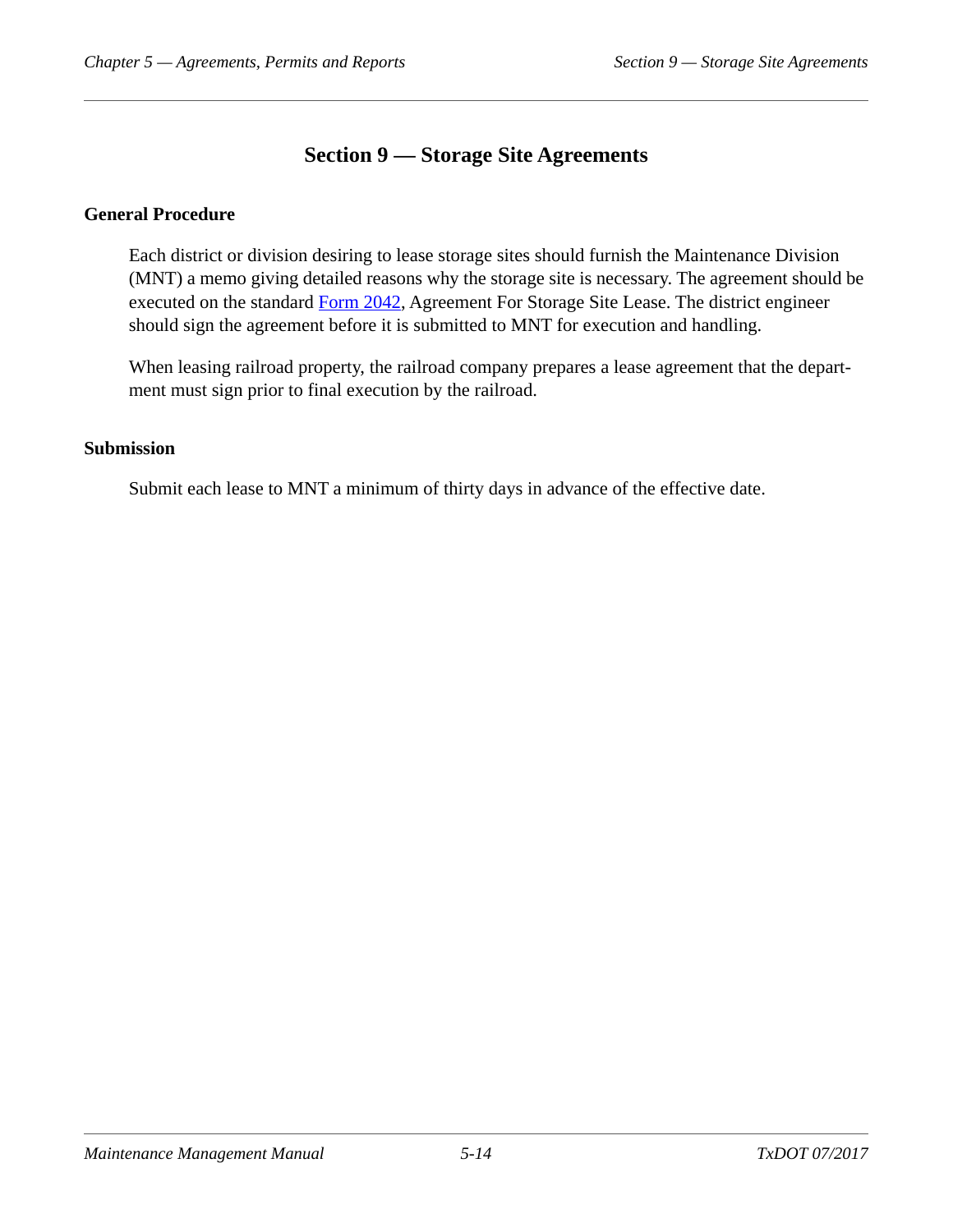# Section 9 — Storage Site Agreements

## General Procedure

Each district or division desiring to lease storage sites should furnish the Maintenance Division (MNT) a memo giving detailed reasons why the storage site is necessary. The agreement should be executed on the standard Form 2042, Agreement For Storage Site Lease. The district engineer should sign the agreement before it is submitted to MNT for execution and handling.

When leasing railroad property, the railroad company prepares a lease agreement that the department must sign prior to final execution by the railroad.

## Submission

Submit each lease to MNT a minimum of thirty days in advance of the effective date.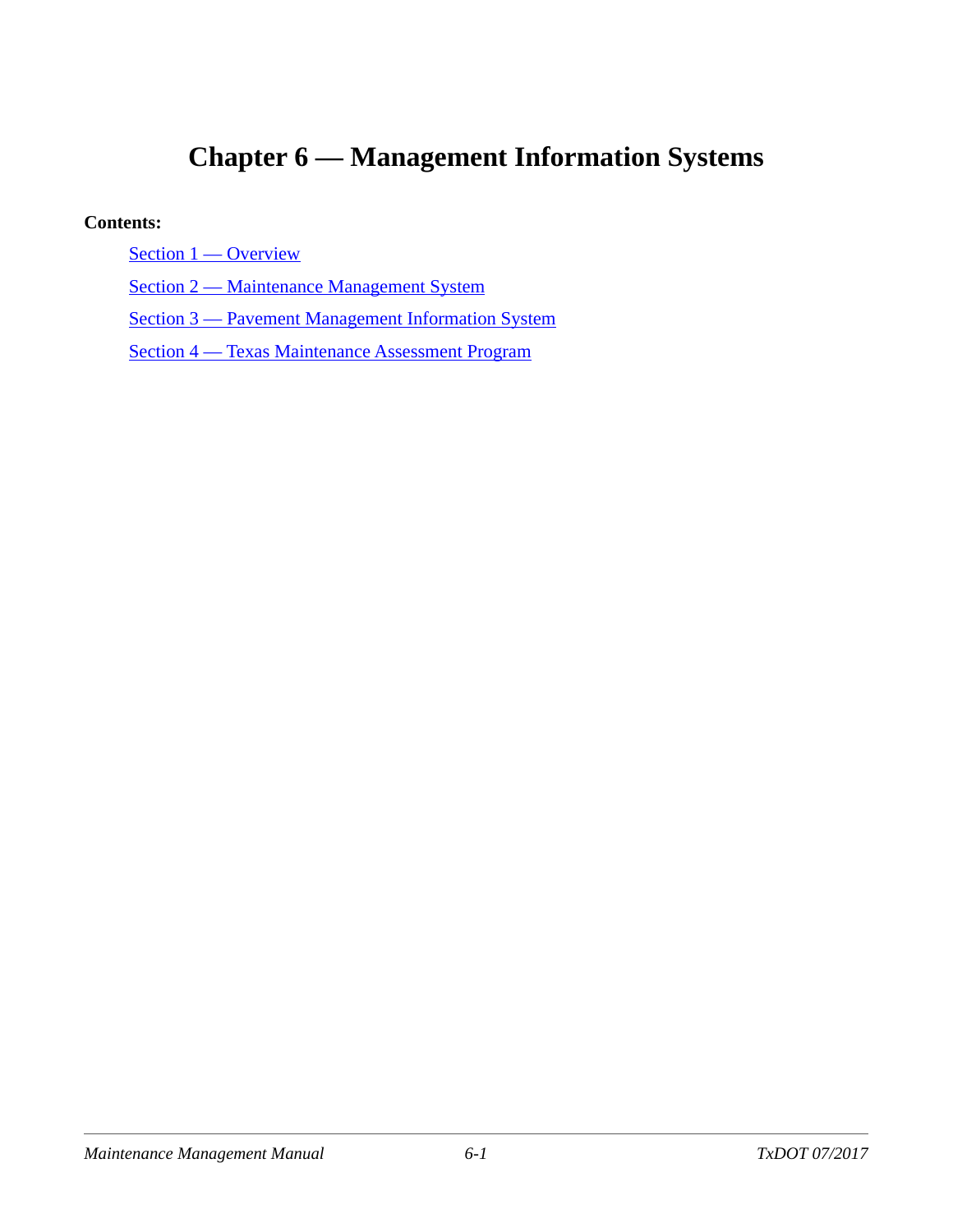# Chapter 6 — Management Information Systems

**Contents:**

- Section 1 — Overview
- Section 2 — Maintenance Management System
- Section 3 — Pavement Management Information System
- Section 4 — Texas Maintenance Assessment Program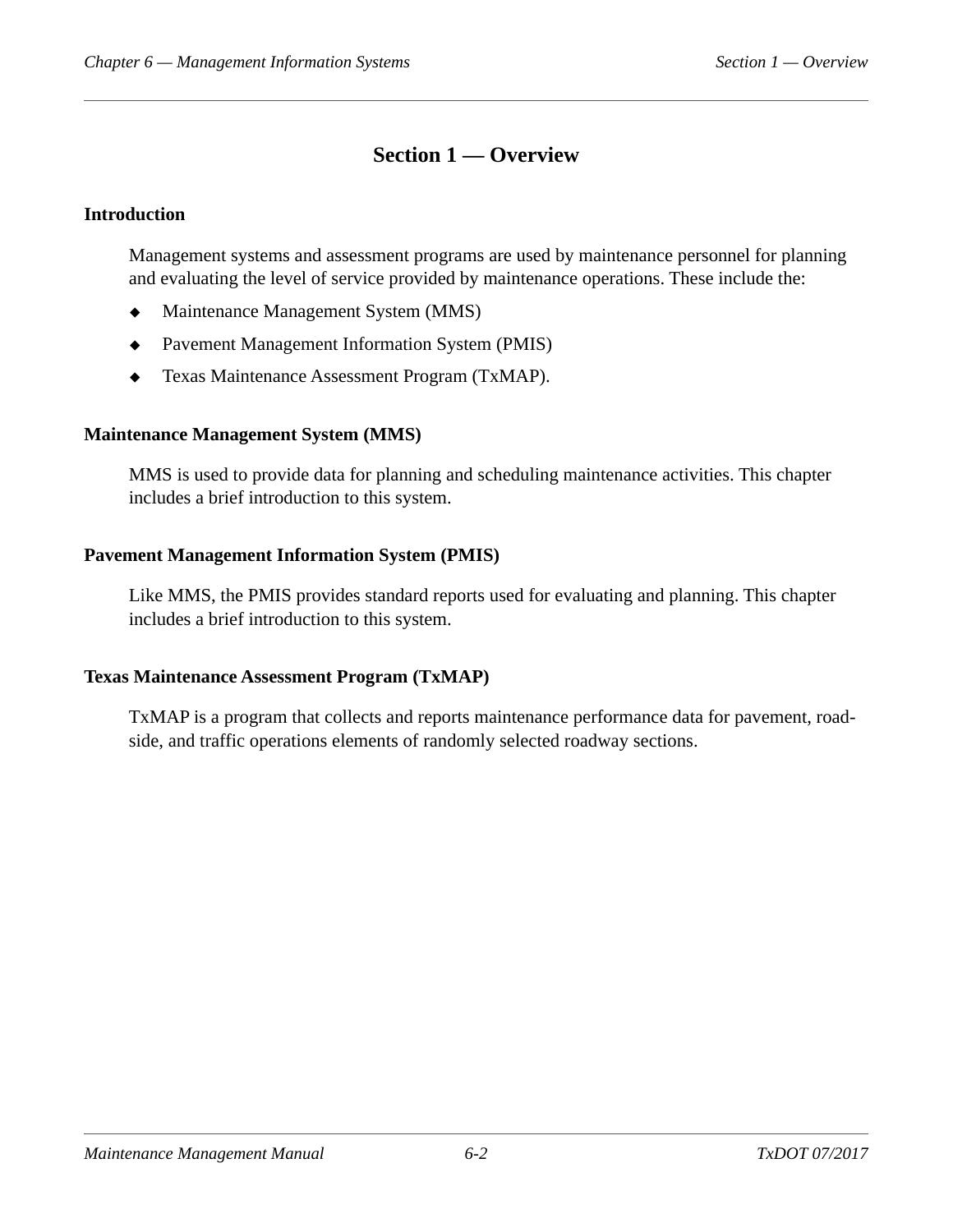# Section 1 — Overview

## Introduction

Management systems and assessment programs are used by maintenance personnel for planning and evaluating the level of service provided by maintenance operations. These include the:

- Maintenance Management System (MMS)
- Pavement Management Information System (PMIS)
- Texas Maintenance Assessment Program (TxMAP).

## Maintenance Management System (MMS)

MMS is used to provide data for planning and scheduling maintenance activities. This chapter includes a brief introduction to this system.

## Pavement Management Information System (PMIS)

Like MMS, the PMIS provides standard reports used for evaluating and planning. This chapter includes a brief introduction to this system.

## Texas Maintenance Assessment Program (TxMAP)

TxMAP is a program that collects and reports maintenance performance data for pavement, roadside, and traffic operations elements of randomly selected roadway sections.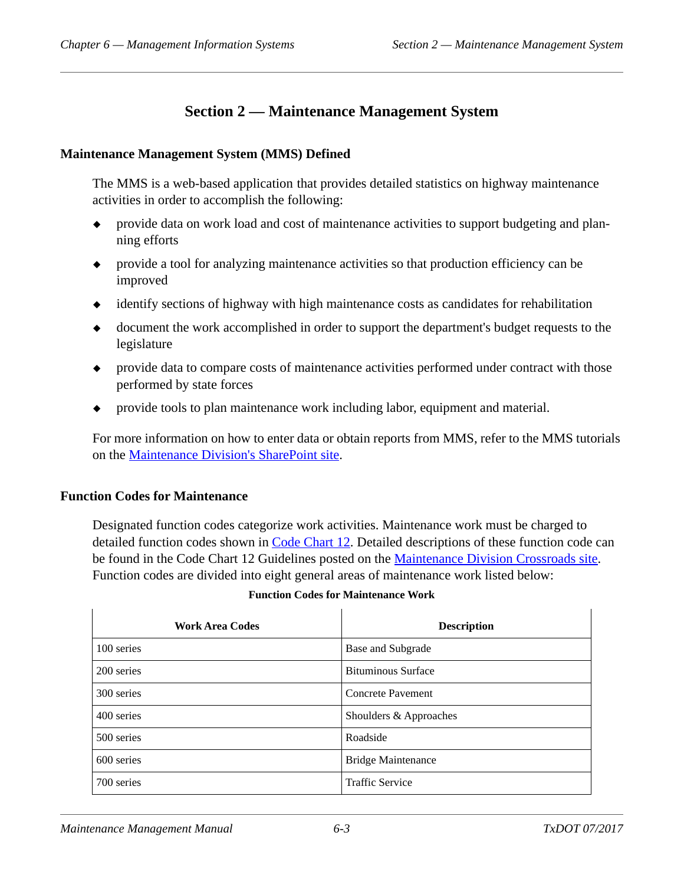# Section 2 — Maintenance Management System

## Maintenance Management System (MMS) Defined

The MMS is a web-based application that provides detailed statistics on highway maintenance activities in order to accomplish the following:

- provide data on work load and cost of maintenance activities to support budgeting and planning efforts
- provide a tool for analyzing maintenance activities so that production efficiency can be improved
- identify sections of highway with high maintenance costs as candidates for rehabilitation
- document the work accomplished in order to support the department's budget requests to the legislature
- provide data to compare costs of maintenance activities performed under contract with those performed by state forces
- provide tools to plan maintenance work including labor, equipment and material.

For more information on how to enter data or obtain reports from MMS, refer to the MMS tutorials on the Maintenance Division's SharePoint site.

## Function Codes for Maintenance

Designated function codes categorize work activities. Maintenance work must be charged to detailed function codes shown in Code Chart 12. Detailed descriptions of these function code can be found in the Code Chart 12 Guidelines posted on the Maintenance Division Crossroads site. Function codes are divided into eight general areas of maintenance work listed below:

**Function Codes for Maintenance Work**

| Work Area Codes | Description |
| --- | --- |
| 100 series | Base and Subgrade |
| 200 series | Bituminous Surface |
| 300 series | Concrete Pavement |
| 400 series | Shoulders & Approaches |
| 500 series | Roadside |
| 600 series | Bridge Maintenance |
| 700 series | Traffic Service |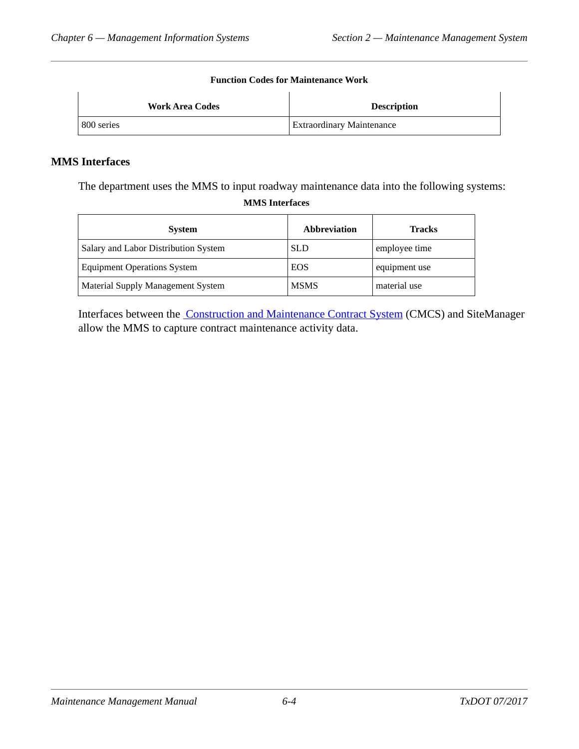**Function Codes for Maintenance Work**

| Work Area Codes | Description |
| --- | --- |
| 800 series | Extraordinary Maintenance |

## MMS Interfaces

The department uses the MMS to input roadway maintenance data into the following systems:

**MMS Interfaces**

| System | Abbreviation | Tracks |
| --- | --- | --- |
| Salary and Labor Distribution System | SLD | employee time |
| Equipment Operations System | EOS | equipment use |
| Material Supply Management System | MSMS | material use |

Interfaces between the Construction and Maintenance Contract System (CMCS) and SiteManager allow the MMS to capture contract maintenance activity data.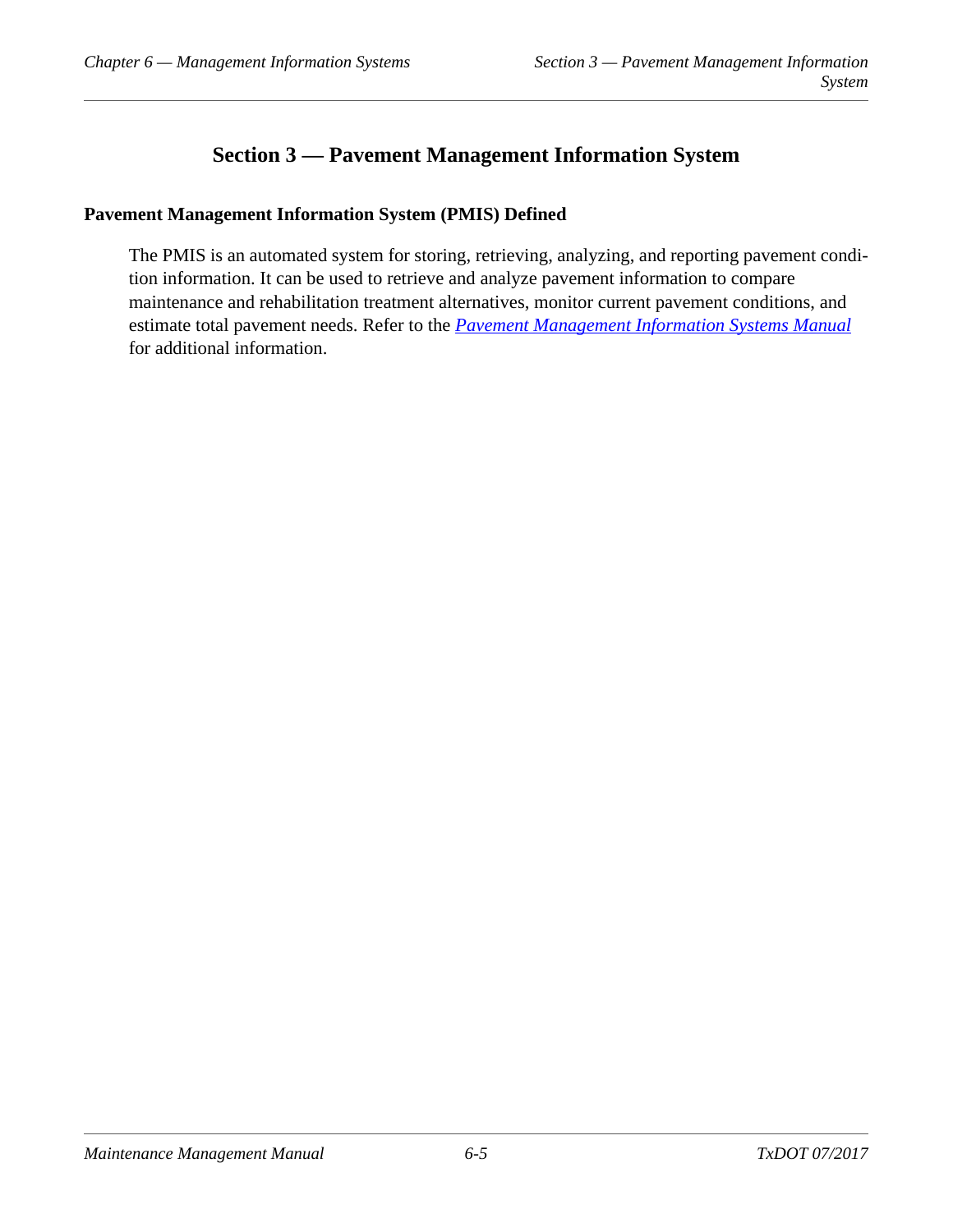# Section 3 — Pavement Management Information System

## Pavement Management Information System (PMIS) Defined

The PMIS is an automated system for storing, retrieving, analyzing, and reporting pavement condition information. It can be used to retrieve and analyze pavement information to compare maintenance and rehabilitation treatment alternatives, monitor current pavement conditions, and estimate total pavement needs. Refer to the *Pavement Management Information Systems Manual* for additional information.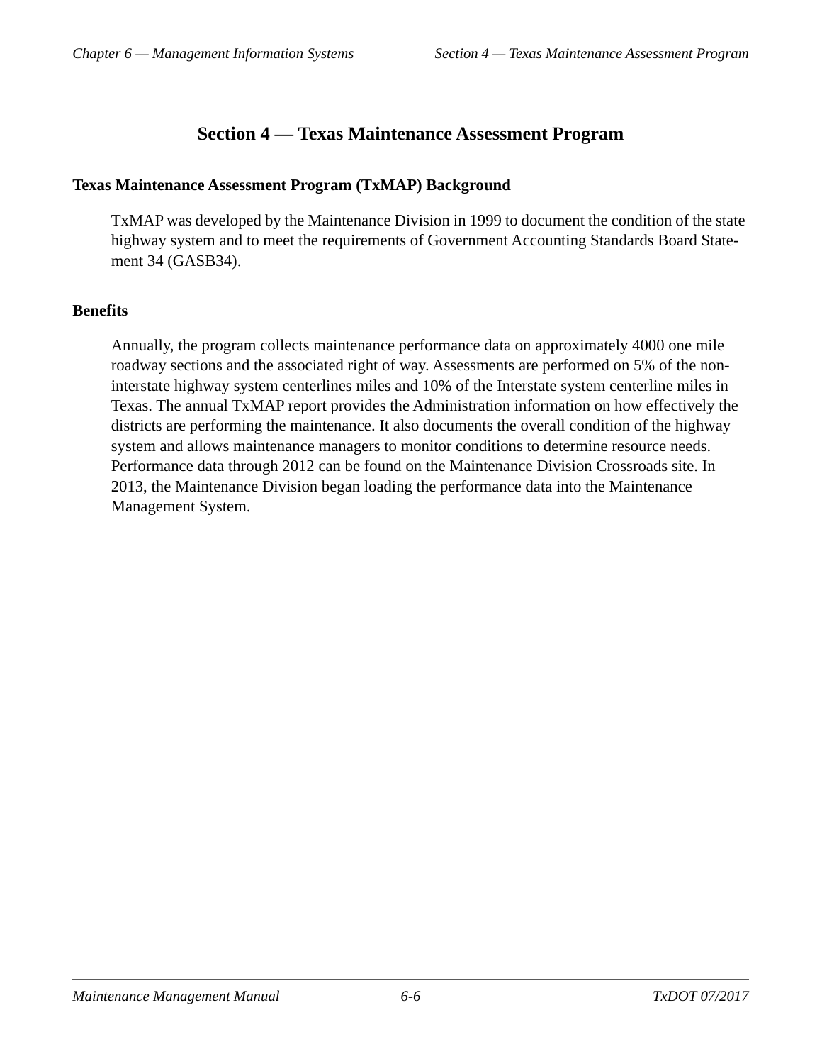# Section 4 — Texas Maintenance Assessment Program

## Texas Maintenance Assessment Program (TxMAP) Background

TxMAP was developed by the Maintenance Division in 1999 to document the condition of the state highway system and to meet the requirements of Government Accounting Standards Board Statement 34 (GASB34).

## Benefits

Annually, the program collects maintenance performance data on approximately 4000 one mile roadway sections and the associated right of way. Assessments are performed on 5% of the non-interstate highway system centerlines miles and 10% of the Interstate system centerline miles in Texas. The annual TxMAP report provides the Administration information on how effectively the districts are performing the maintenance. It also documents the overall condition of the highway system and allows maintenance managers to monitor conditions to determine resource needs. Performance data through 2012 can be found on the Maintenance Division Crossroads site. In 2013, the Maintenance Division began loading the performance data into the Maintenance Management System.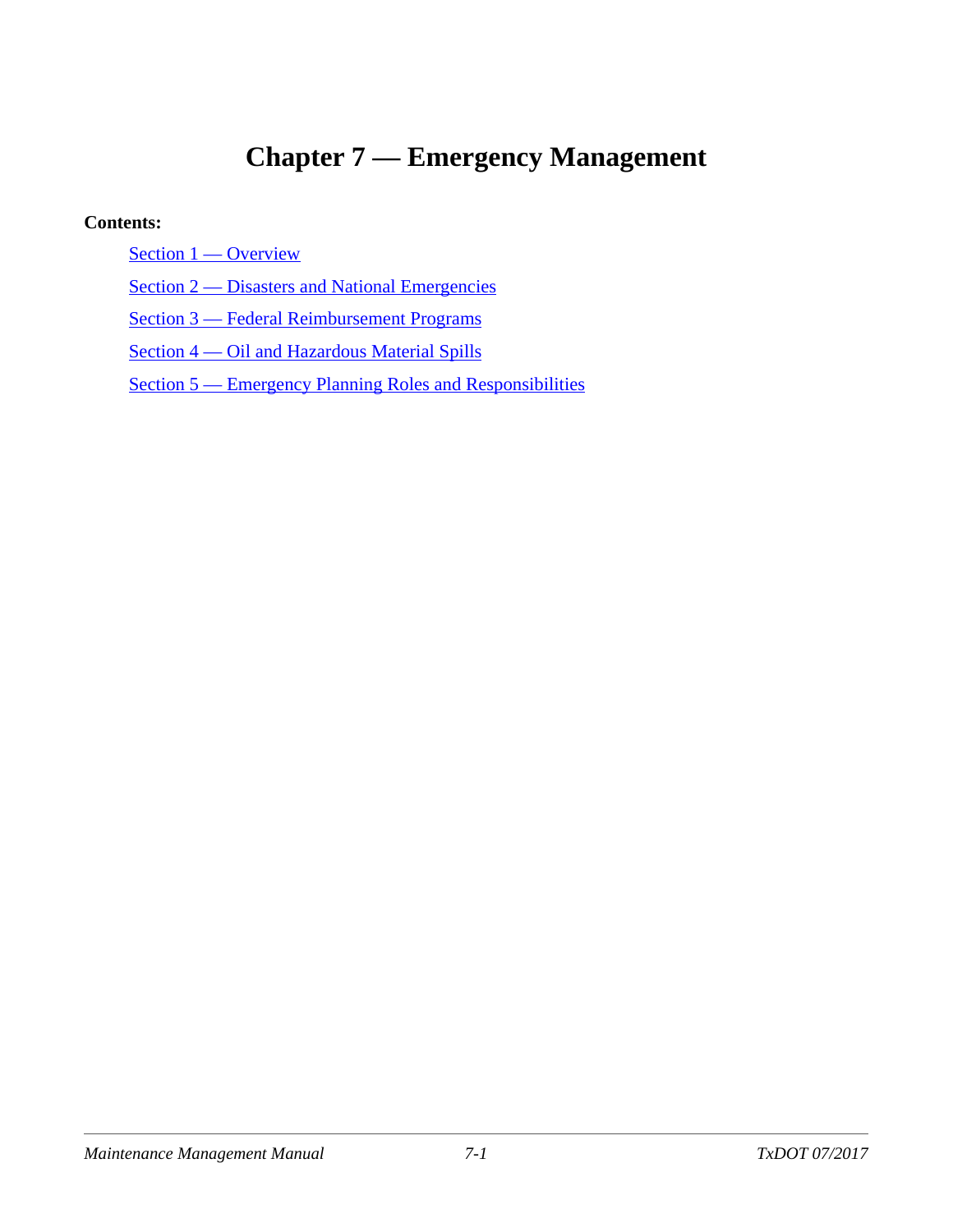# Chapter 7 — Emergency Management

**Contents:**

- Section 1 — Overview
- Section 2 — Disasters and National Emergencies
- Section 3 — Federal Reimbursement Programs
- Section 4 — Oil and Hazardous Material Spills
- Section 5 — Emergency Planning Roles and Responsibilities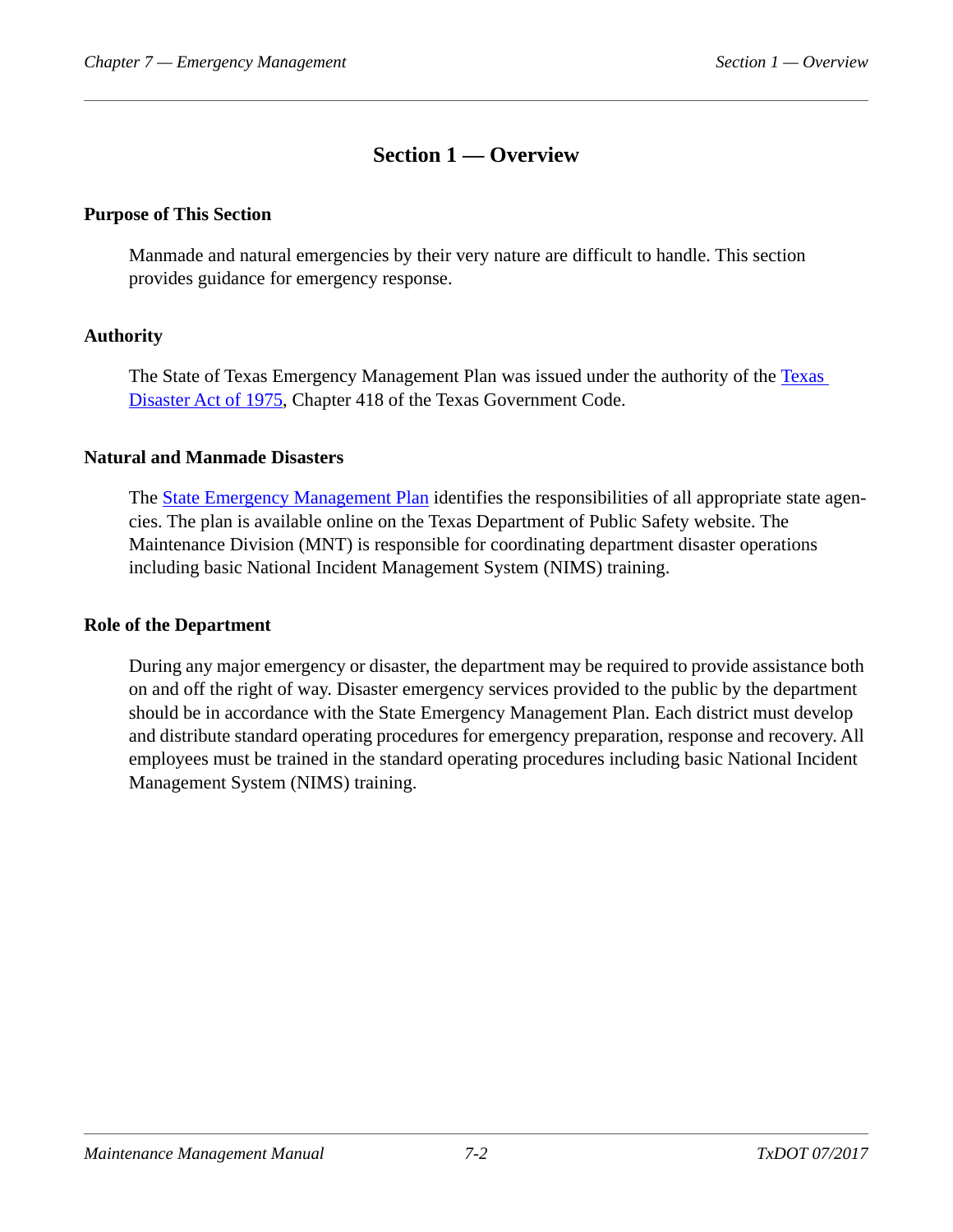# Section 1 — Overview

## Purpose of This Section

Manmade and natural emergencies by their very nature are difficult to handle. This section provides guidance for emergency response.

## Authority

The State of Texas Emergency Management Plan was issued under the authority of the [Texas Disaster Act of 1975](), Chapter 418 of the Texas Government Code.

## Natural and Manmade Disasters

The [State Emergency Management Plan]() identifies the responsibilities of all appropriate state agencies. The plan is available online on the Texas Department of Public Safety website. The Maintenance Division (MNT) is responsible for coordinating department disaster operations including basic National Incident Management System (NIMS) training.

## Role of the Department

During any major emergency or disaster, the department may be required to provide assistance both on and off the right of way. Disaster emergency services provided to the public by the department should be in accordance with the State Emergency Management Plan. Each district must develop and distribute standard operating procedures for emergency preparation, response and recovery. All employees must be trained in the standard operating procedures including basic National Incident Management System (NIMS) training.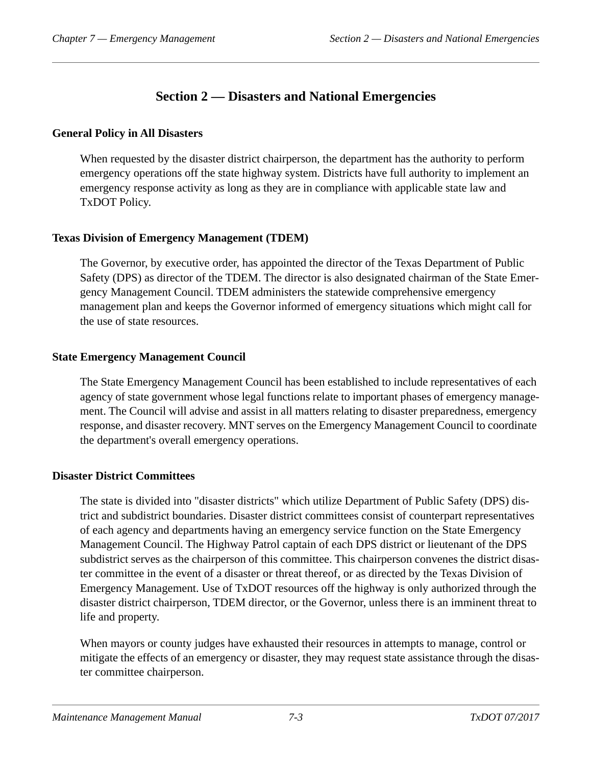# Section 2 — Disasters and National Emergencies

### General Policy in All Disasters

When requested by the disaster district chairperson, the department has the authority to perform emergency operations off the state highway system. Districts have full authority to implement an emergency response activity as long as they are in compliance with applicable state law and TxDOT Policy.

### Texas Division of Emergency Management (TDEM)

The Governor, by executive order, has appointed the director of the Texas Department of Public Safety (DPS) as director of the TDEM. The director is also designated chairman of the State Emergency Management Council. TDEM administers the statewide comprehensive emergency management plan and keeps the Governor informed of emergency situations which might call for the use of state resources.

### State Emergency Management Council

The State Emergency Management Council has been established to include representatives of each agency of state government whose legal functions relate to important phases of emergency management. The Council will advise and assist in all matters relating to disaster preparedness, emergency response, and disaster recovery. MNT serves on the Emergency Management Council to coordinate the department's overall emergency operations.

### Disaster District Committees

The state is divided into "disaster districts" which utilize Department of Public Safety (DPS) district and subdistrict boundaries. Disaster district committees consist of counterpart representatives of each agency and departments having an emergency service function on the State Emergency Management Council. The Highway Patrol captain of each DPS district or lieutenant of the DPS subdistrict serves as the chairperson of this committee. This chairperson convenes the district disaster committee in the event of a disaster or threat thereof, or as directed by the Texas Division of Emergency Management. Use of TxDOT resources off the highway is only authorized through the disaster district chairperson, TDEM director, or the Governor, unless there is an imminent threat to life and property.

When mayors or county judges have exhausted their resources in attempts to manage, control or mitigate the effects of an emergency or disaster, they may request state assistance through the disaster committee chairperson.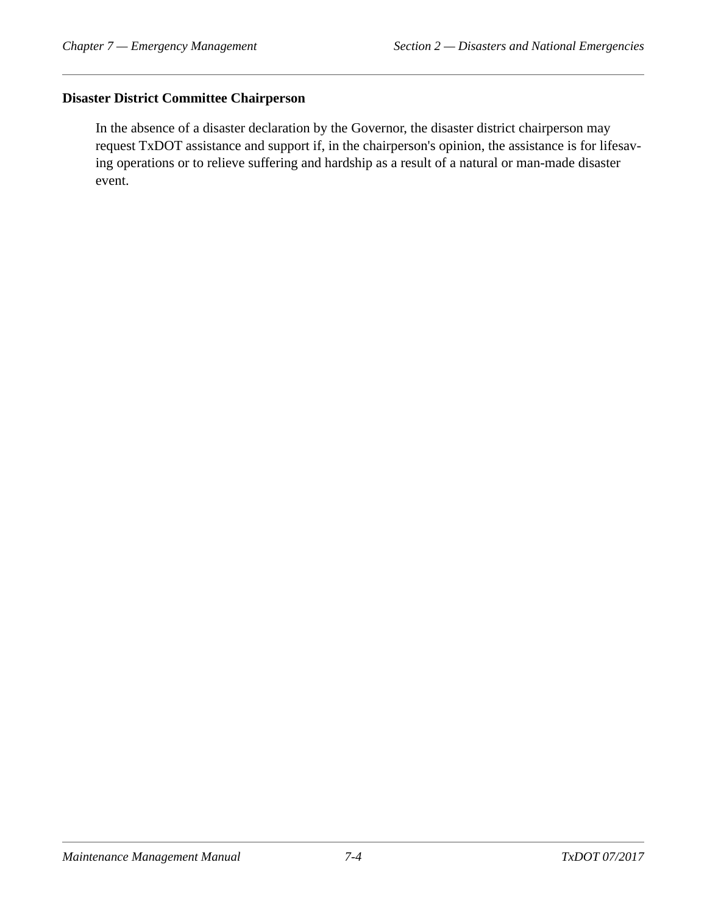### Disaster District Committee Chairperson

In the absence of a disaster declaration by the Governor, the disaster district chairperson may request TxDOT assistance and support if, in the chairperson's opinion, the assistance is for lifesaving operations or to relieve suffering and hardship as a result of a natural or man-made disaster event.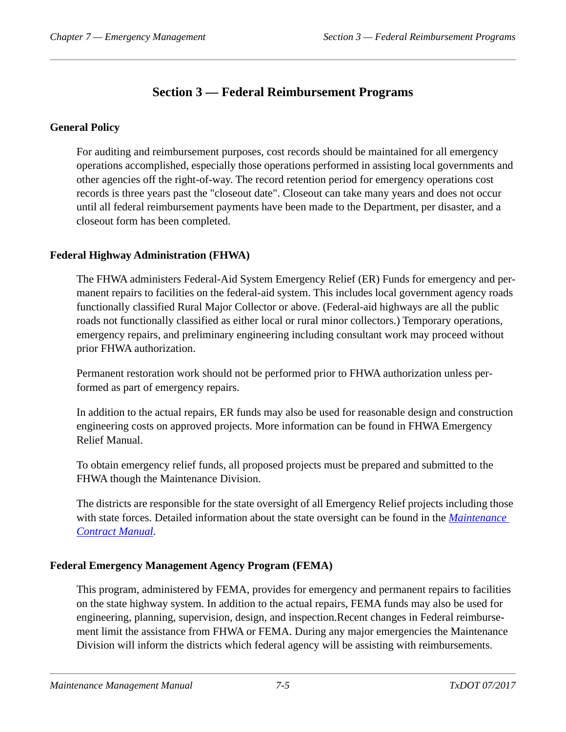# Section 3 — Federal Reimbursement Programs

## General Policy

For auditing and reimbursement purposes, cost records should be maintained for all emergency operations accomplished, especially those operations performed in assisting local governments and other agencies off the right-of-way. The record retention period for emergency operations cost records is three years past the "closeout date". Closeout can take many years and does not occur until all federal reimbursement payments have been made to the Department, per disaster, and a closeout form has been completed.

## Federal Highway Administration (FHWA)

The FHWA administers Federal-Aid System Emergency Relief (ER) Funds for emergency and permanent repairs to facilities on the federal-aid system. This includes local government agency roads functionally classified Rural Major Collector or above. (Federal-aid highways are all the public roads not functionally classified as either local or rural minor collectors.) Temporary operations, emergency repairs, and preliminary engineering including consultant work may proceed without prior FHWA authorization.

Permanent restoration work should not be performed prior to FHWA authorization unless performed as part of emergency repairs.

In addition to the actual repairs, ER funds may also be used for reasonable design and construction engineering costs on approved projects. More information can be found in FHWA Emergency Relief Manual.

To obtain emergency relief funds, all proposed projects must be prepared and submitted to the FHWA though the Maintenance Division.

The districts are responsible for the state oversight of all Emergency Relief projects including those with state forces. Detailed information about the state oversight can be found in the *Maintenance Contract Manual*.

## Federal Emergency Management Agency Program (FEMA)

This program, administered by FEMA, provides for emergency and permanent repairs to facilities on the state highway system. In addition to the actual repairs, FEMA funds may also be used for engineering, planning, supervision, design, and inspection.Recent changes in Federal reimbursement limit the assistance from FHWA or FEMA. During any major emergencies the Maintenance Division will inform the districts which federal agency will be assisting with reimbursements.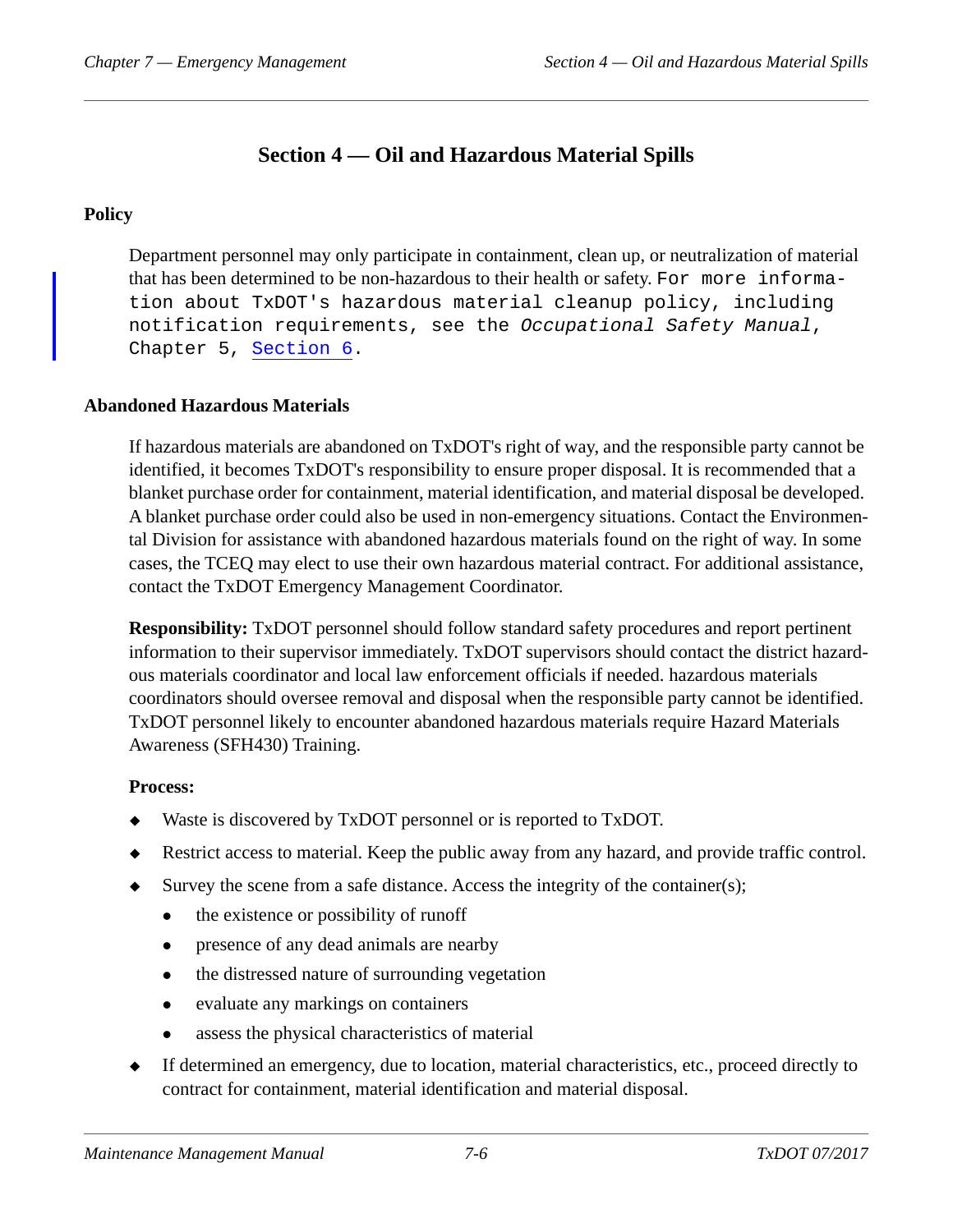## Section 4 — Oil and Hazardous Material Spills

### Policy

Department personnel may only participate in containment, clean up, or neutralization of material that has been determined to be non-hazardous to their health or safety. For more information about TxDOT's hazardous material cleanup policy, including notification requirements, see the *Occupational Safety Manual*, Chapter 5, Section 6.

### Abandoned Hazardous Materials

If hazardous materials are abandoned on TxDOT's right of way, and the responsible party cannot be identified, it becomes TxDOT's responsibility to ensure proper disposal. It is recommended that a blanket purchase order for containment, material identification, and material disposal be developed. A blanket purchase order could also be used in non-emergency situations. Contact the Environmental Division for assistance with abandoned hazardous materials found on the right of way. In some cases, the TCEQ may elect to use their own hazardous material contract. For additional assistance, contact the TxDOT Emergency Management Coordinator.

**Responsibility:** TxDOT personnel should follow standard safety procedures and report pertinent information to their supervisor immediately. TxDOT supervisors should contact the district hazardous materials coordinator and local law enforcement officials if needed. hazardous materials coordinators should oversee removal and disposal when the responsible party cannot be identified. TxDOT personnel likely to encounter abandoned hazardous materials require Hazard Materials Awareness (SFH430) Training.

**Process:**

- Waste is discovered by TxDOT personnel or is reported to TxDOT.
- Restrict access to material. Keep the public away from any hazard, and provide traffic control.
- Survey the scene from a safe distance. Access the integrity of the container(s);
  - the existence or possibility of runoff
  - presence of any dead animals are nearby
  - the distressed nature of surrounding vegetation
  - evaluate any markings on containers
  - assess the physical characteristics of material
- If determined an emergency, due to location, material characteristics, etc., proceed directly to contract for containment, material identification and material disposal.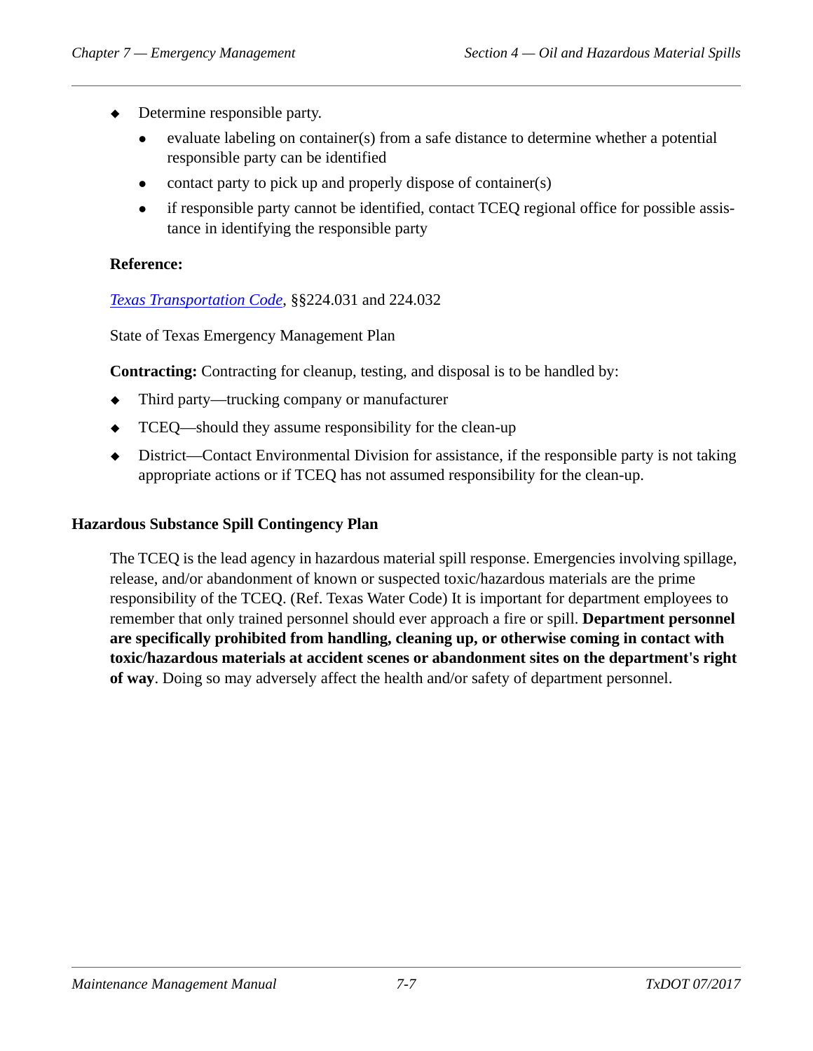- Determine responsible party.
  - evaluate labeling on container(s) from a safe distance to determine whether a potential responsible party can be identified
  - contact party to pick up and properly dispose of container(s)
  - if responsible party cannot be identified, contact TCEQ regional office for possible assistance in identifying the responsible party

**Reference:**

*Texas Transportation Code*, §§224.031 and 224.032

State of Texas Emergency Management Plan

**Contracting:** Contracting for cleanup, testing, and disposal is to be handled by:

- Third party—trucking company or manufacturer
- TCEQ—should they assume responsibility for the clean-up
- District—Contact Environmental Division for assistance, if the responsible party is not taking appropriate actions or if TCEQ has not assumed responsibility for the clean-up.

### Hazardous Substance Spill Contingency Plan

The TCEQ is the lead agency in hazardous material spill response. Emergencies involving spillage, release, and/or abandonment of known or suspected toxic/hazardous materials are the prime responsibility of the TCEQ. (Ref. Texas Water Code) It is important for department employees to remember that only trained personnel should ever approach a fire or spill. **Department personnel are specifically prohibited from handling, cleaning up, or otherwise coming in contact with toxic/hazardous materials at accident scenes or abandonment sites on the department's right of way**. Doing so may adversely affect the health and/or safety of department personnel.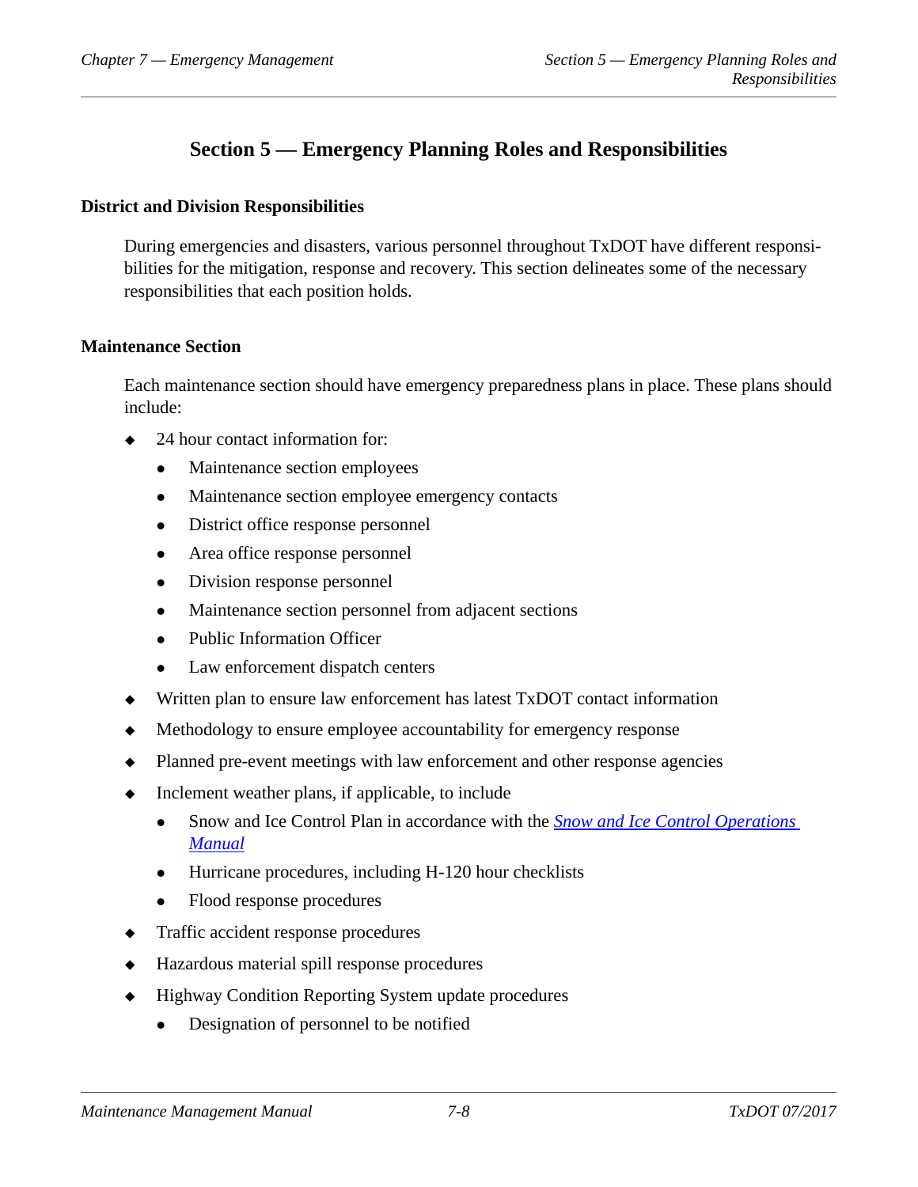# Section 5 — Emergency Planning Roles and Responsibilities

## District and Division Responsibilities

During emergencies and disasters, various personnel throughout TxDOT have different responsibilities for the mitigation, response and recovery. This section delineates some of the necessary responsibilities that each position holds.

## Maintenance Section

Each maintenance section should have emergency preparedness plans in place. These plans should include:

- 24 hour contact information for:
  - Maintenance section employees
  - Maintenance section employee emergency contacts
  - District office response personnel
  - Area office response personnel
  - Division response personnel
  - Maintenance section personnel from adjacent sections
  - Public Information Officer
  - Law enforcement dispatch centers
- Written plan to ensure law enforcement has latest TxDOT contact information
- Methodology to ensure employee accountability for emergency response
- Planned pre-event meetings with law enforcement and other response agencies
- Inclement weather plans, if applicable, to include
  - Snow and Ice Control Plan in accordance with the *Snow and Ice Control Operations Manual*
  - Hurricane procedures, including H-120 hour checklists
  - Flood response procedures
- Traffic accident response procedures
- Hazardous material spill response procedures
- Highway Condition Reporting System update procedures
  - Designation of personnel to be notified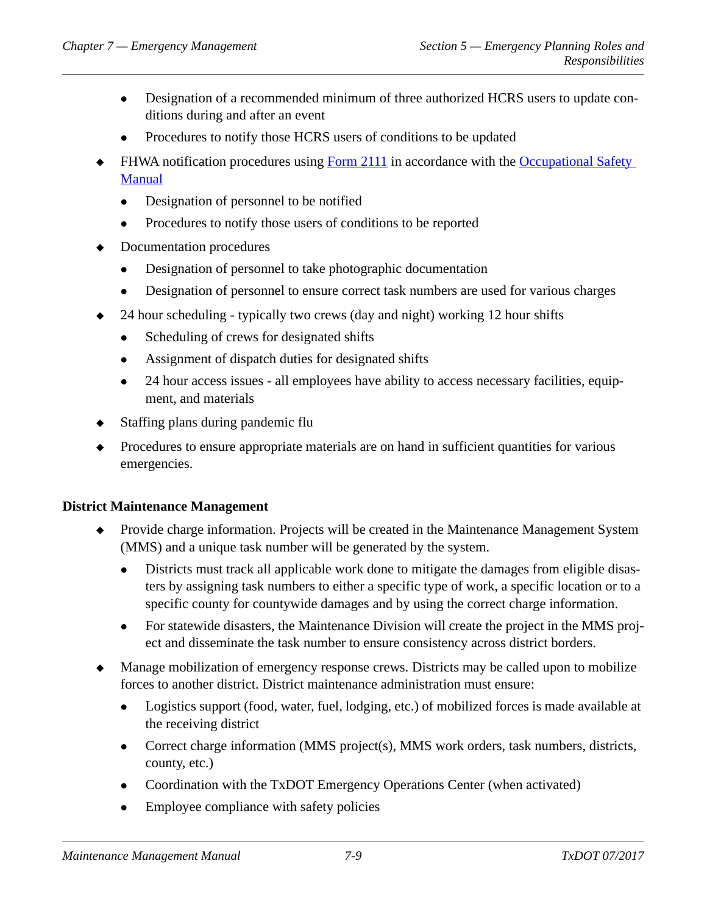- Designation of a recommended minimum of three authorized HCRS users to update conditions during and after an event
  - Procedures to notify those HCRS users of conditions to be updated
- FHWA notification procedures using [Form 2111](#) in accordance with the [Occupational Safety Manual](#)
  - Designation of personnel to be notified
  - Procedures to notify those users of conditions to be reported
- Documentation procedures
  - Designation of personnel to take photographic documentation
  - Designation of personnel to ensure correct task numbers are used for various charges
- 24 hour scheduling - typically two crews (day and night) working 12 hour shifts
  - Scheduling of crews for designated shifts
  - Assignment of dispatch duties for designated shifts
  - 24 hour access issues - all employees have ability to access necessary facilities, equipment, and materials
- Staffing plans during pandemic flu
- Procedures to ensure appropriate materials are on hand in sufficient quantities for various emergencies.

**District Maintenance Management**

- Provide charge information. Projects will be created in the Maintenance Management System (MMS) and a unique task number will be generated by the system.
  - Districts must track all applicable work done to mitigate the damages from eligible disasters by assigning task numbers to either a specific type of work, a specific location or to a specific county for countywide damages and by using the correct charge information.
  - For statewide disasters, the Maintenance Division will create the project in the MMS project and disseminate the task number to ensure consistency across district borders.
- Manage mobilization of emergency response crews. Districts may be called upon to mobilize forces to another district. District maintenance administration must ensure:
  - Logistics support (food, water, fuel, lodging, etc.) of mobilized forces is made available at the receiving district
  - Correct charge information (MMS project(s), MMS work orders, task numbers, districts, county, etc.)
  - Coordination with the TxDOT Emergency Operations Center (when activated)
  - Employee compliance with safety policies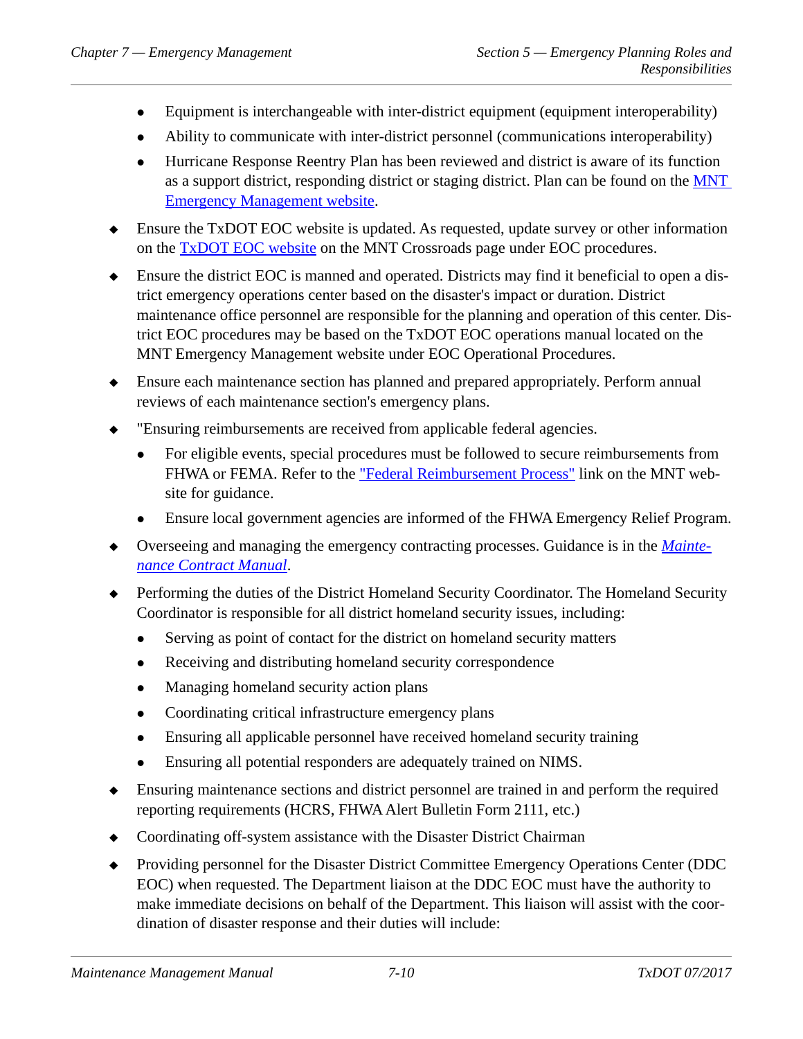- Equipment is interchangeable with inter-district equipment (equipment interoperability)
  - Ability to communicate with inter-district personnel (communications interoperability)
  - Hurricane Response Reentry Plan has been reviewed and district is aware of its function as a support district, responding district or staging district. Plan can be found on the MNT Emergency Management website.

- Ensure the TxDOT EOC website is updated. As requested, update survey or other information on the TxDOT EOC website on the MNT Crossroads page under EOC procedures.

- Ensure the district EOC is manned and operated. Districts may find it beneficial to open a district emergency operations center based on the disaster's impact or duration. District maintenance office personnel are responsible for the planning and operation of this center. District EOC procedures may be based on the TxDOT EOC operations manual located on the MNT Emergency Management website under EOC Operational Procedures.

- Ensure each maintenance section has planned and prepared appropriately. Perform annual reviews of each maintenance section's emergency plans.

- "Ensuring reimbursements are received from applicable federal agencies.
  - For eligible events, special procedures must be followed to secure reimbursements from FHWA or FEMA. Refer to the "Federal Reimbursement Process" link on the MNT website for guidance.
  - Ensure local government agencies are informed of the FHWA Emergency Relief Program.

- Overseeing and managing the emergency contracting processes. Guidance is in the *Maintenance Contract Manual*.

- Performing the duties of the District Homeland Security Coordinator. The Homeland Security Coordinator is responsible for all district homeland security issues, including:
  - Serving as point of contact for the district on homeland security matters
  - Receiving and distributing homeland security correspondence
  - Managing homeland security action plans
  - Coordinating critical infrastructure emergency plans
  - Ensuring all applicable personnel have received homeland security training
  - Ensuring all potential responders are adequately trained on NIMS.

- Ensuring maintenance sections and district personnel are trained in and perform the required reporting requirements (HCRS, FHWA Alert Bulletin Form 2111, etc.)

- Coordinating off-system assistance with the Disaster District Chairman

- Providing personnel for the Disaster District Committee Emergency Operations Center (DDC EOC) when requested. The Department liaison at the DDC EOC must have the authority to make immediate decisions on behalf of the Department. This liaison will assist with the coordination of disaster response and their duties will include: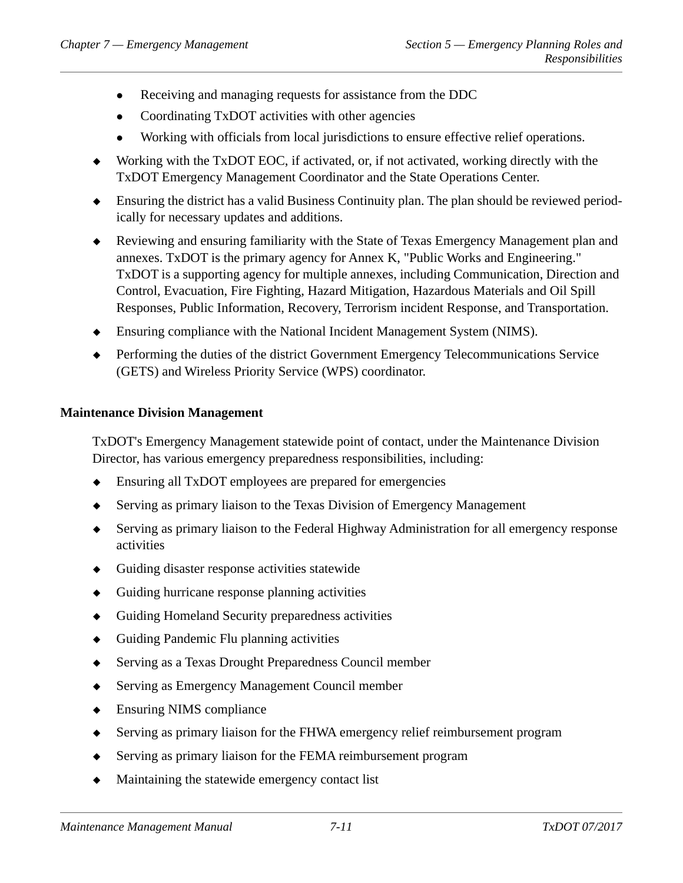- Receiving and managing requests for assistance from the DDC
  - Coordinating TxDOT activities with other agencies
  - Working with officials from local jurisdictions to ensure effective relief operations.
- Working with the TxDOT EOC, if activated, or, if not activated, working directly with the TxDOT Emergency Management Coordinator and the State Operations Center.
- Ensuring the district has a valid Business Continuity plan. The plan should be reviewed periodically for necessary updates and additions.
- Reviewing and ensuring familiarity with the State of Texas Emergency Management plan and annexes. TxDOT is the primary agency for Annex K, "Public Works and Engineering." TxDOT is a supporting agency for multiple annexes, including Communication, Direction and Control, Evacuation, Fire Fighting, Hazard Mitigation, Hazardous Materials and Oil Spill Responses, Public Information, Recovery, Terrorism incident Response, and Transportation.
- Ensuring compliance with the National Incident Management System (NIMS).
- Performing the duties of the district Government Emergency Telecommunications Service (GETS) and Wireless Priority Service (WPS) coordinator.

**Maintenance Division Management**

TxDOT's Emergency Management statewide point of contact, under the Maintenance Division Director, has various emergency preparedness responsibilities, including:

- Ensuring all TxDOT employees are prepared for emergencies
- Serving as primary liaison to the Texas Division of Emergency Management
- Serving as primary liaison to the Federal Highway Administration for all emergency response activities
- Guiding disaster response activities statewide
- Guiding hurricane response planning activities
- Guiding Homeland Security preparedness activities
- Guiding Pandemic Flu planning activities
- Serving as a Texas Drought Preparedness Council member
- Serving as Emergency Management Council member
- Ensuring NIMS compliance
- Serving as primary liaison for the FHWA emergency relief reimbursement program
- Serving as primary liaison for the FEMA reimbursement program
- Maintaining the statewide emergency contact list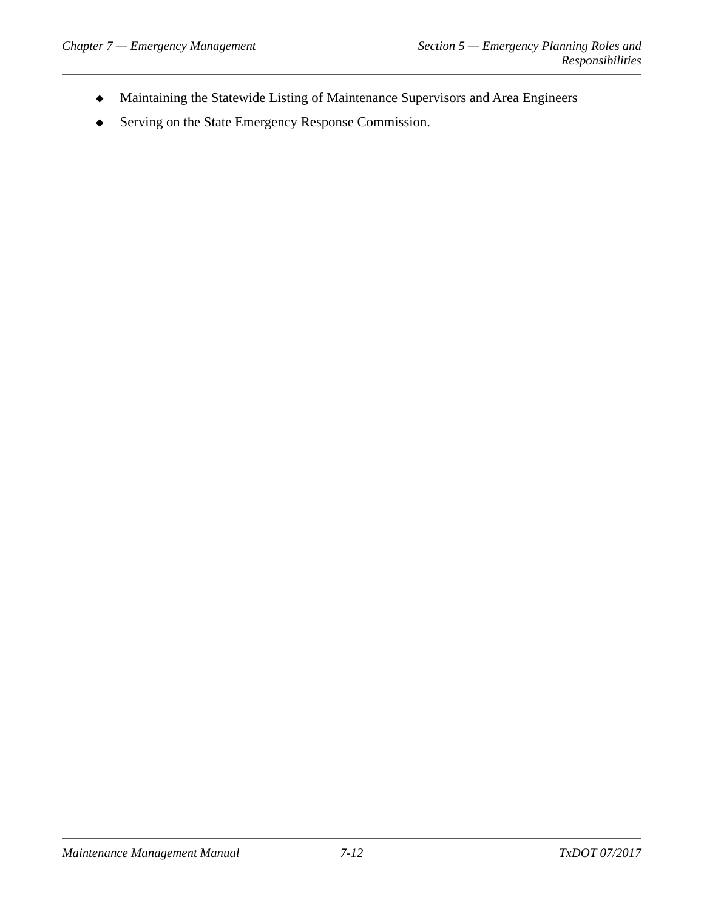- Maintaining the Statewide Listing of Maintenance Supervisors and Area Engineers
- Serving on the State Emergency Response Commission.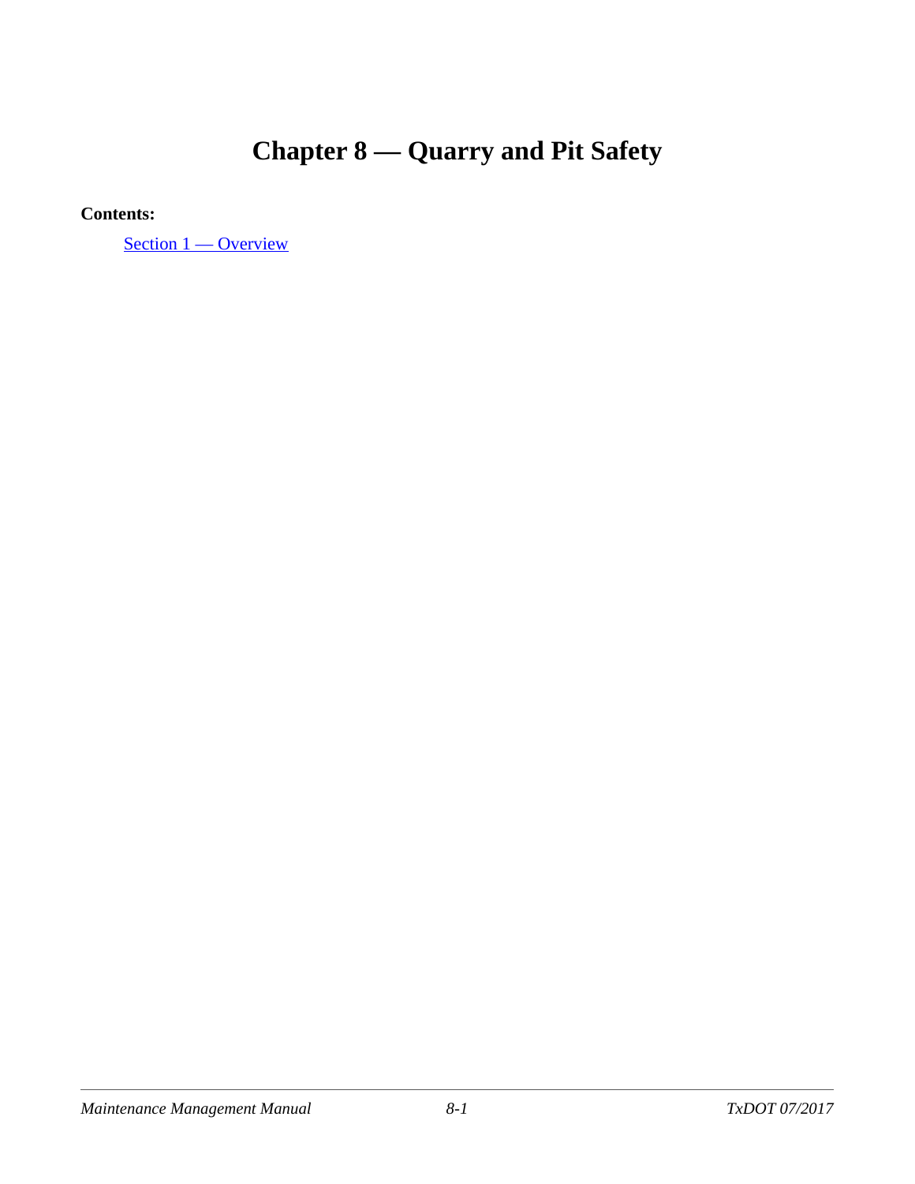# Chapter 8 — Quarry and Pit Safety

**Contents:**

Section 1 — Overview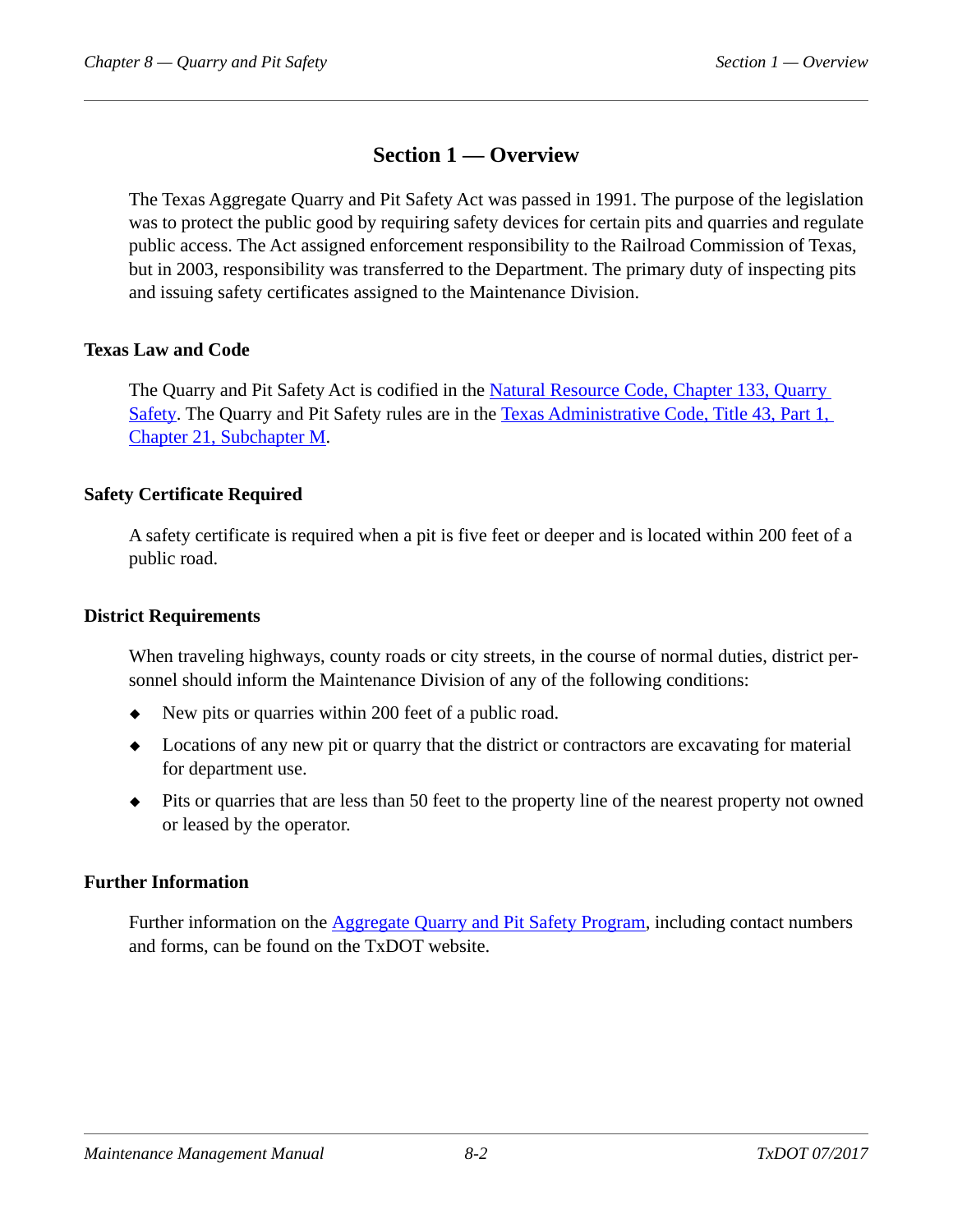# Section 1 — Overview

The Texas Aggregate Quarry and Pit Safety Act was passed in 1991. The purpose of the legislation was to protect the public good by requiring safety devices for certain pits and quarries and regulate public access. The Act assigned enforcement responsibility to the Railroad Commission of Texas, but in 2003, responsibility was transferred to the Department. The primary duty of inspecting pits and issuing safety certificates assigned to the Maintenance Division.

### Texas Law and Code

The Quarry and Pit Safety Act is codified in the Natural Resource Code, Chapter 133, Quarry Safety. The Quarry and Pit Safety rules are in the Texas Administrative Code, Title 43, Part 1, Chapter 21, Subchapter M.

### Safety Certificate Required

A safety certificate is required when a pit is five feet or deeper and is located within 200 feet of a public road.

### District Requirements

When traveling highways, county roads or city streets, in the course of normal duties, district personnel should inform the Maintenance Division of any of the following conditions:

- New pits or quarries within 200 feet of a public road.
- Locations of any new pit or quarry that the district or contractors are excavating for material for department use.
- Pits or quarries that are less than 50 feet to the property line of the nearest property not owned or leased by the operator.

### Further Information

Further information on the Aggregate Quarry and Pit Safety Program, including contact numbers and forms, can be found on the TxDOT website.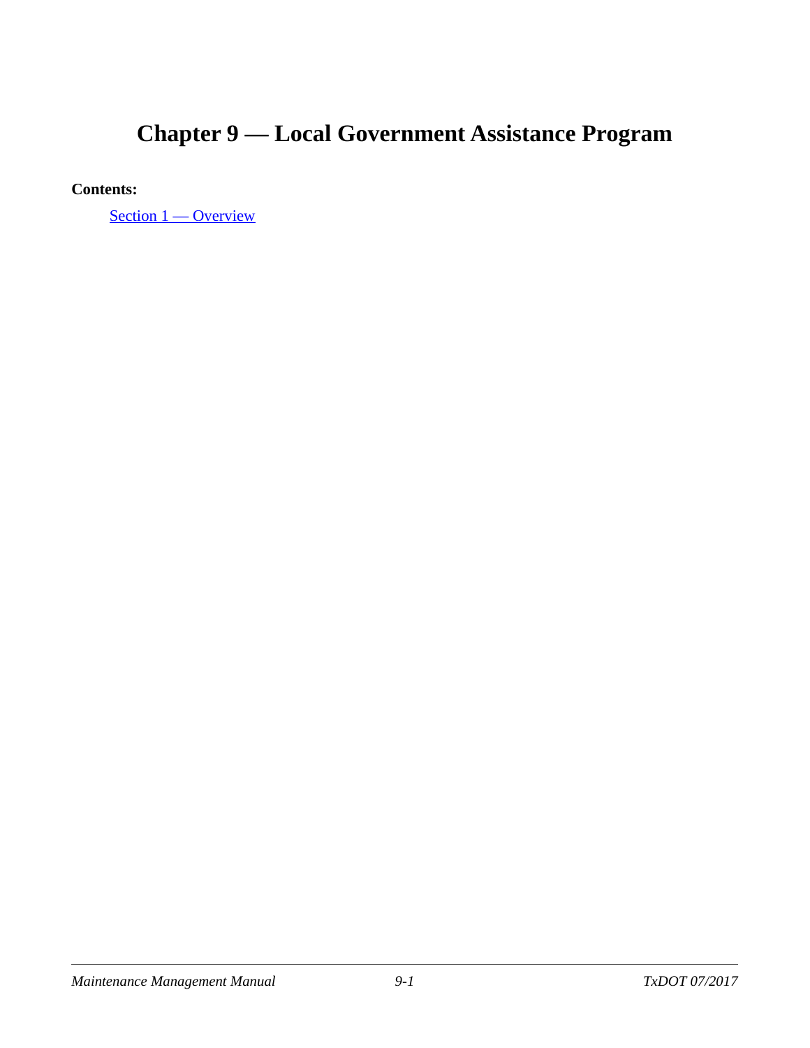# Chapter 9 — Local Government Assistance Program

**Contents:**

Section 1 — Overview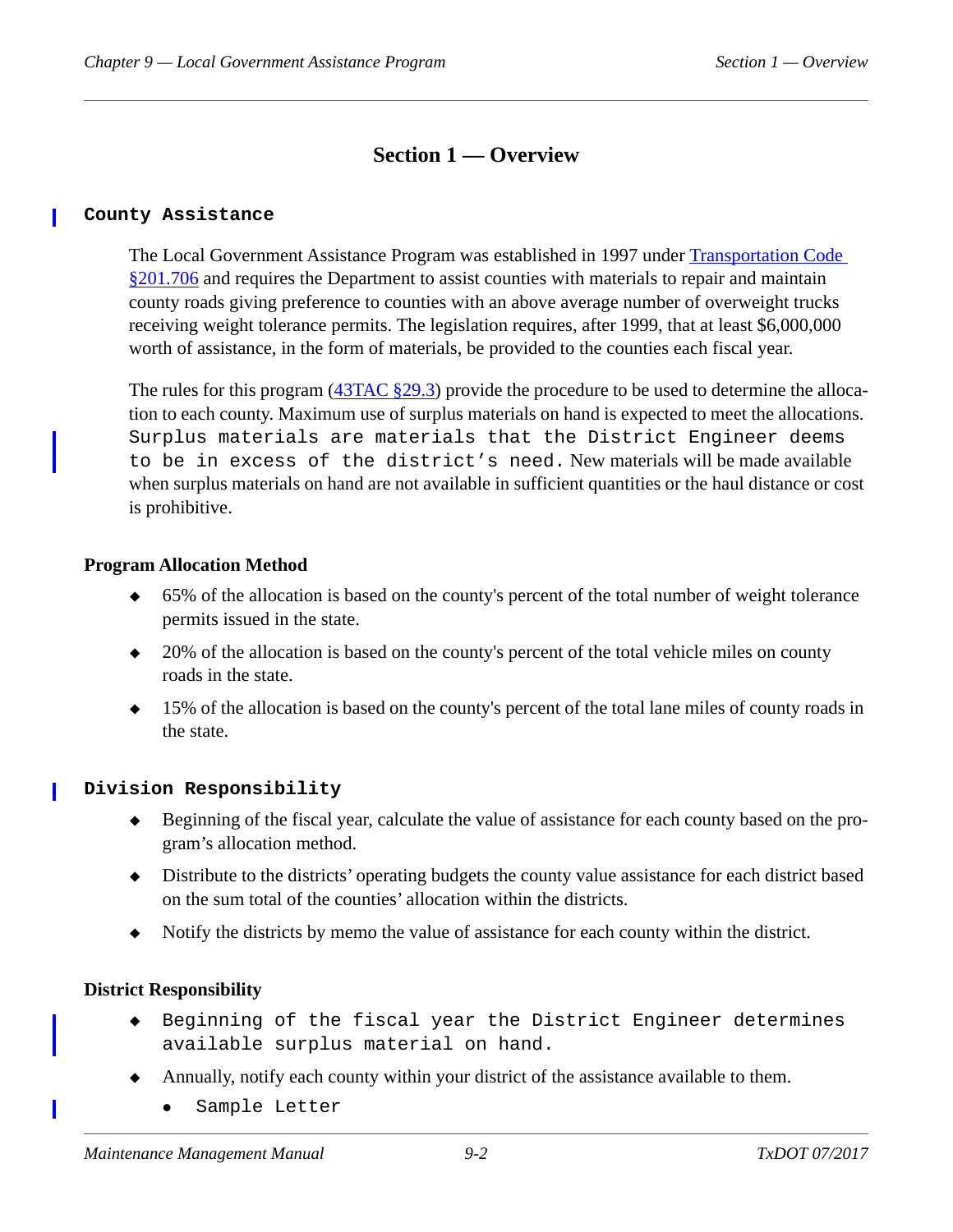## Section 1 — Overview

### County Assistance

The Local Government Assistance Program was established in 1997 under [Transportation Code §201.706](#) and requires the Department to assist counties with materials to repair and maintain county roads giving preference to counties with an above average number of overweight trucks receiving weight tolerance permits. The legislation requires, after 1999, that at least $6,000,000 worth of assistance, in the form of materials, be provided to the counties each fiscal year.

The rules for this program ([43TAC §29.3](#)) provide the procedure to be used to determine the allocation to each county. Maximum use of surplus materials on hand is expected to meet the allocations. Surplus materials are materials that the District Engineer deems to be in excess of the district's need. New materials will be made available when surplus materials on hand are not available in sufficient quantities or the haul distance or cost is prohibitive.

#### Program Allocation Method

- 65% of the allocation is based on the county's percent of the total number of weight tolerance permits issued in the state.
- 20% of the allocation is based on the county's percent of the total vehicle miles on county roads in the state.
- 15% of the allocation is based on the county's percent of the total lane miles of county roads in the state.

### Division Responsibility

- Beginning of the fiscal year, calculate the value of assistance for each county based on the program's allocation method.
- Distribute to the districts' operating budgets the county value assistance for each district based on the sum total of the counties' allocation within the districts.
- Notify the districts by memo the value of assistance for each county within the district.

#### District Responsibility

- Beginning of the fiscal year the District Engineer determines available surplus material on hand.
- Annually, notify each county within your district of the assistance available to them.
  - Sample Letter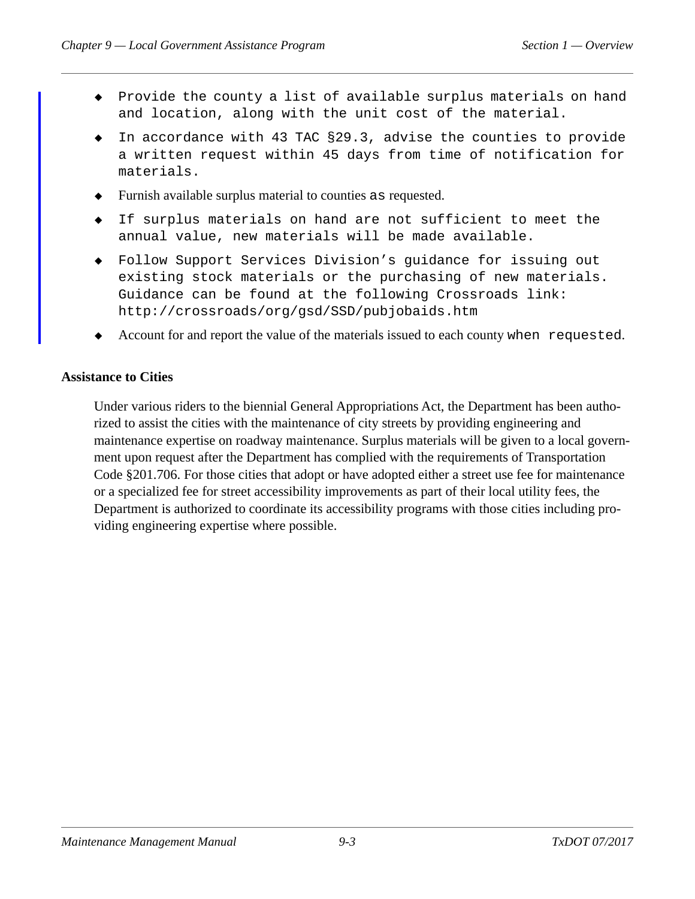- Provide the county a list of available surplus materials on hand and location, along with the unit cost of the material.
- In accordance with 43 TAC §29.3, advise the counties to provide a written request within 45 days from time of notification for materials.
- Furnish available surplus material to counties as requested.
- If surplus materials on hand are not sufficient to meet the annual value, new materials will be made available.
- Follow Support Services Division's guidance for issuing out existing stock materials or the purchasing of new materials. Guidance can be found at the following Crossroads link: http://crossroads/org/gsd/SSD/pubjobaids.htm
- Account for and report the value of the materials issued to each county when requested.

**Assistance to Cities**

Under various riders to the biennial General Appropriations Act, the Department has been authorized to assist the cities with the maintenance of city streets by providing engineering and maintenance expertise on roadway maintenance. Surplus materials will be given to a local government upon request after the Department has complied with the requirements of Transportation Code §201.706. For those cities that adopt or have adopted either a street use fee for maintenance or a specialized fee for street accessibility improvements as part of their local utility fees, the Department is authorized to coordinate its accessibility programs with those cities including providing engineering expertise where possible.